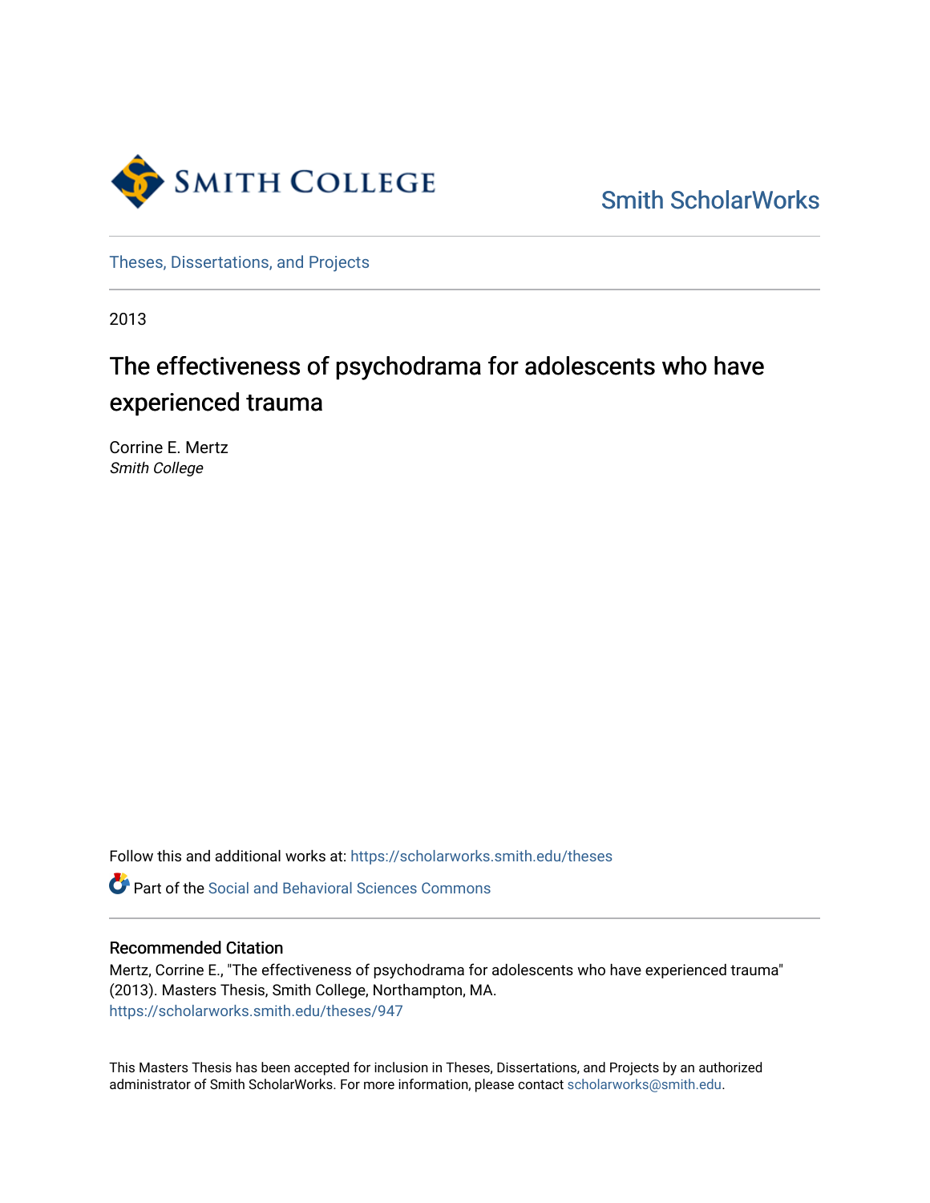Smith College

Smith ScholarWorks

Theses, Dissertations, and Projects

2013

# The effectiveness of psychodrama for adolescents who have experienced trauma

Corrine E. Mertz
*Smith College*

Follow this and additional works at: https://scholarworks.smith.edu/theses

Part of the Social and Behavioral Sciences Commons

## Recommended Citation

Mertz, Corrine E., "The effectiveness of psychodrama for adolescents who have experienced trauma" (2013). Masters Thesis, Smith College, Northampton, MA.
https://scholarworks.smith.edu/theses/947

This Masters Thesis has been accepted for inclusion in Theses, Dissertations, and Projects by an authorized administrator of Smith ScholarWorks. For more information, please contact scholarworks@smith.edu.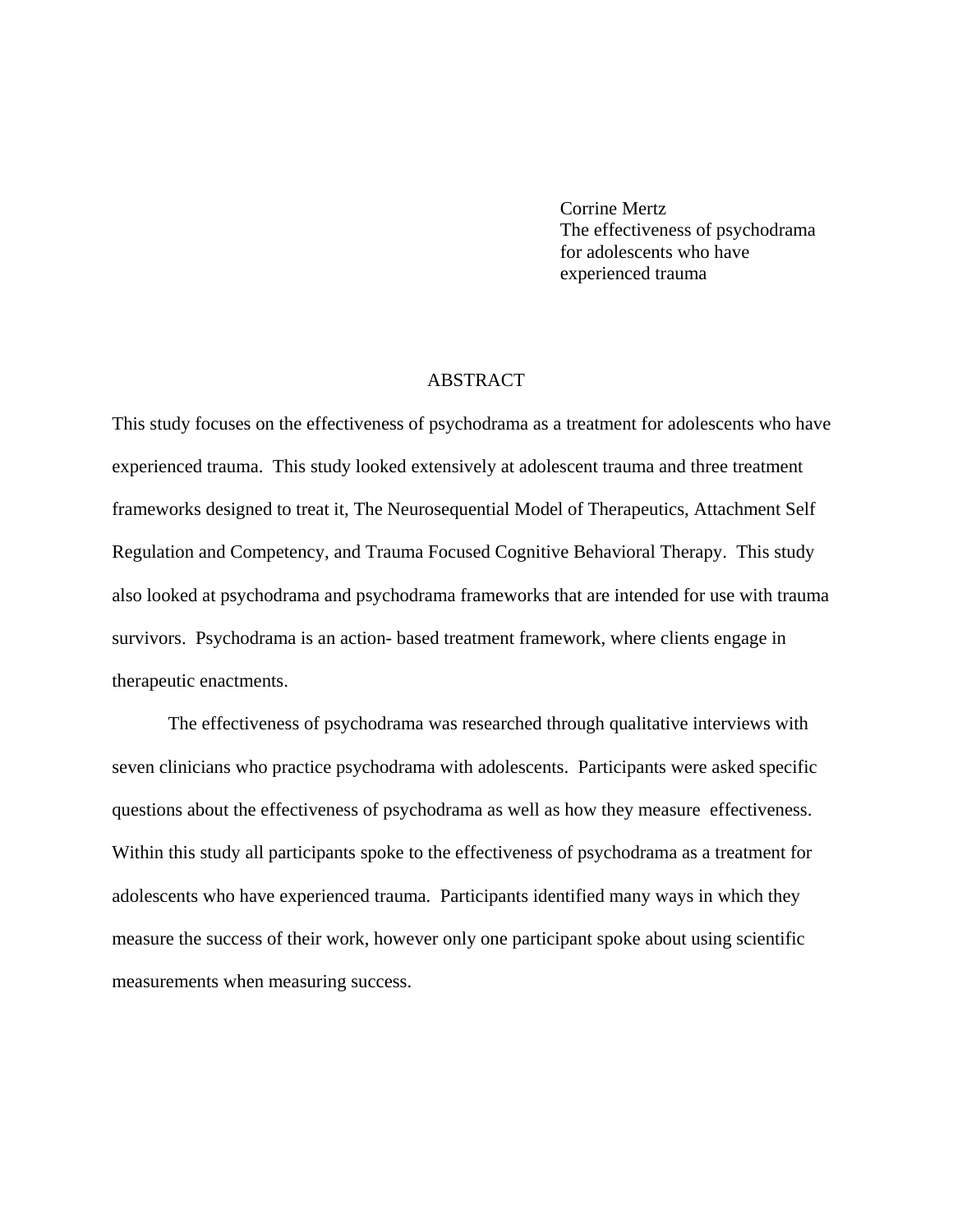Corrine Mertz
The effectiveness of psychodrama
for adolescents who have
experienced trauma

# ABSTRACT

This study focuses on the effectiveness of psychodrama as a treatment for adolescents who have experienced trauma. This study looked extensively at adolescent trauma and three treatment frameworks designed to treat it, The Neurosequential Model of Therapeutics, Attachment Self Regulation and Competency, and Trauma Focused Cognitive Behavioral Therapy. This study also looked at psychodrama and psychodrama frameworks that are intended for use with trauma survivors. Psychodrama is an action- based treatment framework, where clients engage in therapeutic enactments.

The effectiveness of psychodrama was researched through qualitative interviews with seven clinicians who practice psychodrama with adolescents. Participants were asked specific questions about the effectiveness of psychodrama as well as how they measure effectiveness. Within this study all participants spoke to the effectiveness of psychodrama as a treatment for adolescents who have experienced trauma. Participants identified many ways in which they measure the success of their work, however only one participant spoke about using scientific measurements when measuring success.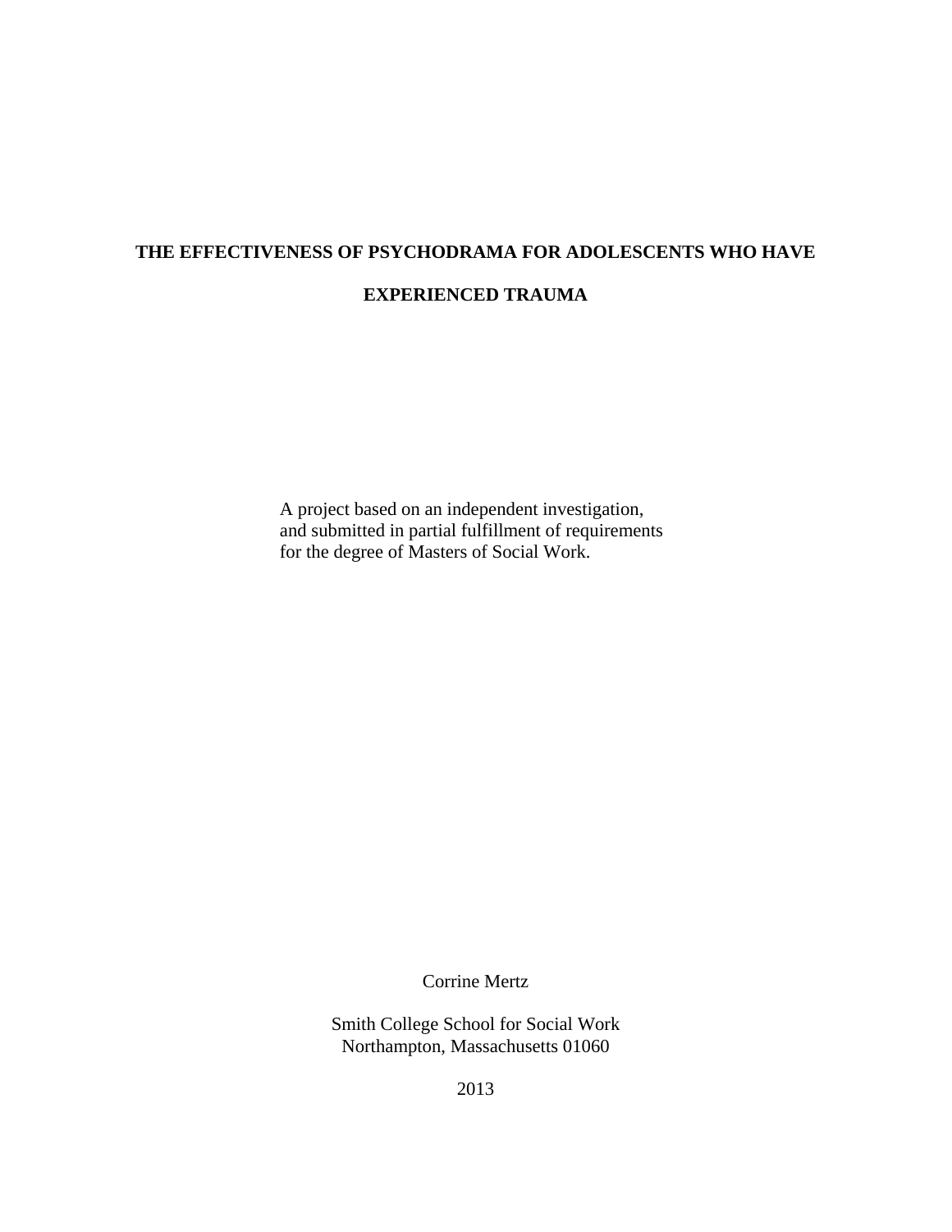# THE EFFECTIVENESS OF PSYCHODRAMA FOR ADOLESCENTS WHO HAVE EXPERIENCED TRAUMA

A project based on an independent investigation,
and submitted in partial fulfillment of requirements
for the degree of Masters of Social Work.

Corrine Mertz

Smith College School for Social Work
Northampton, Massachusetts 01060

2013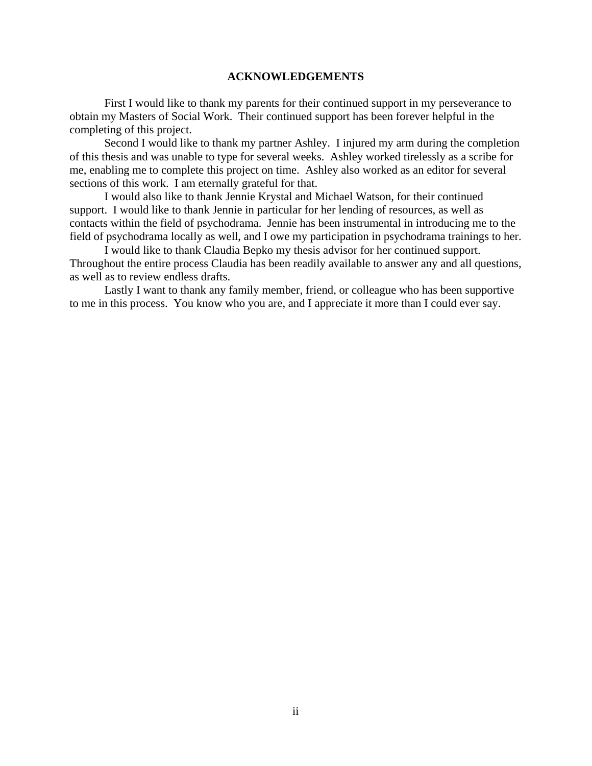## ACKNOWLEDGEMENTS

First I would like to thank my parents for their continued support in my perseverance to obtain my Masters of Social Work. Their continued support has been forever helpful in the completing of this project.

Second I would like to thank my partner Ashley. I injured my arm during the completion of this thesis and was unable to type for several weeks. Ashley worked tirelessly as a scribe for me, enabling me to complete this project on time. Ashley also worked as an editor for several sections of this work. I am eternally grateful for that.

I would also like to thank Jennie Krystal and Michael Watson, for their continued support. I would like to thank Jennie in particular for her lending of resources, as well as contacts within the field of psychodrama. Jennie has been instrumental in introducing me to the field of psychodrama locally as well, and I owe my participation in psychodrama trainings to her.

I would like to thank Claudia Bepko my thesis advisor for her continued support. Throughout the entire process Claudia has been readily available to answer any and all questions, as well as to review endless drafts.

Lastly I want to thank any family member, friend, or colleague who has been supportive to me in this process. You know who you are, and I appreciate it more than I could ever say.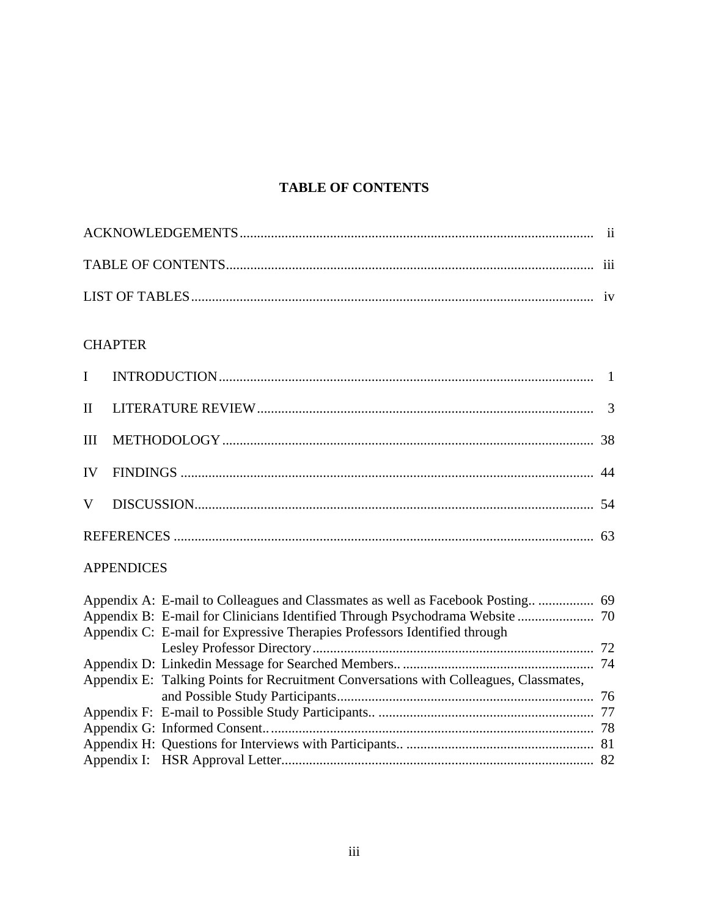# TABLE OF CONTENTS

ACKNOWLEDGEMENTS ..... ii

TABLE OF CONTENTS ..... iii

LIST OF TABLES ..... iv

CHAPTER

I INTRODUCTION ..... 1

II LITERATURE REVIEW ..... 3

III METHODOLOGY ..... 38

IV FINDINGS ..... 44

V DISCUSSION ..... 54

REFERENCES ..... 63

APPENDICES

Appendix A: E-mail to Colleagues and Classmates as well as Facebook Posting.. ..... 69
Appendix B: E-mail for Clinicians Identified Through Psychodrama Website ..... 70
Appendix C: E-mail for Expressive Therapies Professors Identified through Lesley Professor Directory ..... 72
Appendix D: Linkedin Message for Searched Members.. ..... 74
Appendix E: Talking Points for Recruitment Conversations with Colleagues, Classmates, and Possible Study Participants ..... 76
Appendix F: E-mail to Possible Study Participants.. ..... 77
Appendix G: Informed Consent.. ..... 78
Appendix H: Questions for Interviews with Participants.. ..... 81
Appendix I: HSR Approval Letter ..... 82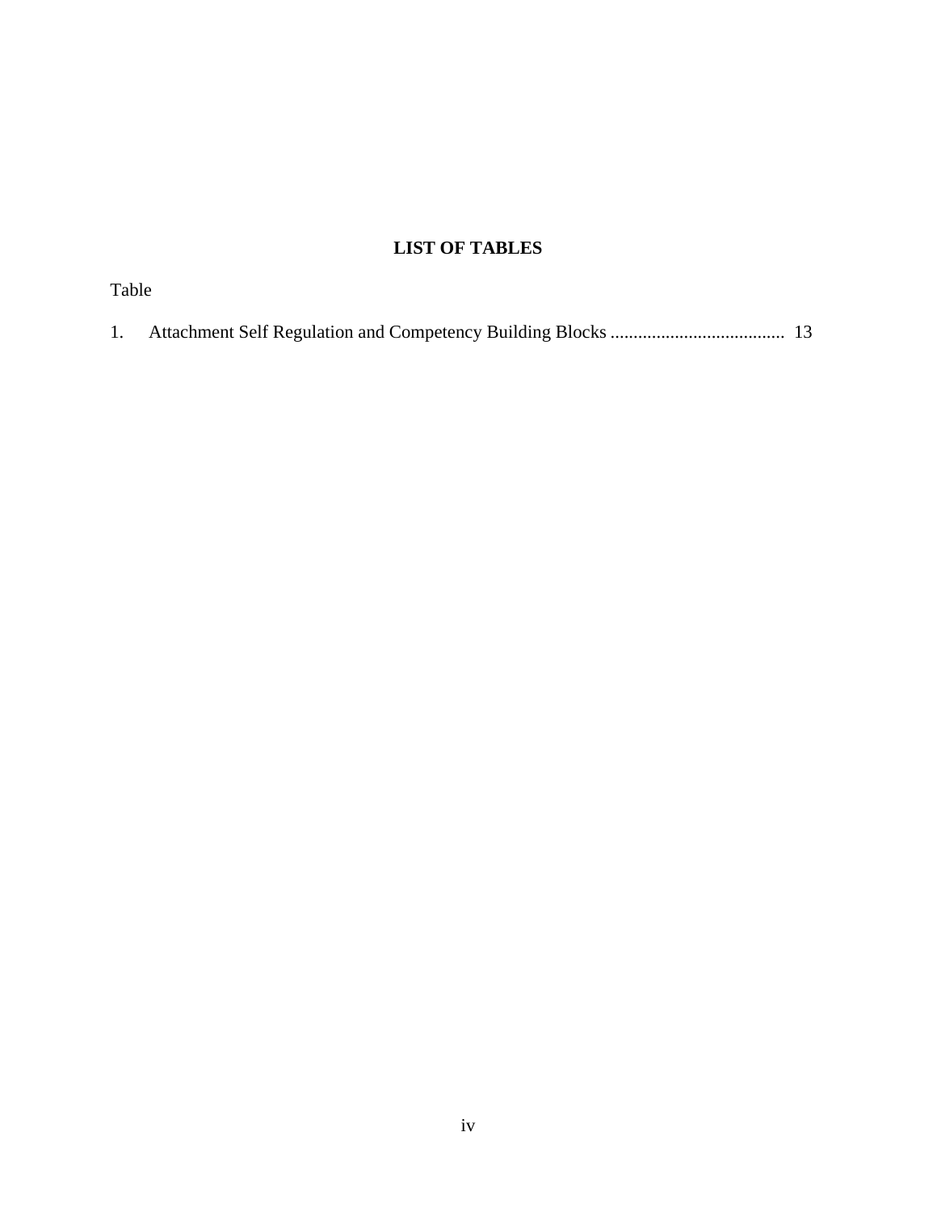# LIST OF TABLES

Table

1. Attachment Self Regulation and Competency Building Blocks ...................................... 13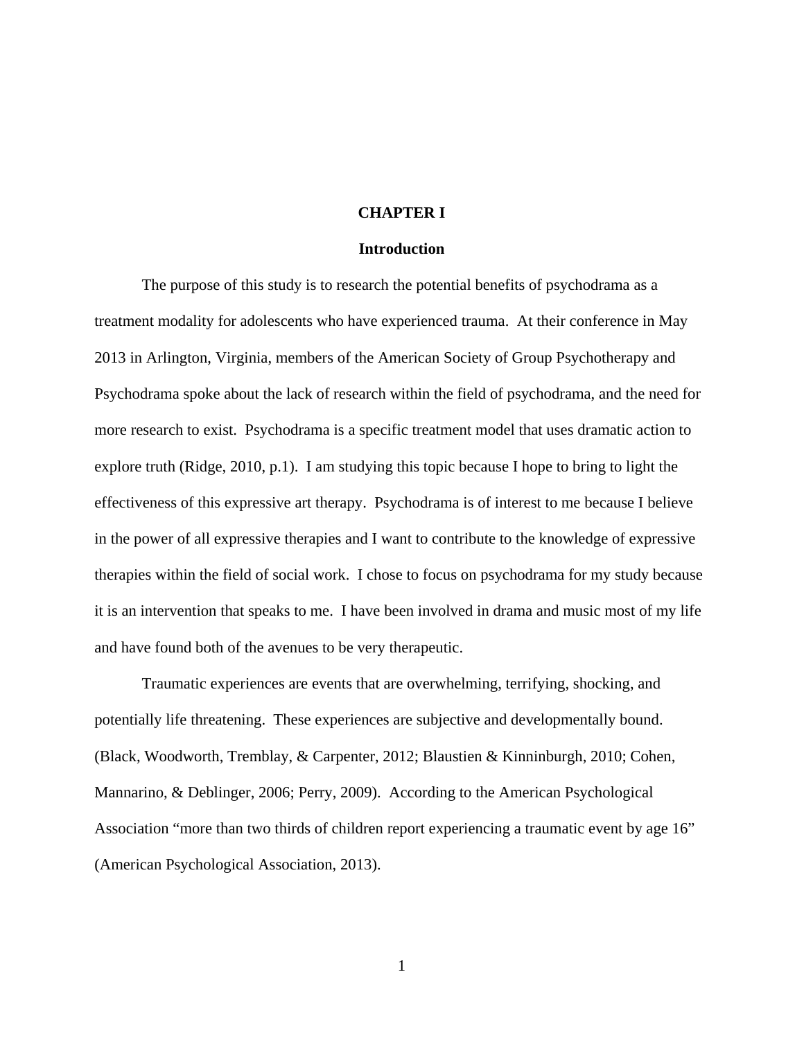# CHAPTER I

## Introduction

The purpose of this study is to research the potential benefits of psychodrama as a treatment modality for adolescents who have experienced trauma. At their conference in May 2013 in Arlington, Virginia, members of the American Society of Group Psychotherapy and Psychodrama spoke about the lack of research within the field of psychodrama, and the need for more research to exist. Psychodrama is a specific treatment model that uses dramatic action to explore truth (Ridge, 2010, p.1). I am studying this topic because I hope to bring to light the effectiveness of this expressive art therapy. Psychodrama is of interest to me because I believe in the power of all expressive therapies and I want to contribute to the knowledge of expressive therapies within the field of social work. I chose to focus on psychodrama for my study because it is an intervention that speaks to me. I have been involved in drama and music most of my life and have found both of the avenues to be very therapeutic.

Traumatic experiences are events that are overwhelming, terrifying, shocking, and potentially life threatening. These experiences are subjective and developmentally bound. (Black, Woodworth, Tremblay, & Carpenter, 2012; Blaustien & Kinninburgh, 2010; Cohen, Mannarino, & Deblinger, 2006; Perry, 2009). According to the American Psychological Association "more than two thirds of children report experiencing a traumatic event by age 16" (American Psychological Association, 2013).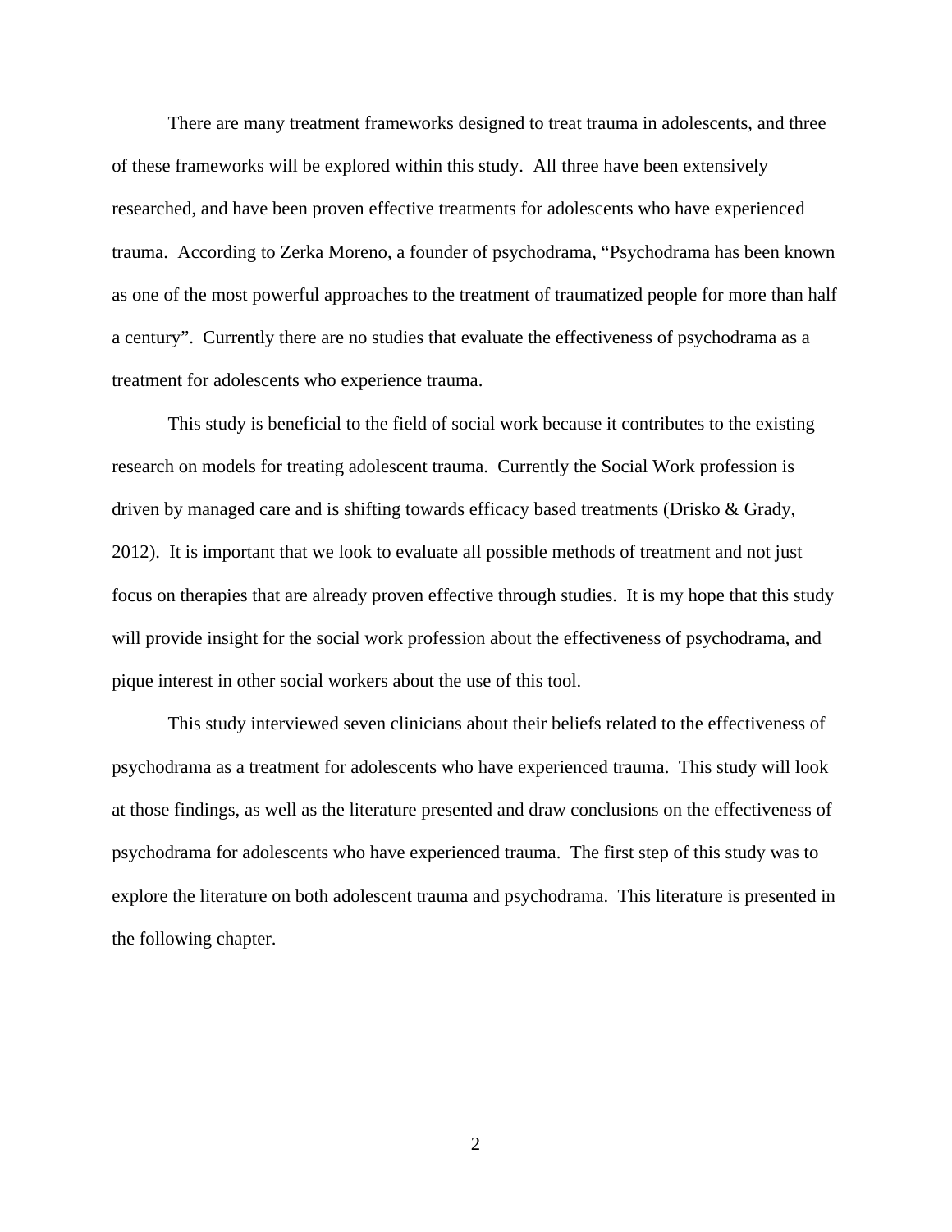There are many treatment frameworks designed to treat trauma in adolescents, and three of these frameworks will be explored within this study. All three have been extensively researched, and have been proven effective treatments for adolescents who have experienced trauma. According to Zerka Moreno, a founder of psychodrama, "Psychodrama has been known as one of the most powerful approaches to the treatment of traumatized people for more than half a century". Currently there are no studies that evaluate the effectiveness of psychodrama as a treatment for adolescents who experience trauma.

This study is beneficial to the field of social work because it contributes to the existing research on models for treating adolescent trauma. Currently the Social Work profession is driven by managed care and is shifting towards efficacy based treatments (Drisko & Grady, 2012). It is important that we look to evaluate all possible methods of treatment and not just focus on therapies that are already proven effective through studies. It is my hope that this study will provide insight for the social work profession about the effectiveness of psychodrama, and pique interest in other social workers about the use of this tool.

This study interviewed seven clinicians about their beliefs related to the effectiveness of psychodrama as a treatment for adolescents who have experienced trauma. This study will look at those findings, as well as the literature presented and draw conclusions on the effectiveness of psychodrama for adolescents who have experienced trauma. The first step of this study was to explore the literature on both adolescent trauma and psychodrama. This literature is presented in the following chapter.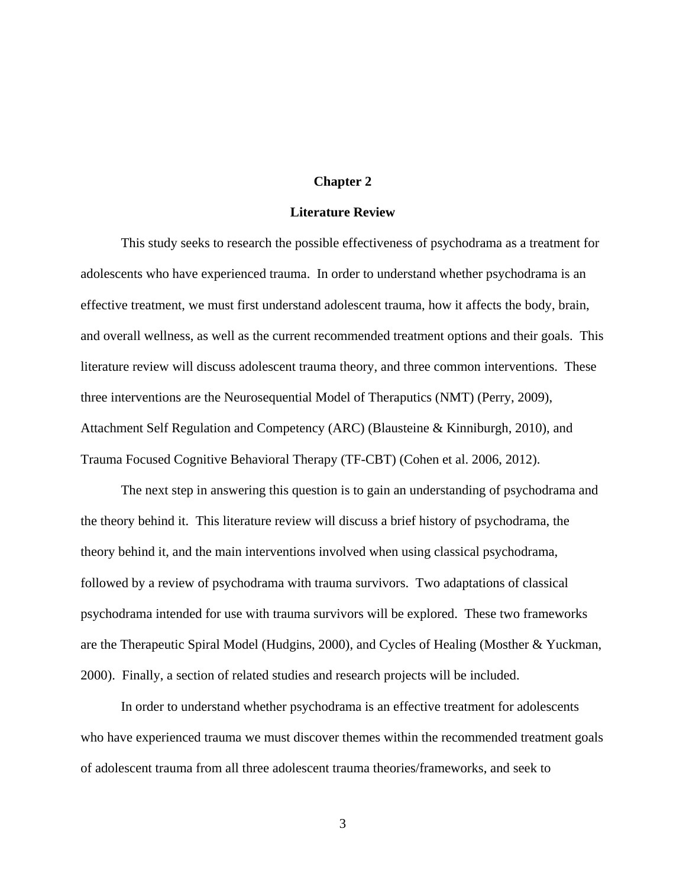# Chapter 2

## Literature Review

This study seeks to research the possible effectiveness of psychodrama as a treatment for adolescents who have experienced trauma. In order to understand whether psychodrama is an effective treatment, we must first understand adolescent trauma, how it affects the body, brain, and overall wellness, as well as the current recommended treatment options and their goals. This literature review will discuss adolescent trauma theory, and three common interventions. These three interventions are the Neurosequential Model of Theraputics (NMT) (Perry, 2009), Attachment Self Regulation and Competency (ARC) (Blausteine & Kinniburgh, 2010), and Trauma Focused Cognitive Behavioral Therapy (TF-CBT) (Cohen et al. 2006, 2012).

The next step in answering this question is to gain an understanding of psychodrama and the theory behind it. This literature review will discuss a brief history of psychodrama, the theory behind it, and the main interventions involved when using classical psychodrama, followed by a review of psychodrama with trauma survivors. Two adaptations of classical psychodrama intended for use with trauma survivors will be explored. These two frameworks are the Therapeutic Spiral Model (Hudgins, 2000), and Cycles of Healing (Mosther & Yuckman, 2000). Finally, a section of related studies and research projects will be included.

In order to understand whether psychodrama is an effective treatment for adolescents who have experienced trauma we must discover themes within the recommended treatment goals of adolescent trauma from all three adolescent trauma theories/frameworks, and seek to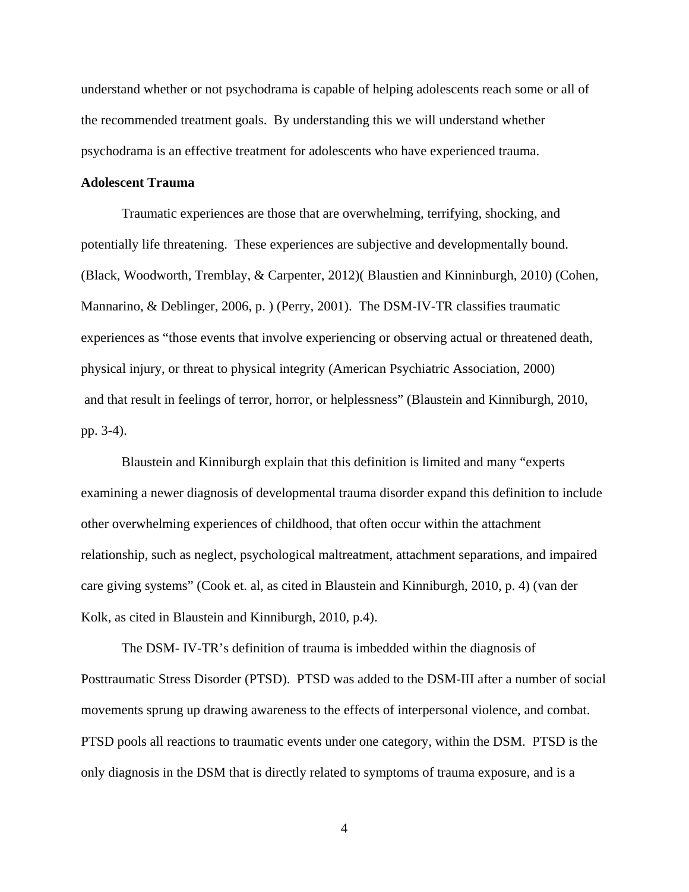understand whether or not psychodrama is capable of helping adolescents reach some or all of the recommended treatment goals. By understanding this we will understand whether psychodrama is an effective treatment for adolescents who have experienced trauma.

**Adolescent Trauma**

Traumatic experiences are those that are overwhelming, terrifying, shocking, and potentially life threatening. These experiences are subjective and developmentally bound. (Black, Woodworth, Tremblay, & Carpenter, 2012)( Blaustien and Kinninburgh, 2010) (Cohen, Mannarino, & Deblinger, 2006, p. ) (Perry, 2001). The DSM-IV-TR classifies traumatic experiences as "those events that involve experiencing or observing actual or threatened death, physical injury, or threat to physical integrity (American Psychiatric Association, 2000) and that result in feelings of terror, horror, or helplessness" (Blaustein and Kinniburgh, 2010, pp. 3-4).

Blaustein and Kinniburgh explain that this definition is limited and many "experts examining a newer diagnosis of developmental trauma disorder expand this definition to include other overwhelming experiences of childhood, that often occur within the attachment relationship, such as neglect, psychological maltreatment, attachment separations, and impaired care giving systems" (Cook et. al, as cited in Blaustein and Kinniburgh, 2010, p. 4) (van der Kolk, as cited in Blaustein and Kinniburgh, 2010, p.4).

The DSM- IV-TR's definition of trauma is imbedded within the diagnosis of Posttraumatic Stress Disorder (PTSD). PTSD was added to the DSM-III after a number of social movements sprung up drawing awareness to the effects of interpersonal violence, and combat. PTSD pools all reactions to traumatic events under one category, within the DSM. PTSD is the only diagnosis in the DSM that is directly related to symptoms of trauma exposure, and is a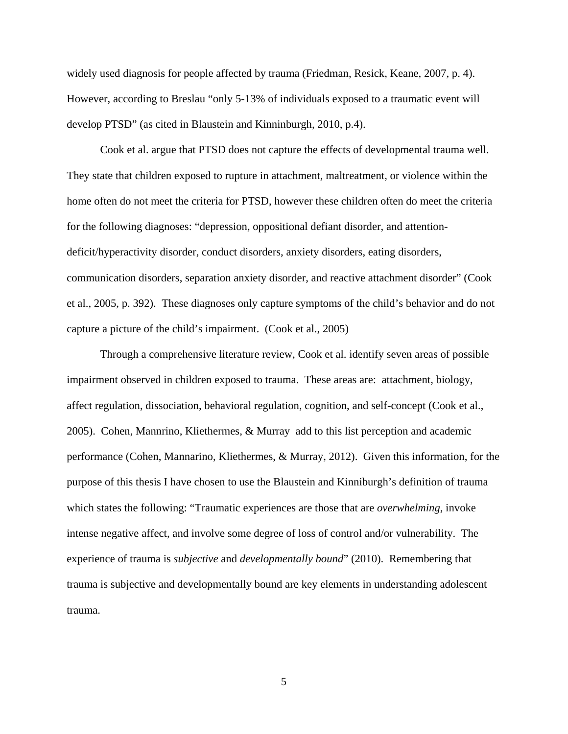widely used diagnosis for people affected by trauma (Friedman, Resick, Keane, 2007, p. 4). However, according to Breslau "only 5-13% of individuals exposed to a traumatic event will develop PTSD" (as cited in Blaustein and Kinninburgh, 2010, p.4).

Cook et al. argue that PTSD does not capture the effects of developmental trauma well. They state that children exposed to rupture in attachment, maltreatment, or violence within the home often do not meet the criteria for PTSD, however these children often do meet the criteria for the following diagnoses: "depression, oppositional defiant disorder, and attention-deficit/hyperactivity disorder, conduct disorders, anxiety disorders, eating disorders, communication disorders, separation anxiety disorder, and reactive attachment disorder" (Cook et al., 2005, p. 392). These diagnoses only capture symptoms of the child's behavior and do not capture a picture of the child's impairment. (Cook et al., 2005)

Through a comprehensive literature review, Cook et al. identify seven areas of possible impairment observed in children exposed to trauma. These areas are: attachment, biology, affect regulation, dissociation, behavioral regulation, cognition, and self-concept (Cook et al., 2005). Cohen, Mannrino, Kliethermes, & Murray add to this list perception and academic performance (Cohen, Mannarino, Kliethermes, & Murray, 2012). Given this information, for the purpose of this thesis I have chosen to use the Blaustein and Kinniburgh's definition of trauma which states the following: "Traumatic experiences are those that are *overwhelming*, invoke intense negative affect, and involve some degree of loss of control and/or vulnerability. The experience of trauma is *subjective* and *developmentally bound*" (2010). Remembering that trauma is subjective and developmentally bound are key elements in understanding adolescent trauma.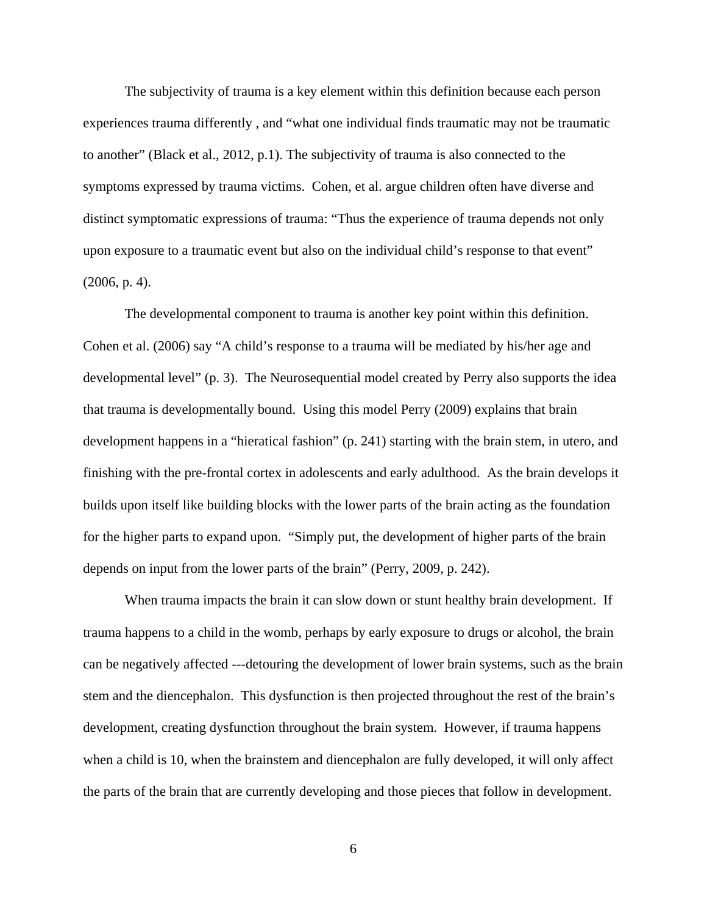The subjectivity of trauma is a key element within this definition because each person experiences trauma differently , and “what one individual finds traumatic may not be traumatic to another” (Black et al., 2012, p.1). The subjectivity of trauma is also connected to the symptoms expressed by trauma victims.  Cohen, et al. argue children often have diverse and distinct symptomatic expressions of trauma: “Thus the experience of trauma depends not only upon exposure to a traumatic event but also on the individual child’s response to that event” (2006, p. 4).

The developmental component to trauma is another key point within this definition. Cohen et al. (2006) say “A child’s response to a trauma will be mediated by his/her age and developmental level” (p. 3).  The Neurosequential model created by Perry also supports the idea that trauma is developmentally bound.  Using this model Perry (2009) explains that brain development happens in a “hieratical fashion” (p. 241) starting with the brain stem, in utero, and finishing with the pre-frontal cortex in adolescents and early adulthood.  As the brain develops it builds upon itself like building blocks with the lower parts of the brain acting as the foundation for the higher parts to expand upon.  “Simply put, the development of higher parts of the brain depends on input from the lower parts of the brain” (Perry, 2009, p. 242).

When trauma impacts the brain it can slow down or stunt healthy brain development.  If trauma happens to a child in the womb, perhaps by early exposure to drugs or alcohol, the brain can be negatively affected ---detouring the development of lower brain systems, such as the brain stem and the diencephalon.  This dysfunction is then projected throughout the rest of the brain’s development, creating dysfunction throughout the brain system.  However, if trauma happens when a child is 10, when the brainstem and diencephalon are fully developed, it will only affect the parts of the brain that are currently developing and those pieces that follow in development.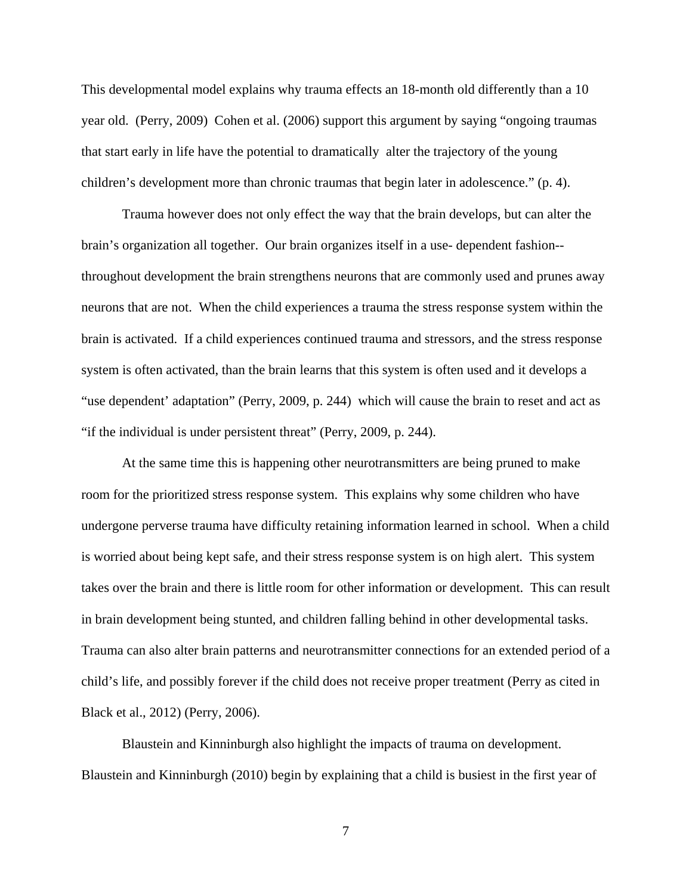This developmental model explains why trauma effects an 18-month old differently than a 10 year old. (Perry, 2009) Cohen et al. (2006) support this argument by saying "ongoing traumas that start early in life have the potential to dramatically alter the trajectory of the young children's development more than chronic traumas that begin later in adolescence." (p. 4).

Trauma however does not only effect the way that the brain develops, but can alter the brain's organization all together. Our brain organizes itself in a use- dependent fashion--throughout development the brain strengthens neurons that are commonly used and prunes away neurons that are not. When the child experiences a trauma the stress response system within the brain is activated. If a child experiences continued trauma and stressors, and the stress response system is often activated, than the brain learns that this system is often used and it develops a "use dependent' adaptation" (Perry, 2009, p. 244) which will cause the brain to reset and act as "if the individual is under persistent threat" (Perry, 2009, p. 244).

At the same time this is happening other neurotransmitters are being pruned to make room for the prioritized stress response system. This explains why some children who have undergone perverse trauma have difficulty retaining information learned in school. When a child is worried about being kept safe, and their stress response system is on high alert. This system takes over the brain and there is little room for other information or development. This can result in brain development being stunted, and children falling behind in other developmental tasks. Trauma can also alter brain patterns and neurotransmitter connections for an extended period of a child's life, and possibly forever if the child does not receive proper treatment (Perry as cited in Black et al., 2012) (Perry, 2006).

Blaustein and Kinninburgh also highlight the impacts of trauma on development. Blaustein and Kinninburgh (2010) begin by explaining that a child is busiest in the first year of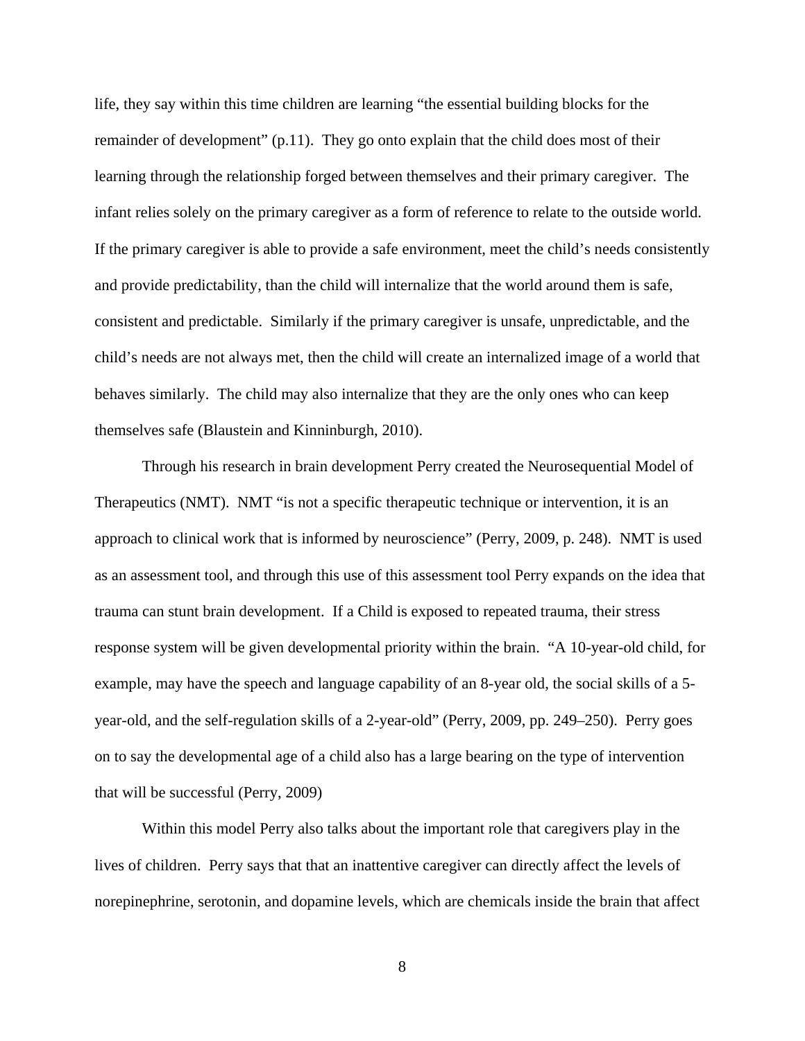life, they say within this time children are learning “the essential building blocks for the remainder of development” (p.11). They go onto explain that the child does most of their learning through the relationship forged between themselves and their primary caregiver. The infant relies solely on the primary caregiver as a form of reference to relate to the outside world. If the primary caregiver is able to provide a safe environment, meet the child’s needs consistently and provide predictability, than the child will internalize that the world around them is safe, consistent and predictable. Similarly if the primary caregiver is unsafe, unpredictable, and the child’s needs are not always met, then the child will create an internalized image of a world that behaves similarly. The child may also internalize that they are the only ones who can keep themselves safe (Blaustein and Kinninburgh, 2010).

Through his research in brain development Perry created the Neurosequential Model of Therapeutics (NMT). NMT “is not a specific therapeutic technique or intervention, it is an approach to clinical work that is informed by neuroscience” (Perry, 2009, p. 248). NMT is used as an assessment tool, and through this use of this assessment tool Perry expands on the idea that trauma can stunt brain development. If a Child is exposed to repeated trauma, their stress response system will be given developmental priority within the brain. “A 10-year-old child, for example, may have the speech and language capability of an 8-year old, the social skills of a 5-year-old, and the self-regulation skills of a 2-year-old” (Perry, 2009, pp. 249–250). Perry goes on to say the developmental age of a child also has a large bearing on the type of intervention that will be successful (Perry, 2009)

Within this model Perry also talks about the important role that caregivers play in the lives of children. Perry says that that an inattentive caregiver can directly affect the levels of norepinephrine, serotonin, and dopamine levels, which are chemicals inside the brain that affect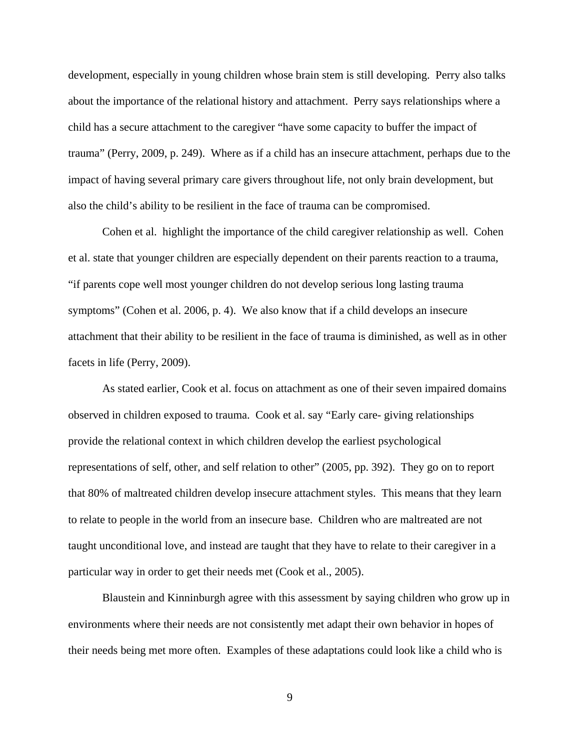development, especially in young children whose brain stem is still developing. Perry also talks about the importance of the relational history and attachment. Perry says relationships where a child has a secure attachment to the caregiver "have some capacity to buffer the impact of trauma" (Perry, 2009, p. 249). Where as if a child has an insecure attachment, perhaps due to the impact of having several primary care givers throughout life, not only brain development, but also the child's ability to be resilient in the face of trauma can be compromised.

Cohen et al. highlight the importance of the child caregiver relationship as well. Cohen et al. state that younger children are especially dependent on their parents reaction to a trauma, "if parents cope well most younger children do not develop serious long lasting trauma symptoms" (Cohen et al. 2006, p. 4). We also know that if a child develops an insecure attachment that their ability to be resilient in the face of trauma is diminished, as well as in other facets in life (Perry, 2009).

As stated earlier, Cook et al. focus on attachment as one of their seven impaired domains observed in children exposed to trauma. Cook et al. say "Early care- giving relationships provide the relational context in which children develop the earliest psychological representations of self, other, and self relation to other" (2005, pp. 392). They go on to report that 80% of maltreated children develop insecure attachment styles. This means that they learn to relate to people in the world from an insecure base. Children who are maltreated are not taught unconditional love, and instead are taught that they have to relate to their caregiver in a particular way in order to get their needs met (Cook et al., 2005).

Blaustein and Kinninburgh agree with this assessment by saying children who grow up in environments where their needs are not consistently met adapt their own behavior in hopes of their needs being met more often. Examples of these adaptations could look like a child who is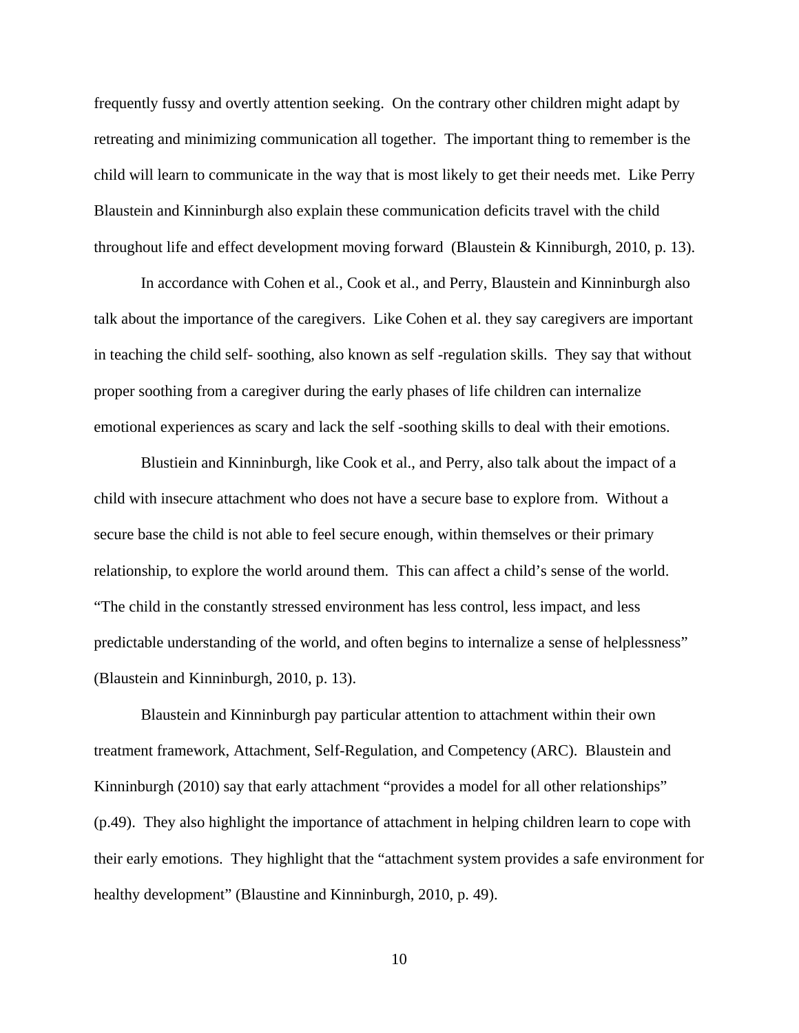frequently fussy and overtly attention seeking.  On the contrary other children might adapt by retreating and minimizing communication all together.  The important thing to remember is the child will learn to communicate in the way that is most likely to get their needs met.  Like Perry Blaustein and Kinninburgh also explain these communication deficits travel with the child throughout life and effect development moving forward  (Blaustein & Kinniburgh, 2010, p. 13).

In accordance with Cohen et al., Cook et al., and Perry, Blaustein and Kinninburgh also talk about the importance of the caregivers.  Like Cohen et al. they say caregivers are important in teaching the child self- soothing, also known as self -regulation skills.  They say that without proper soothing from a caregiver during the early phases of life children can internalize emotional experiences as scary and lack the self -soothing skills to deal with their emotions.

Blustiein and Kinninburgh, like Cook et al., and Perry, also talk about the impact of a child with insecure attachment who does not have a secure base to explore from.  Without a secure base the child is not able to feel secure enough, within themselves or their primary relationship, to explore the world around them.  This can affect a child's sense of the world. "The child in the constantly stressed environment has less control, less impact, and less predictable understanding of the world, and often begins to internalize a sense of helplessness" (Blaustein and Kinninburgh, 2010, p. 13).

Blaustein and Kinninburgh pay particular attention to attachment within their own treatment framework, Attachment, Self-Regulation, and Competency (ARC).  Blaustein and Kinninburgh (2010) say that early attachment "provides a model for all other relationships" (p.49).  They also highlight the importance of attachment in helping children learn to cope with their early emotions.  They highlight that the "attachment system provides a safe environment for healthy development" (Blaustine and Kinninburgh, 2010, p. 49).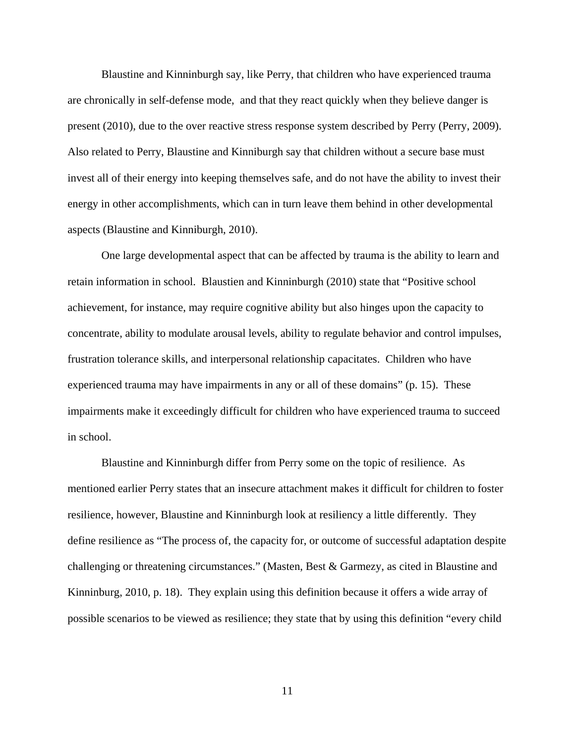Blaustine and Kinninburgh say, like Perry, that children who have experienced trauma are chronically in self-defense mode,  and that they react quickly when they believe danger is present (2010), due to the over reactive stress response system described by Perry (Perry, 2009). Also related to Perry, Blaustine and Kinniburgh say that children without a secure base must invest all of their energy into keeping themselves safe, and do not have the ability to invest their energy in other accomplishments, which can in turn leave them behind in other developmental aspects (Blaustine and Kinniburgh, 2010).

One large developmental aspect that can be affected by trauma is the ability to learn and retain information in school.  Blaustien and Kinninburgh (2010) state that "Positive school achievement, for instance, may require cognitive ability but also hinges upon the capacity to concentrate, ability to modulate arousal levels, ability to regulate behavior and control impulses, frustration tolerance skills, and interpersonal relationship capacitates.  Children who have experienced trauma may have impairments in any or all of these domains" (p. 15).  These impairments make it exceedingly difficult for children who have experienced trauma to succeed in school.

Blaustine and Kinninburgh differ from Perry some on the topic of resilience.  As mentioned earlier Perry states that an insecure attachment makes it difficult for children to foster resilience, however, Blaustine and Kinninburgh look at resiliency a little differently.  They define resilience as "The process of, the capacity for, or outcome of successful adaptation despite challenging or threatening circumstances." (Masten, Best & Garmezy, as cited in Blaustine and Kinninburg, 2010, p. 18).  They explain using this definition because it offers a wide array of possible scenarios to be viewed as resilience; they state that by using this definition "every child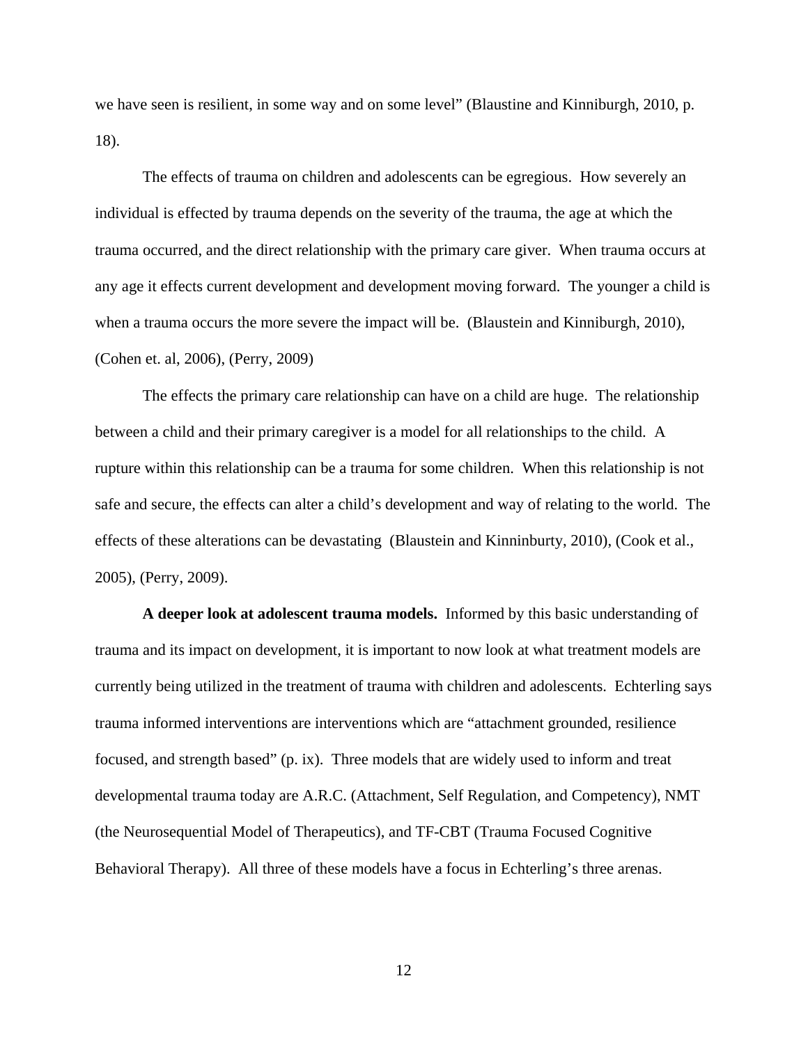we have seen is resilient, in some way and on some level" (Blaustine and Kinniburgh, 2010, p. 18).

The effects of trauma on children and adolescents can be egregious. How severely an individual is effected by trauma depends on the severity of the trauma, the age at which the trauma occurred, and the direct relationship with the primary care giver. When trauma occurs at any age it effects current development and development moving forward. The younger a child is when a trauma occurs the more severe the impact will be. (Blaustein and Kinniburgh, 2010), (Cohen et. al, 2006), (Perry, 2009)

The effects the primary care relationship can have on a child are huge. The relationship between a child and their primary caregiver is a model for all relationships to the child. A rupture within this relationship can be a trauma for some children. When this relationship is not safe and secure, the effects can alter a child's development and way of relating to the world. The effects of these alterations can be devastating (Blaustein and Kinninburty, 2010), (Cook et al., 2005), (Perry, 2009).

**A deeper look at adolescent trauma models.** Informed by this basic understanding of trauma and its impact on development, it is important to now look at what treatment models are currently being utilized in the treatment of trauma with children and adolescents. Echterling says trauma informed interventions are interventions which are "attachment grounded, resilience focused, and strength based" (p. ix). Three models that are widely used to inform and treat developmental trauma today are A.R.C. (Attachment, Self Regulation, and Competency), NMT (the Neurosequential Model of Therapeutics), and TF-CBT (Trauma Focused Cognitive Behavioral Therapy). All three of these models have a focus in Echterling's three arenas.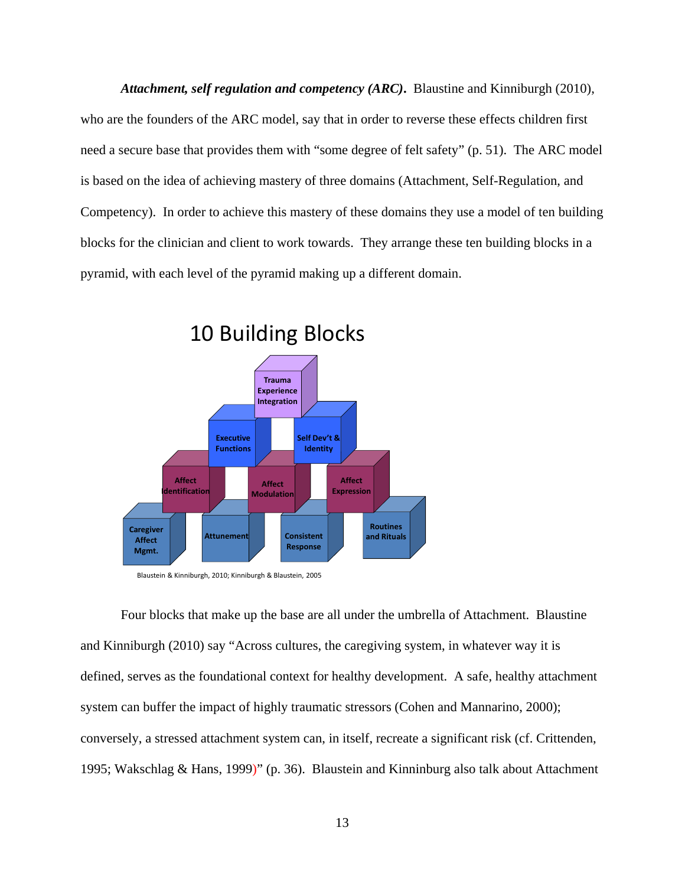*Attachment, self regulation and competency (ARC)***.** Blaustine and Kinniburgh (2010), who are the founders of the ARC model, say that in order to reverse these effects children first need a secure base that provides them with "some degree of felt safety" (p. 51). The ARC model is based on the idea of achieving mastery of three domains (Attachment, Self-Regulation, and Competency). In order to achieve this mastery of these domains they use a model of ten building blocks for the clinician and client to work towards. They arrange these ten building blocks in a pyramid, with each level of the pyramid making up a different domain.

10 Building Blocks

Trauma Experience Integration

Executive Functions | Self Dev't & Identity

Affect Identification | Affect Modulation | Affect Expression

Caregiver Affect Mgmt. | Attunement | Consistent Response | Routines and Rituals

Blaustein & Kinniburgh, 2010; Kinniburgh & Blaustein, 2005

Four blocks that make up the base are all under the umbrella of Attachment. Blaustine and Kinniburgh (2010) say "Across cultures, the caregiving system, in whatever way it is defined, serves as the foundational context for healthy development. A safe, healthy attachment system can buffer the impact of highly traumatic stressors (Cohen and Mannarino, 2000); conversely, a stressed attachment system can, in itself, recreate a significant risk (cf. Crittenden, 1995; Wakschlag & Hans, 1999)" (p. 36). Blaustein and Kinninburg also talk about Attachment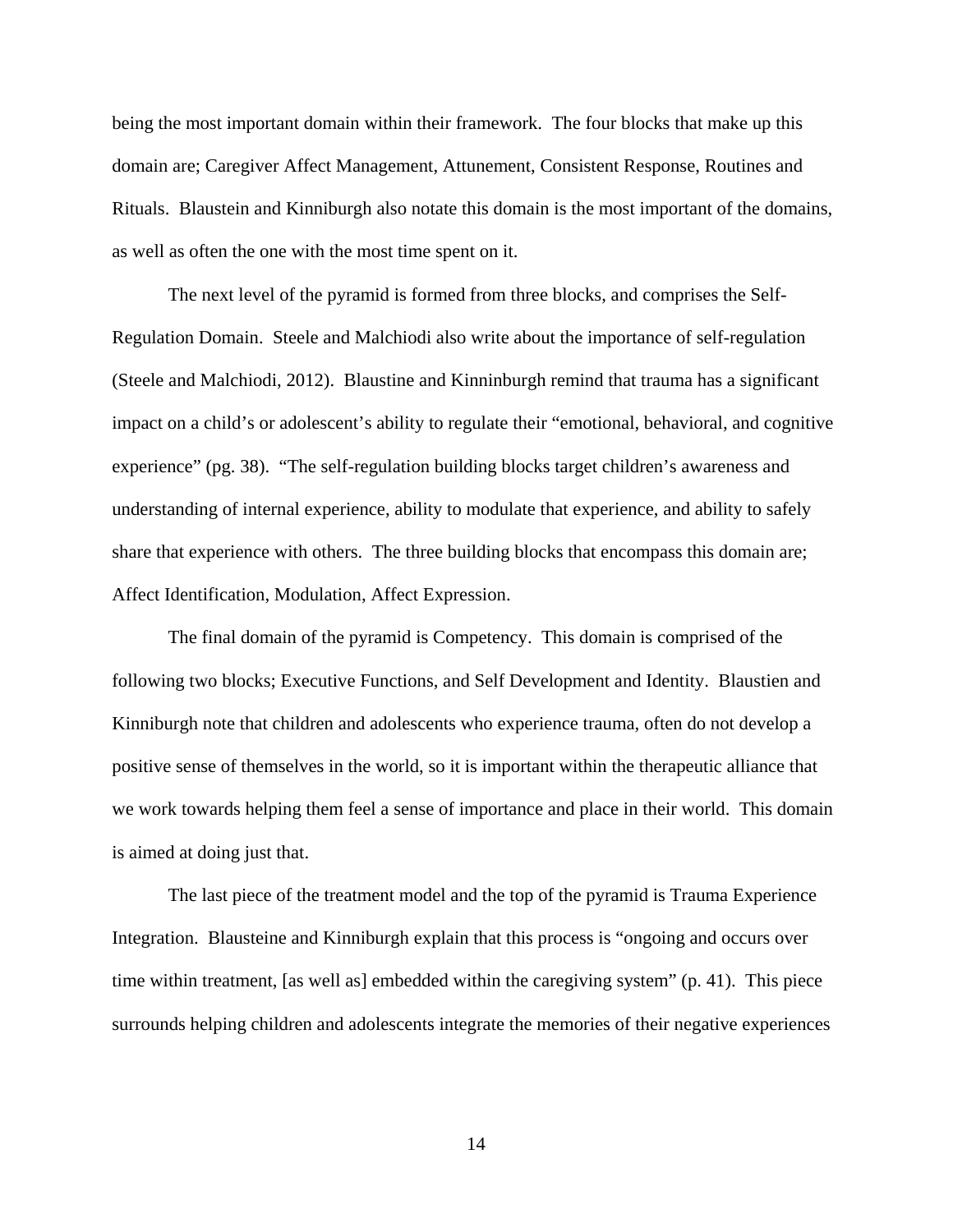being the most important domain within their framework. The four blocks that make up this domain are; Caregiver Affect Management, Attunement, Consistent Response, Routines and Rituals. Blaustein and Kinniburgh also notate this domain is the most important of the domains, as well as often the one with the most time spent on it.

The next level of the pyramid is formed from three blocks, and comprises the Self-Regulation Domain. Steele and Malchiodi also write about the importance of self-regulation (Steele and Malchiodi, 2012). Blaustine and Kinninburgh remind that trauma has a significant impact on a child's or adolescent's ability to regulate their "emotional, behavioral, and cognitive experience" (pg. 38). "The self-regulation building blocks target children's awareness and understanding of internal experience, ability to modulate that experience, and ability to safely share that experience with others. The three building blocks that encompass this domain are; Affect Identification, Modulation, Affect Expression.

The final domain of the pyramid is Competency. This domain is comprised of the following two blocks; Executive Functions, and Self Development and Identity. Blaustien and Kinniburgh note that children and adolescents who experience trauma, often do not develop a positive sense of themselves in the world, so it is important within the therapeutic alliance that we work towards helping them feel a sense of importance and place in their world. This domain is aimed at doing just that.

The last piece of the treatment model and the top of the pyramid is Trauma Experience Integration. Blausteine and Kinniburgh explain that this process is "ongoing and occurs over time within treatment, [as well as] embedded within the caregiving system" (p. 41). This piece surrounds helping children and adolescents integrate the memories of their negative experiences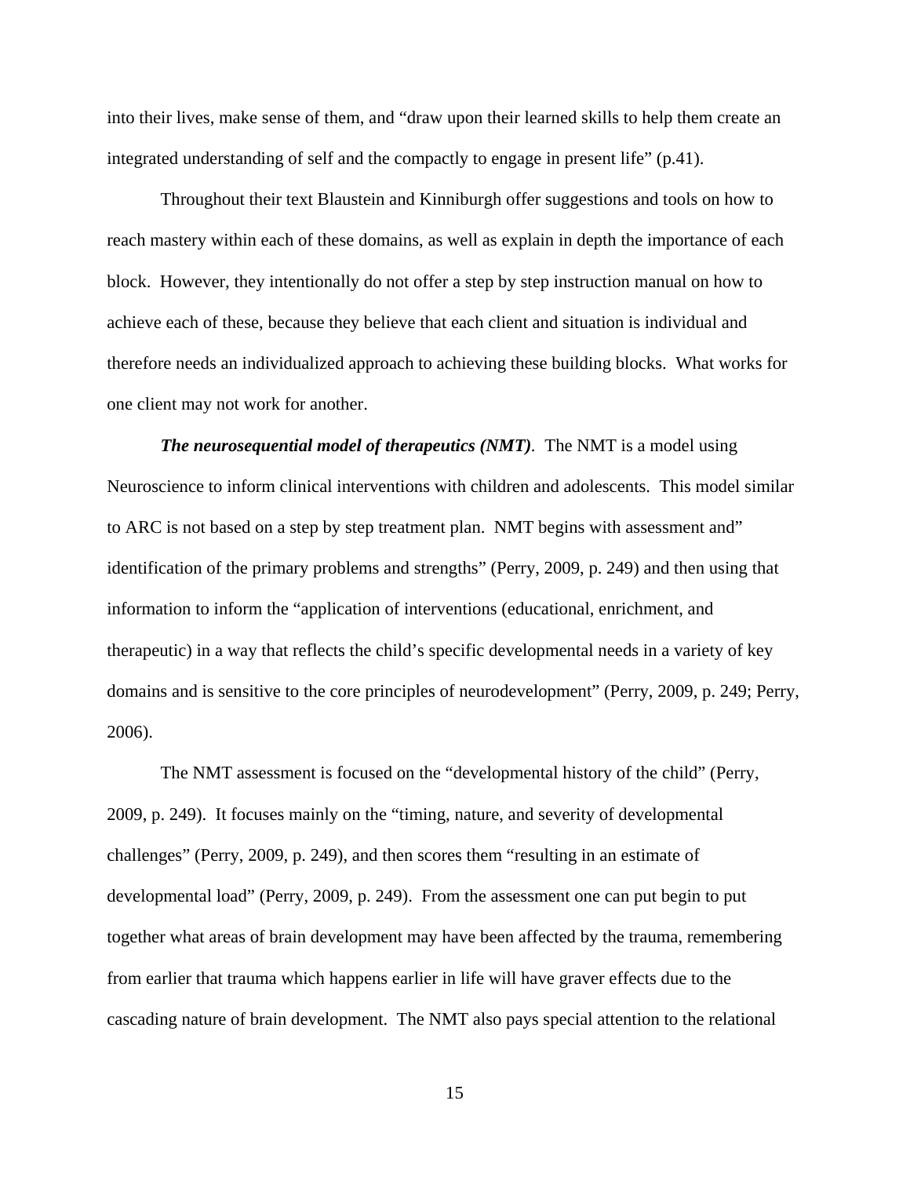into their lives, make sense of them, and "draw upon their learned skills to help them create an integrated understanding of self and the compactly to engage in present life" (p.41).

Throughout their text Blaustein and Kinniburgh offer suggestions and tools on how to reach mastery within each of these domains, as well as explain in depth the importance of each block. However, they intentionally do not offer a step by step instruction manual on how to achieve each of these, because they believe that each client and situation is individual and therefore needs an individualized approach to achieving these building blocks. What works for one client may not work for another.

***The neurosequential model of therapeutics (NMT)***. The NMT is a model using Neuroscience to inform clinical interventions with children and adolescents. This model similar to ARC is not based on a step by step treatment plan. NMT begins with assessment and" identification of the primary problems and strengths" (Perry, 2009, p. 249) and then using that information to inform the "application of interventions (educational, enrichment, and therapeutic) in a way that reflects the child's specific developmental needs in a variety of key domains and is sensitive to the core principles of neurodevelopment" (Perry, 2009, p. 249; Perry, 2006).

The NMT assessment is focused on the "developmental history of the child" (Perry, 2009, p. 249). It focuses mainly on the "timing, nature, and severity of developmental challenges" (Perry, 2009, p. 249), and then scores them "resulting in an estimate of developmental load" (Perry, 2009, p. 249). From the assessment one can put begin to put together what areas of brain development may have been affected by the trauma, remembering from earlier that trauma which happens earlier in life will have graver effects due to the cascading nature of brain development. The NMT also pays special attention to the relational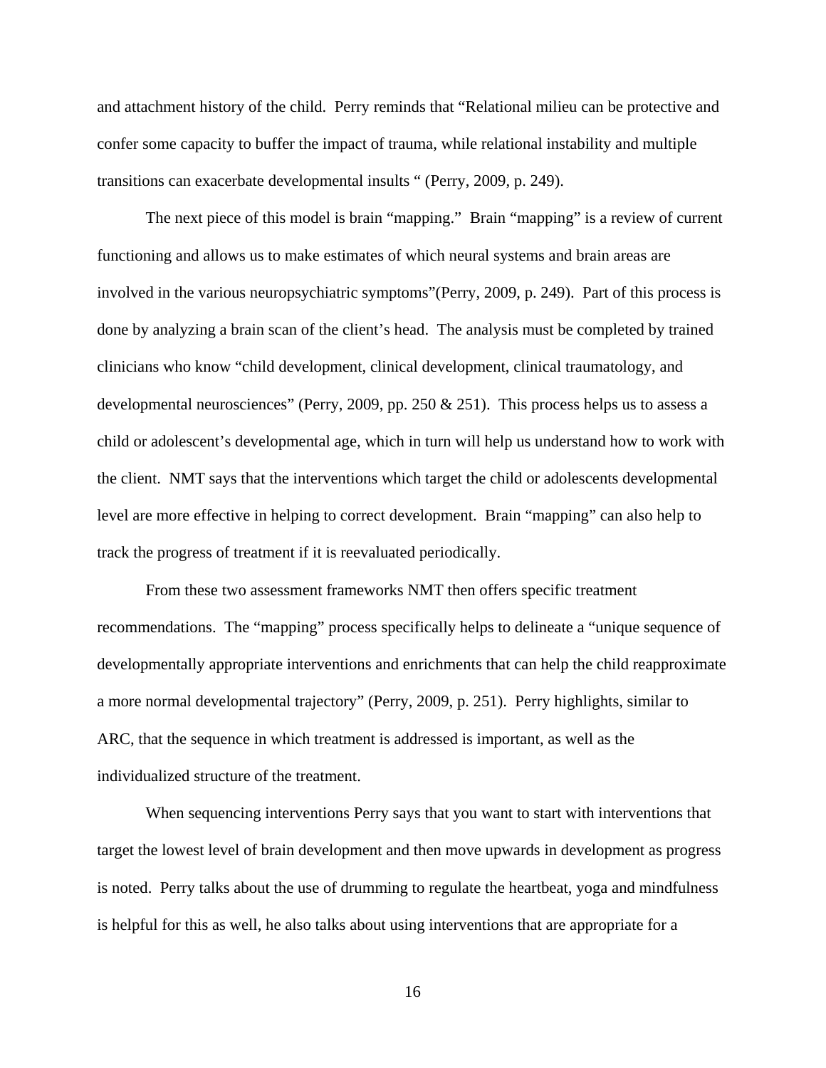and attachment history of the child. Perry reminds that "Relational milieu can be protective and confer some capacity to buffer the impact of trauma, while relational instability and multiple transitions can exacerbate developmental insults " (Perry, 2009, p. 249).

The next piece of this model is brain "mapping." Brain "mapping" is a review of current functioning and allows us to make estimates of which neural systems and brain areas are involved in the various neuropsychiatric symptoms"(Perry, 2009, p. 249). Part of this process is done by analyzing a brain scan of the client's head. The analysis must be completed by trained clinicians who know "child development, clinical development, clinical traumatology, and developmental neurosciences" (Perry, 2009, pp. 250 & 251). This process helps us to assess a child or adolescent's developmental age, which in turn will help us understand how to work with the client. NMT says that the interventions which target the child or adolescents developmental level are more effective in helping to correct development. Brain "mapping" can also help to track the progress of treatment if it is reevaluated periodically.

From these two assessment frameworks NMT then offers specific treatment recommendations. The "mapping" process specifically helps to delineate a "unique sequence of developmentally appropriate interventions and enrichments that can help the child reapproximate a more normal developmental trajectory" (Perry, 2009, p. 251). Perry highlights, similar to ARC, that the sequence in which treatment is addressed is important, as well as the individualized structure of the treatment.

When sequencing interventions Perry says that you want to start with interventions that target the lowest level of brain development and then move upwards in development as progress is noted. Perry talks about the use of drumming to regulate the heartbeat, yoga and mindfulness is helpful for this as well, he also talks about using interventions that are appropriate for a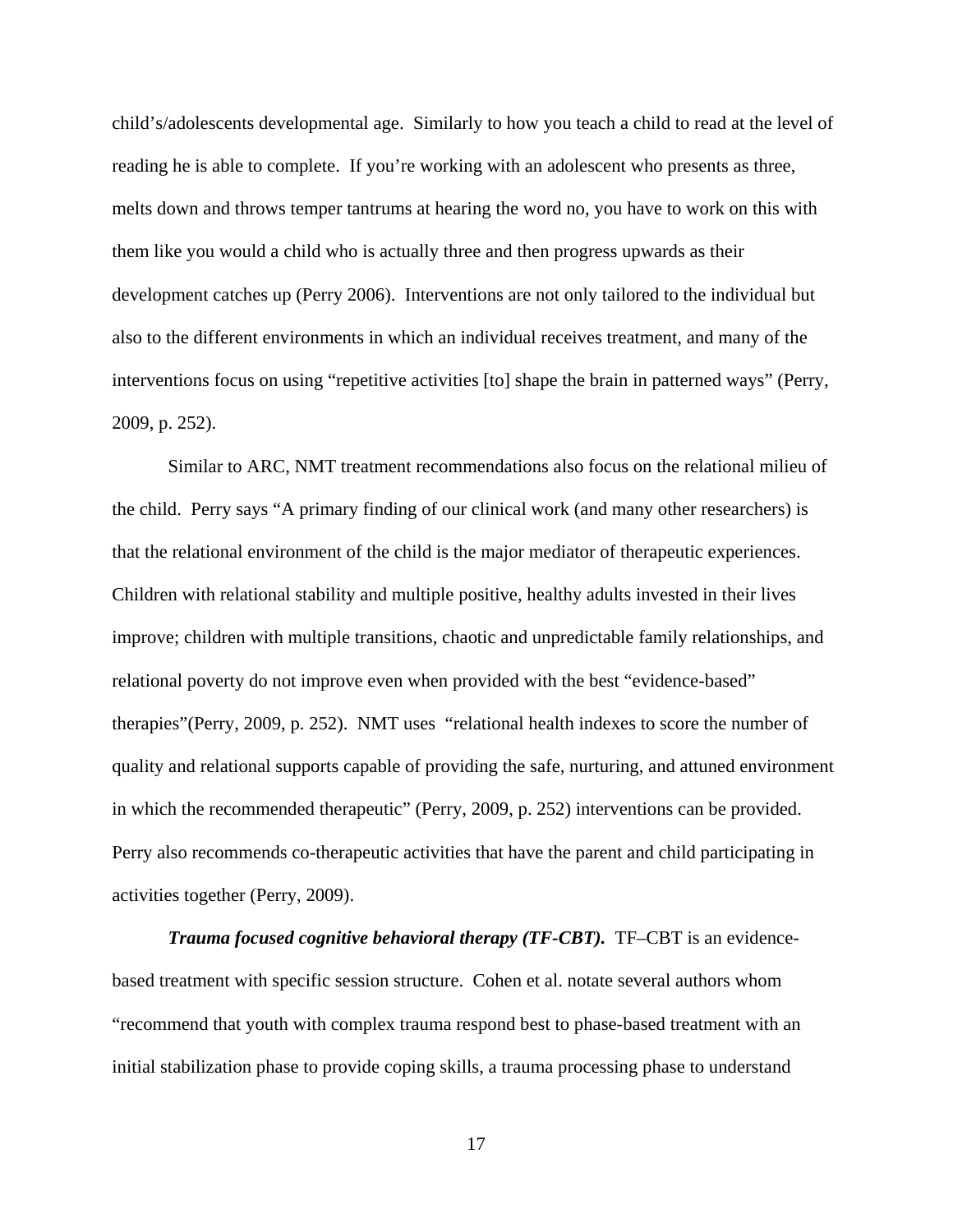child's/adolescents developmental age. Similarly to how you teach a child to read at the level of reading he is able to complete. If you're working with an adolescent who presents as three, melts down and throws temper tantrums at hearing the word no, you have to work on this with them like you would a child who is actually three and then progress upwards as their development catches up (Perry 2006). Interventions are not only tailored to the individual but also to the different environments in which an individual receives treatment, and many of the interventions focus on using "repetitive activities [to] shape the brain in patterned ways" (Perry, 2009, p. 252).

Similar to ARC, NMT treatment recommendations also focus on the relational milieu of the child. Perry says "A primary finding of our clinical work (and many other researchers) is that the relational environment of the child is the major mediator of therapeutic experiences. Children with relational stability and multiple positive, healthy adults invested in their lives improve; children with multiple transitions, chaotic and unpredictable family relationships, and relational poverty do not improve even when provided with the best "evidence-based" therapies"(Perry, 2009, p. 252). NMT uses "relational health indexes to score the number of quality and relational supports capable of providing the safe, nurturing, and attuned environment in which the recommended therapeutic" (Perry, 2009, p. 252) interventions can be provided. Perry also recommends co-therapeutic activities that have the parent and child participating in activities together (Perry, 2009).

***Trauma focused cognitive behavioral therapy (TF-CBT).*** TF–CBT is an evidence-based treatment with specific session structure. Cohen et al. notate several authors whom "recommend that youth with complex trauma respond best to phase-based treatment with an initial stabilization phase to provide coping skills, a trauma processing phase to understand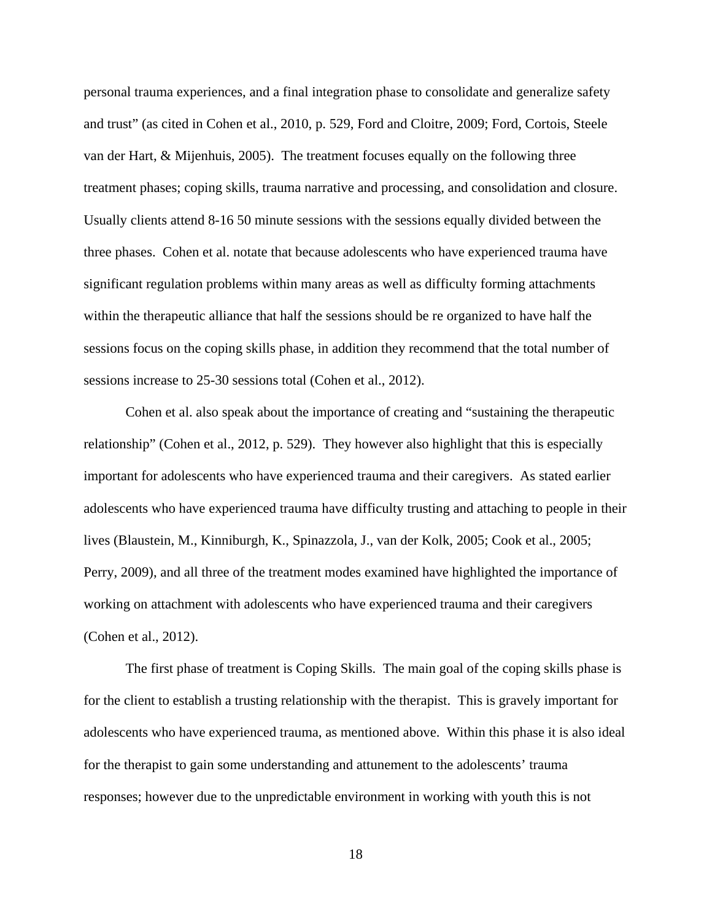personal trauma experiences, and a final integration phase to consolidate and generalize safety and trust" (as cited in Cohen et al., 2010, p. 529, Ford and Cloitre, 2009; Ford, Cortois, Steele van der Hart, & Mijenhuis, 2005). The treatment focuses equally on the following three treatment phases; coping skills, trauma narrative and processing, and consolidation and closure. Usually clients attend 8-16 50 minute sessions with the sessions equally divided between the three phases. Cohen et al. notate that because adolescents who have experienced trauma have significant regulation problems within many areas as well as difficulty forming attachments within the therapeutic alliance that half the sessions should be re organized to have half the sessions focus on the coping skills phase, in addition they recommend that the total number of sessions increase to 25-30 sessions total (Cohen et al., 2012).

Cohen et al. also speak about the importance of creating and "sustaining the therapeutic relationship" (Cohen et al., 2012, p. 529). They however also highlight that this is especially important for adolescents who have experienced trauma and their caregivers. As stated earlier adolescents who have experienced trauma have difficulty trusting and attaching to people in their lives (Blaustein, M., Kinniburgh, K., Spinazzola, J., van der Kolk, 2005; Cook et al., 2005; Perry, 2009), and all three of the treatment modes examined have highlighted the importance of working on attachment with adolescents who have experienced trauma and their caregivers (Cohen et al., 2012).

The first phase of treatment is Coping Skills. The main goal of the coping skills phase is for the client to establish a trusting relationship with the therapist. This is gravely important for adolescents who have experienced trauma, as mentioned above. Within this phase it is also ideal for the therapist to gain some understanding and attunement to the adolescents' trauma responses; however due to the unpredictable environment in working with youth this is not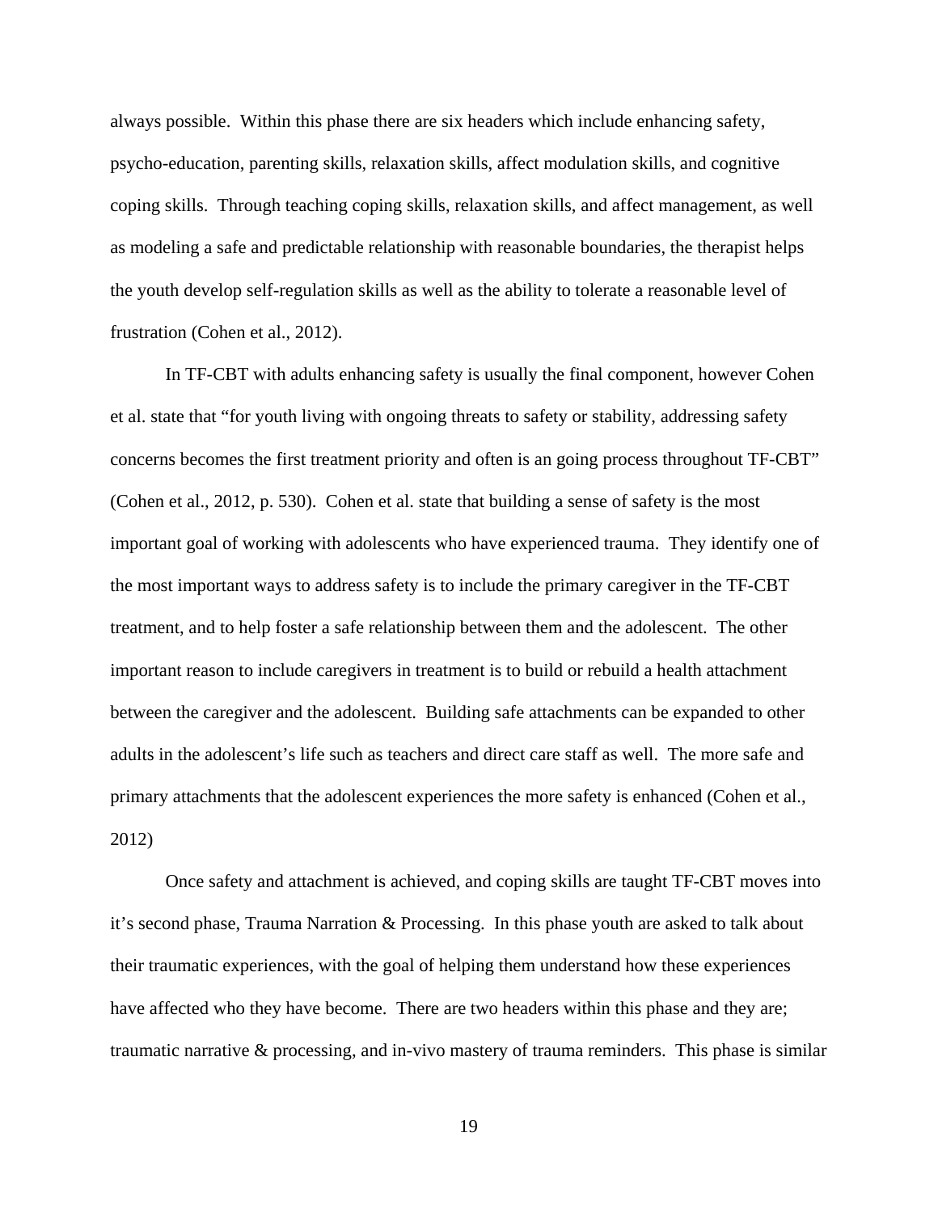always possible. Within this phase there are six headers which include enhancing safety, psycho-education, parenting skills, relaxation skills, affect modulation skills, and cognitive coping skills. Through teaching coping skills, relaxation skills, and affect management, as well as modeling a safe and predictable relationship with reasonable boundaries, the therapist helps the youth develop self-regulation skills as well as the ability to tolerate a reasonable level of frustration (Cohen et al., 2012).

In TF-CBT with adults enhancing safety is usually the final component, however Cohen et al. state that "for youth living with ongoing threats to safety or stability, addressing safety concerns becomes the first treatment priority and often is an going process throughout TF-CBT" (Cohen et al., 2012, p. 530). Cohen et al. state that building a sense of safety is the most important goal of working with adolescents who have experienced trauma. They identify one of the most important ways to address safety is to include the primary caregiver in the TF-CBT treatment, and to help foster a safe relationship between them and the adolescent. The other important reason to include caregivers in treatment is to build or rebuild a health attachment between the caregiver and the adolescent. Building safe attachments can be expanded to other adults in the adolescent's life such as teachers and direct care staff as well. The more safe and primary attachments that the adolescent experiences the more safety is enhanced (Cohen et al., 2012)

Once safety and attachment is achieved, and coping skills are taught TF-CBT moves into it's second phase, Trauma Narration & Processing. In this phase youth are asked to talk about their traumatic experiences, with the goal of helping them understand how these experiences have affected who they have become. There are two headers within this phase and they are; traumatic narrative & processing, and in-vivo mastery of trauma reminders. This phase is similar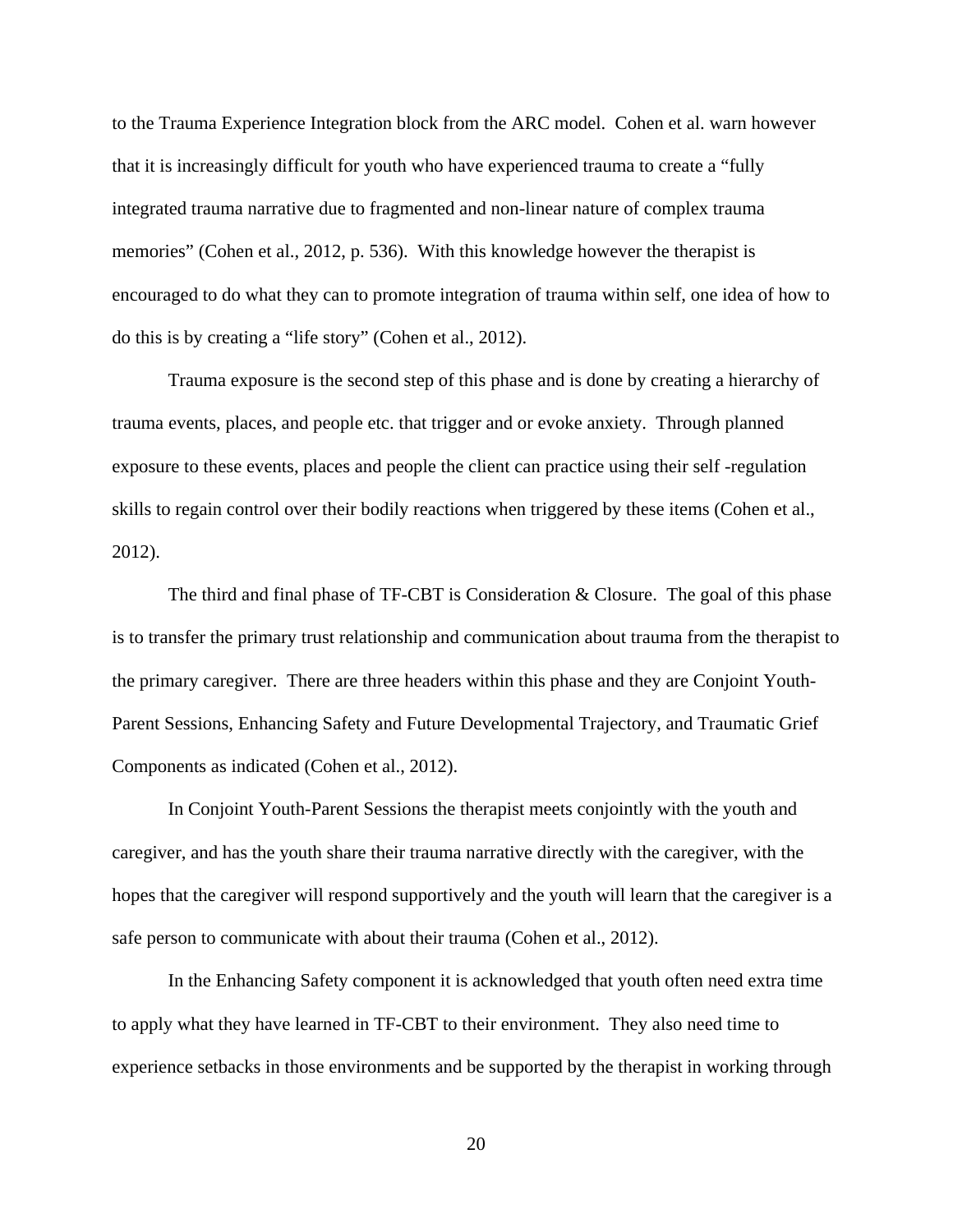to the Trauma Experience Integration block from the ARC model. Cohen et al. warn however that it is increasingly difficult for youth who have experienced trauma to create a "fully integrated trauma narrative due to fragmented and non-linear nature of complex trauma memories" (Cohen et al., 2012, p. 536). With this knowledge however the therapist is encouraged to do what they can to promote integration of trauma within self, one idea of how to do this is by creating a "life story" (Cohen et al., 2012).

Trauma exposure is the second step of this phase and is done by creating a hierarchy of trauma events, places, and people etc. that trigger and or evoke anxiety. Through planned exposure to these events, places and people the client can practice using their self -regulation skills to regain control over their bodily reactions when triggered by these items (Cohen et al., 2012).

The third and final phase of TF-CBT is Consideration & Closure. The goal of this phase is to transfer the primary trust relationship and communication about trauma from the therapist to the primary caregiver. There are three headers within this phase and they are Conjoint Youth-Parent Sessions, Enhancing Safety and Future Developmental Trajectory, and Traumatic Grief Components as indicated (Cohen et al., 2012).

In Conjoint Youth-Parent Sessions the therapist meets conjointly with the youth and caregiver, and has the youth share their trauma narrative directly with the caregiver, with the hopes that the caregiver will respond supportively and the youth will learn that the caregiver is a safe person to communicate with about their trauma (Cohen et al., 2012).

In the Enhancing Safety component it is acknowledged that youth often need extra time to apply what they have learned in TF-CBT to their environment. They also need time to experience setbacks in those environments and be supported by the therapist in working through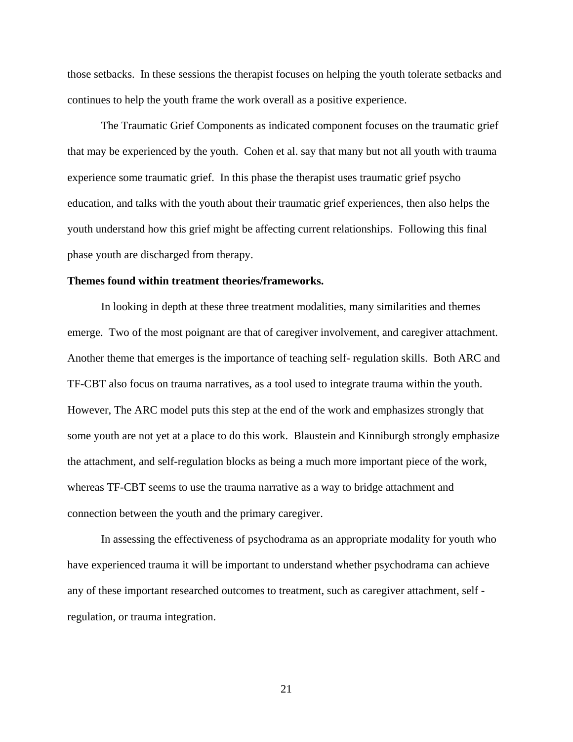those setbacks. In these sessions the therapist focuses on helping the youth tolerate setbacks and continues to help the youth frame the work overall as a positive experience.

The Traumatic Grief Components as indicated component focuses on the traumatic grief that may be experienced by the youth. Cohen et al. say that many but not all youth with trauma experience some traumatic grief. In this phase the therapist uses traumatic grief psycho education, and talks with the youth about their traumatic grief experiences, then also helps the youth understand how this grief might be affecting current relationships. Following this final phase youth are discharged from therapy.

**Themes found within treatment theories/frameworks.**

In looking in depth at these three treatment modalities, many similarities and themes emerge. Two of the most poignant are that of caregiver involvement, and caregiver attachment. Another theme that emerges is the importance of teaching self- regulation skills. Both ARC and TF-CBT also focus on trauma narratives, as a tool used to integrate trauma within the youth. However, The ARC model puts this step at the end of the work and emphasizes strongly that some youth are not yet at a place to do this work. Blaustein and Kinniburgh strongly emphasize the attachment, and self-regulation blocks as being a much more important piece of the work, whereas TF-CBT seems to use the trauma narrative as a way to bridge attachment and connection between the youth and the primary caregiver.

In assessing the effectiveness of psychodrama as an appropriate modality for youth who have experienced trauma it will be important to understand whether psychodrama can achieve any of these important researched outcomes to treatment, such as caregiver attachment, self - regulation, or trauma integration.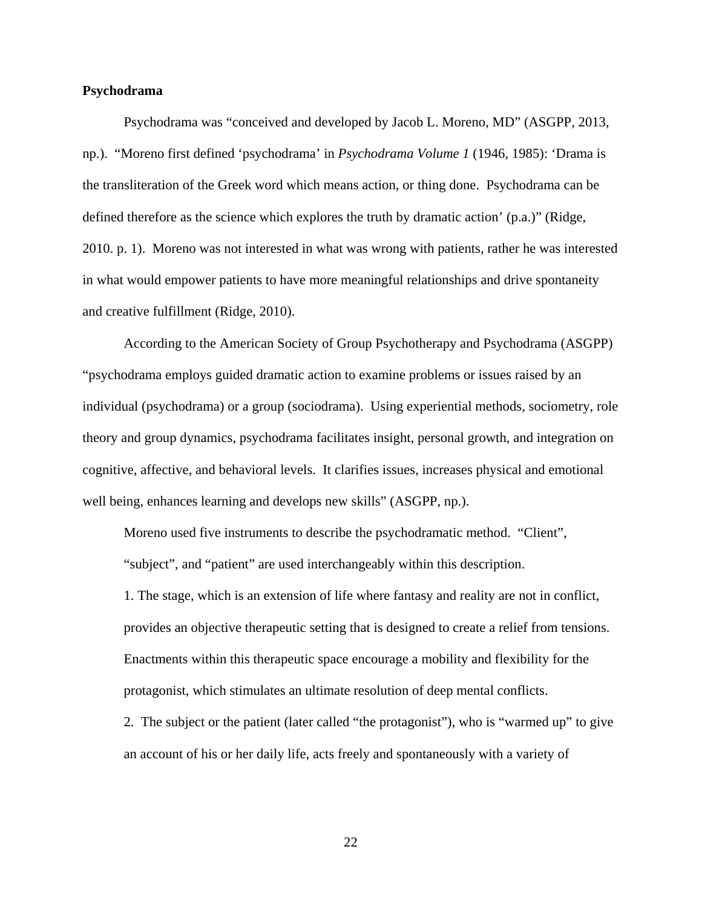**Psychodrama**

Psychodrama was "conceived and developed by Jacob L. Moreno, MD" (ASGPP, 2013, np.). "Moreno first defined 'psychodrama' in *Psychodrama Volume 1* (1946, 1985): 'Drama is the transliteration of the Greek word which means action, or thing done. Psychodrama can be defined therefore as the science which explores the truth by dramatic action' (p.a.)" (Ridge, 2010. p. 1). Moreno was not interested in what was wrong with patients, rather he was interested in what would empower patients to have more meaningful relationships and drive spontaneity and creative fulfillment (Ridge, 2010).

According to the American Society of Group Psychotherapy and Psychodrama (ASGPP) "psychodrama employs guided dramatic action to examine problems or issues raised by an individual (psychodrama) or a group (sociodrama). Using experiential methods, sociometry, role theory and group dynamics, psychodrama facilitates insight, personal growth, and integration on cognitive, affective, and behavioral levels. It clarifies issues, increases physical and emotional well being, enhances learning and develops new skills" (ASGPP, np.).

Moreno used five instruments to describe the psychodramatic method. "Client", "subject", and "patient" are used interchangeably within this description.

1. The stage, which is an extension of life where fantasy and reality are not in conflict, provides an objective therapeutic setting that is designed to create a relief from tensions. Enactments within this therapeutic space encourage a mobility and flexibility for the protagonist, which stimulates an ultimate resolution of deep mental conflicts.

2. The subject or the patient (later called "the protagonist"), who is "warmed up" to give an account of his or her daily life, acts freely and spontaneously with a variety of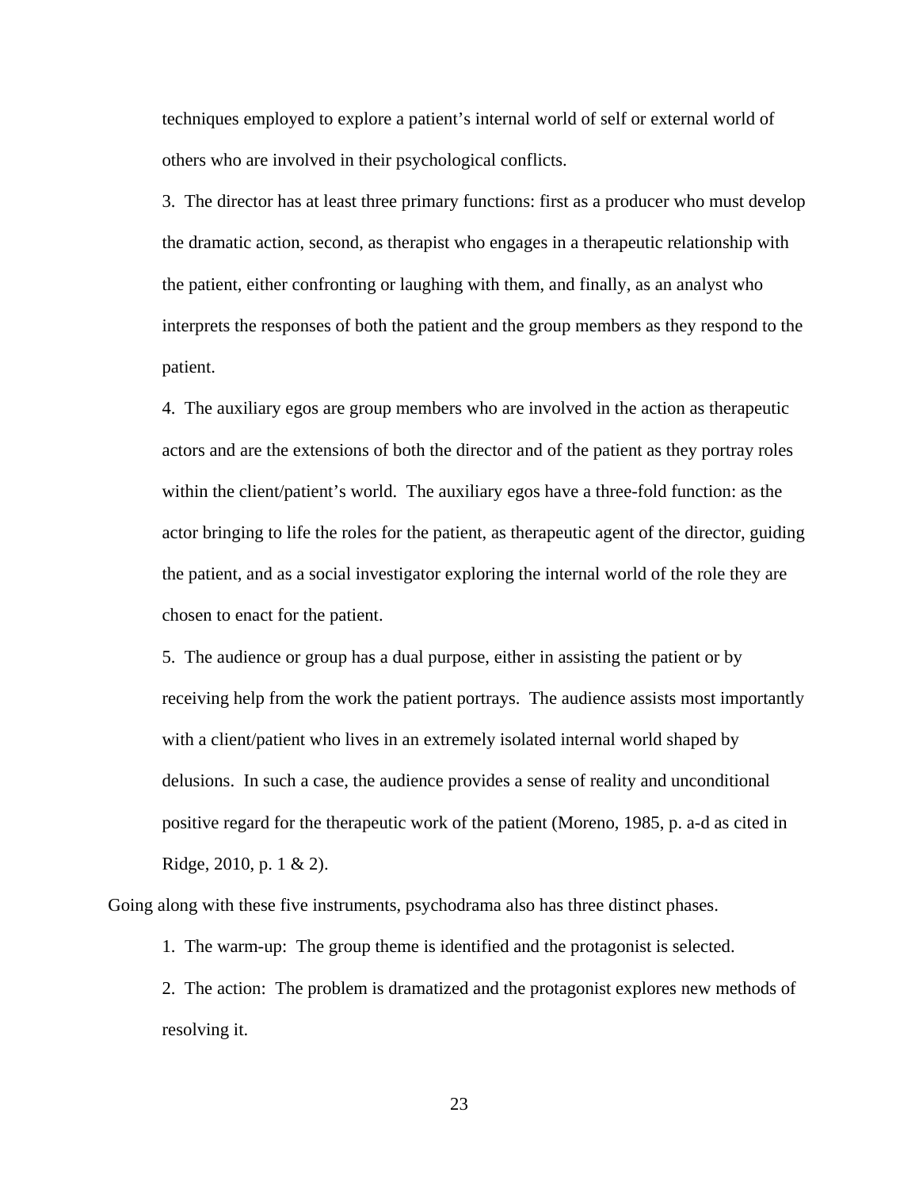techniques employed to explore a patient's internal world of self or external world of others who are involved in their psychological conflicts.

3. The director has at least three primary functions: first as a producer who must develop the dramatic action, second, as therapist who engages in a therapeutic relationship with the patient, either confronting or laughing with them, and finally, as an analyst who interprets the responses of both the patient and the group members as they respond to the patient.

4. The auxiliary egos are group members who are involved in the action as therapeutic actors and are the extensions of both the director and of the patient as they portray roles within the client/patient's world. The auxiliary egos have a three-fold function: as the actor bringing to life the roles for the patient, as therapeutic agent of the director, guiding the patient, and as a social investigator exploring the internal world of the role they are chosen to enact for the patient.

5. The audience or group has a dual purpose, either in assisting the patient or by receiving help from the work the patient portrays. The audience assists most importantly with a client/patient who lives in an extremely isolated internal world shaped by delusions. In such a case, the audience provides a sense of reality and unconditional positive regard for the therapeutic work of the patient (Moreno, 1985, p. a-d as cited in Ridge, 2010, p. 1 & 2).

Going along with these five instruments, psychodrama also has three distinct phases.

1. The warm-up: The group theme is identified and the protagonist is selected.

2. The action: The problem is dramatized and the protagonist explores new methods of resolving it.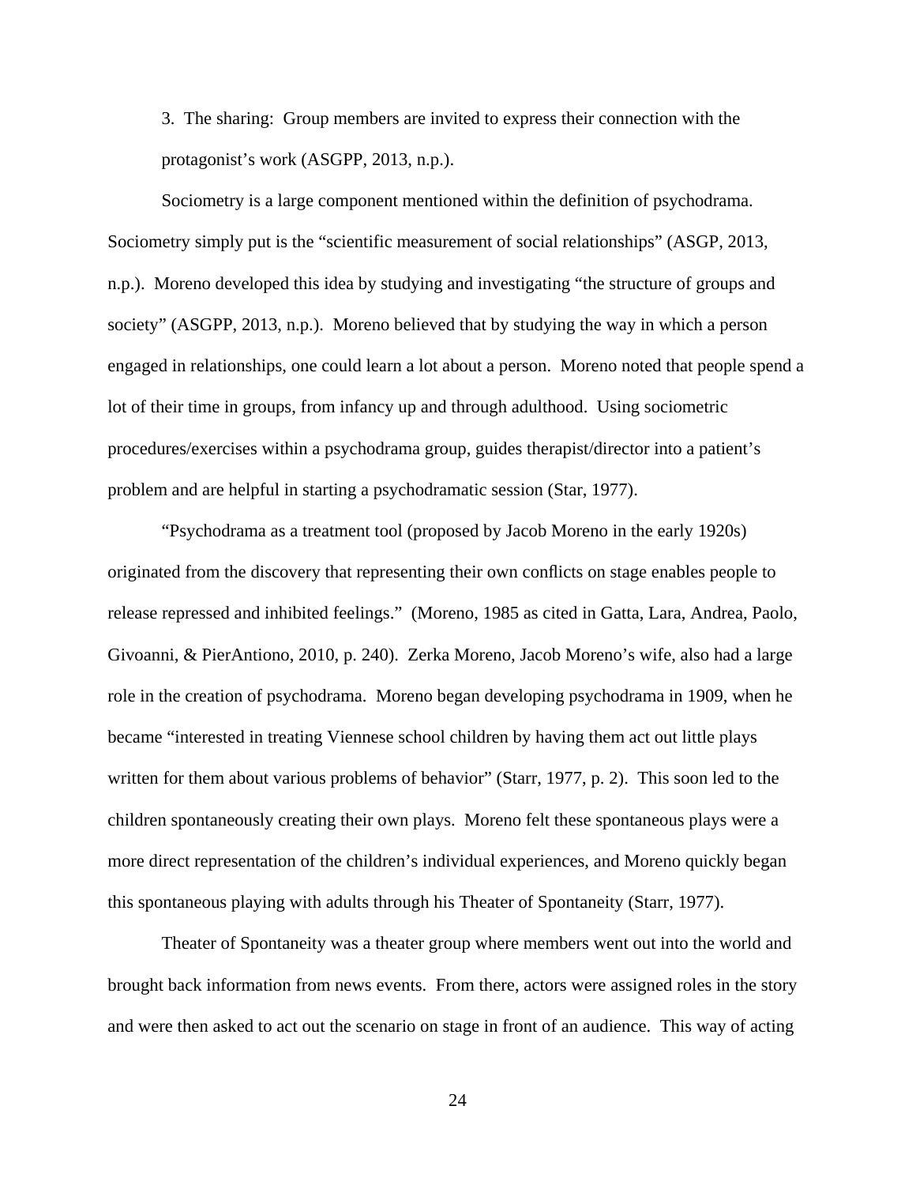3. The sharing: Group members are invited to express their connection with the protagonist's work (ASGPP, 2013, n.p.).

Sociometry is a large component mentioned within the definition of psychodrama. Sociometry simply put is the "scientific measurement of social relationships" (ASGP, 2013, n.p.). Moreno developed this idea by studying and investigating "the structure of groups and society" (ASGPP, 2013, n.p.). Moreno believed that by studying the way in which a person engaged in relationships, one could learn a lot about a person. Moreno noted that people spend a lot of their time in groups, from infancy up and through adulthood. Using sociometric procedures/exercises within a psychodrama group, guides therapist/director into a patient's problem and are helpful in starting a psychodramatic session (Star, 1977).

"Psychodrama as a treatment tool (proposed by Jacob Moreno in the early 1920s) originated from the discovery that representing their own conflicts on stage enables people to release repressed and inhibited feelings." (Moreno, 1985 as cited in Gatta, Lara, Andrea, Paolo, Givoanni, & PierAntiono, 2010, p. 240). Zerka Moreno, Jacob Moreno's wife, also had a large role in the creation of psychodrama. Moreno began developing psychodrama in 1909, when he became "interested in treating Viennese school children by having them act out little plays written for them about various problems of behavior" (Starr, 1977, p. 2). This soon led to the children spontaneously creating their own plays. Moreno felt these spontaneous plays were a more direct representation of the children's individual experiences, and Moreno quickly began this spontaneous playing with adults through his Theater of Spontaneity (Starr, 1977).

Theater of Spontaneity was a theater group where members went out into the world and brought back information from news events. From there, actors were assigned roles in the story and were then asked to act out the scenario on stage in front of an audience. This way of acting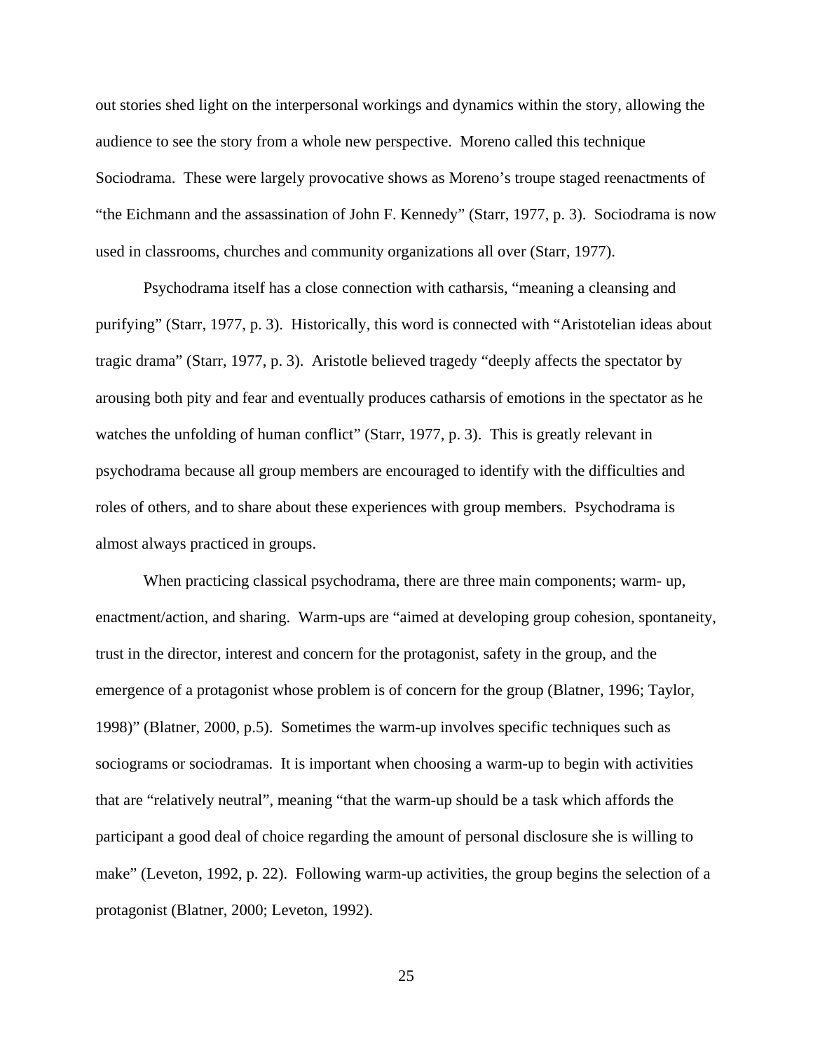out stories shed light on the interpersonal workings and dynamics within the story, allowing the audience to see the story from a whole new perspective. Moreno called this technique Sociodrama. These were largely provocative shows as Moreno's troupe staged reenactments of "the Eichmann and the assassination of John F. Kennedy" (Starr, 1977, p. 3). Sociodrama is now used in classrooms, churches and community organizations all over (Starr, 1977).

Psychodrama itself has a close connection with catharsis, "meaning a cleansing and purifying" (Starr, 1977, p. 3). Historically, this word is connected with "Aristotelian ideas about tragic drama" (Starr, 1977, p. 3). Aristotle believed tragedy "deeply affects the spectator by arousing both pity and fear and eventually produces catharsis of emotions in the spectator as he watches the unfolding of human conflict" (Starr, 1977, p. 3). This is greatly relevant in psychodrama because all group members are encouraged to identify with the difficulties and roles of others, and to share about these experiences with group members. Psychodrama is almost always practiced in groups.

When practicing classical psychodrama, there are three main components; warm- up, enactment/action, and sharing. Warm-ups are "aimed at developing group cohesion, spontaneity, trust in the director, interest and concern for the protagonist, safety in the group, and the emergence of a protagonist whose problem is of concern for the group (Blatner, 1996; Taylor, 1998)" (Blatner, 2000, p.5). Sometimes the warm-up involves specific techniques such as sociograms or sociodramas. It is important when choosing a warm-up to begin with activities that are "relatively neutral", meaning "that the warm-up should be a task which affords the participant a good deal of choice regarding the amount of personal disclosure she is willing to make" (Leveton, 1992, p. 22). Following warm-up activities, the group begins the selection of a protagonist (Blatner, 2000; Leveton, 1992).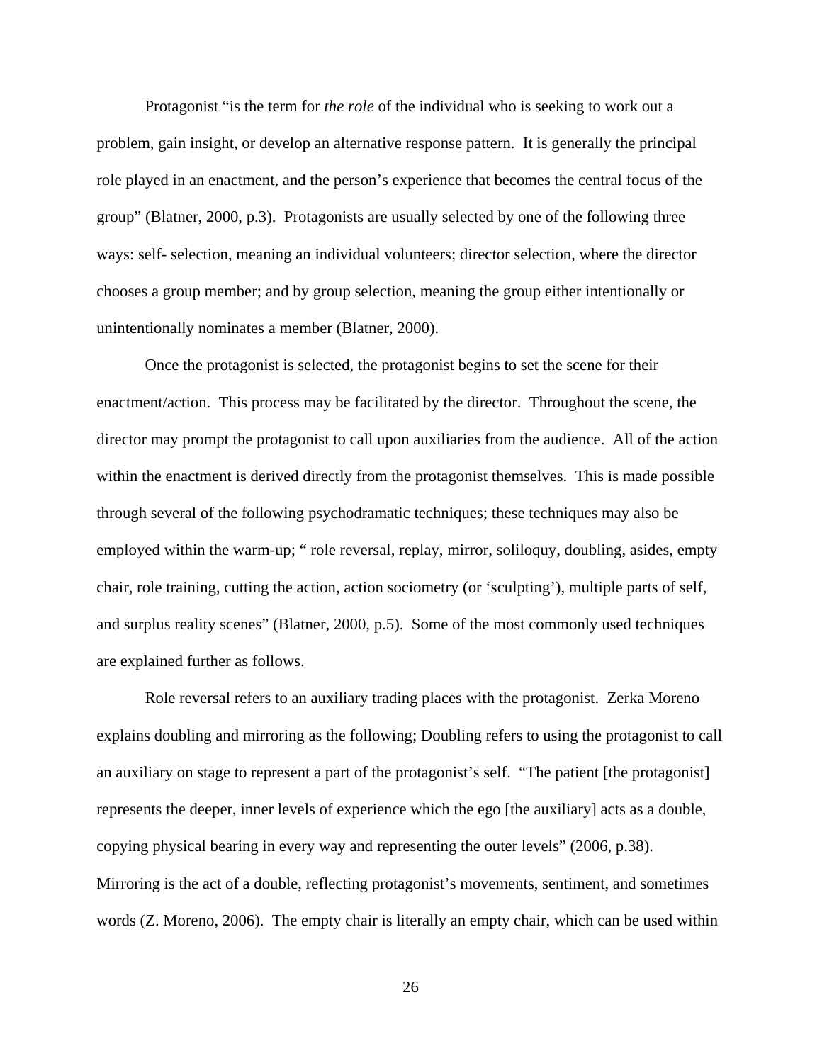Protagonist "is the term for *the role* of the individual who is seeking to work out a problem, gain insight, or develop an alternative response pattern. It is generally the principal role played in an enactment, and the person's experience that becomes the central focus of the group" (Blatner, 2000, p.3). Protagonists are usually selected by one of the following three ways: self- selection, meaning an individual volunteers; director selection, where the director chooses a group member; and by group selection, meaning the group either intentionally or unintentionally nominates a member (Blatner, 2000).

Once the protagonist is selected, the protagonist begins to set the scene for their enactment/action. This process may be facilitated by the director. Throughout the scene, the director may prompt the protagonist to call upon auxiliaries from the audience. All of the action within the enactment is derived directly from the protagonist themselves. This is made possible through several of the following psychodramatic techniques; these techniques may also be employed within the warm-up; " role reversal, replay, mirror, soliloquy, doubling, asides, empty chair, role training, cutting the action, action sociometry (or 'sculpting'), multiple parts of self, and surplus reality scenes" (Blatner, 2000, p.5). Some of the most commonly used techniques are explained further as follows.

Role reversal refers to an auxiliary trading places with the protagonist. Zerka Moreno explains doubling and mirroring as the following; Doubling refers to using the protagonist to call an auxiliary on stage to represent a part of the protagonist's self. "The patient [the protagonist] represents the deeper, inner levels of experience which the ego [the auxiliary] acts as a double, copying physical bearing in every way and representing the outer levels" (2006, p.38). Mirroring is the act of a double, reflecting protagonist's movements, sentiment, and sometimes words (Z. Moreno, 2006). The empty chair is literally an empty chair, which can be used within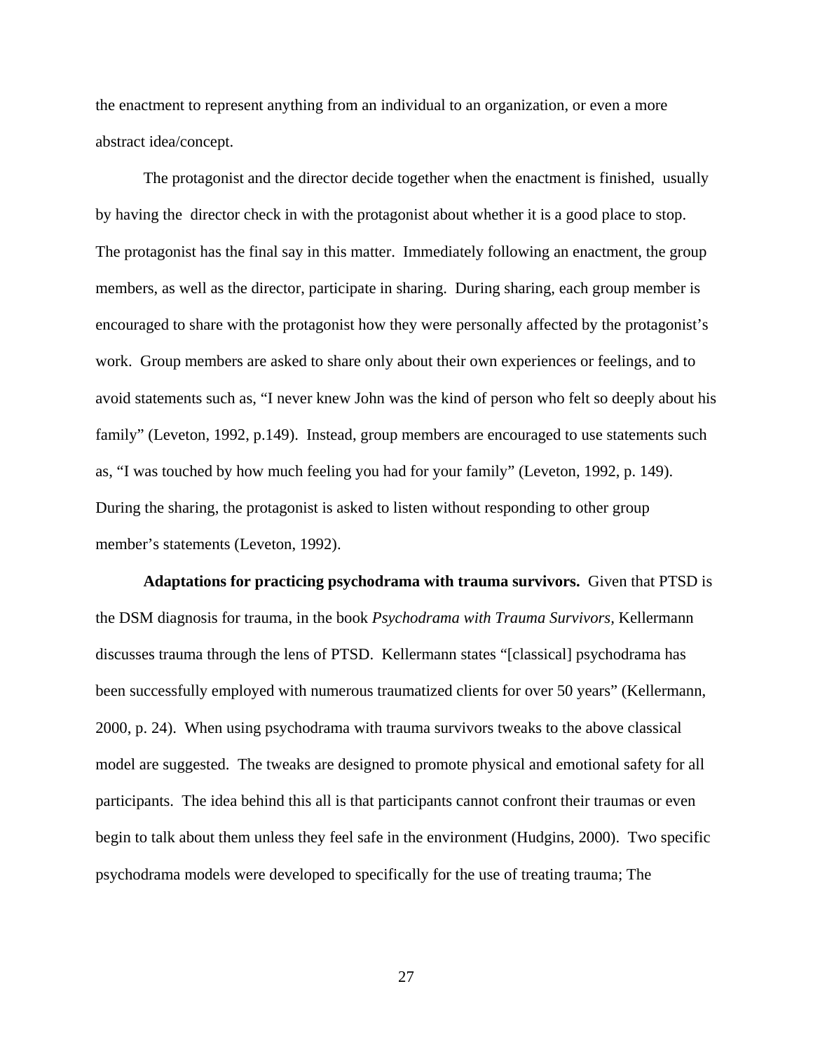the enactment to represent anything from an individual to an organization, or even a more abstract idea/concept.

The protagonist and the director decide together when the enactment is finished, usually by having the director check in with the protagonist about whether it is a good place to stop. The protagonist has the final say in this matter. Immediately following an enactment, the group members, as well as the director, participate in sharing. During sharing, each group member is encouraged to share with the protagonist how they were personally affected by the protagonist's work. Group members are asked to share only about their own experiences or feelings, and to avoid statements such as, "I never knew John was the kind of person who felt so deeply about his family" (Leveton, 1992, p.149). Instead, group members are encouraged to use statements such as, "I was touched by how much feeling you had for your family" (Leveton, 1992, p. 149). During the sharing, the protagonist is asked to listen without responding to other group member's statements (Leveton, 1992).

**Adaptations for practicing psychodrama with trauma survivors.** Given that PTSD is the DSM diagnosis for trauma, in the book *Psychodrama with Trauma Survivors,* Kellermann discusses trauma through the lens of PTSD. Kellermann states "[classical] psychodrama has been successfully employed with numerous traumatized clients for over 50 years" (Kellermann, 2000, p. 24). When using psychodrama with trauma survivors tweaks to the above classical model are suggested. The tweaks are designed to promote physical and emotional safety for all participants. The idea behind this all is that participants cannot confront their traumas or even begin to talk about them unless they feel safe in the environment (Hudgins, 2000). Two specific psychodrama models were developed to specifically for the use of treating trauma; The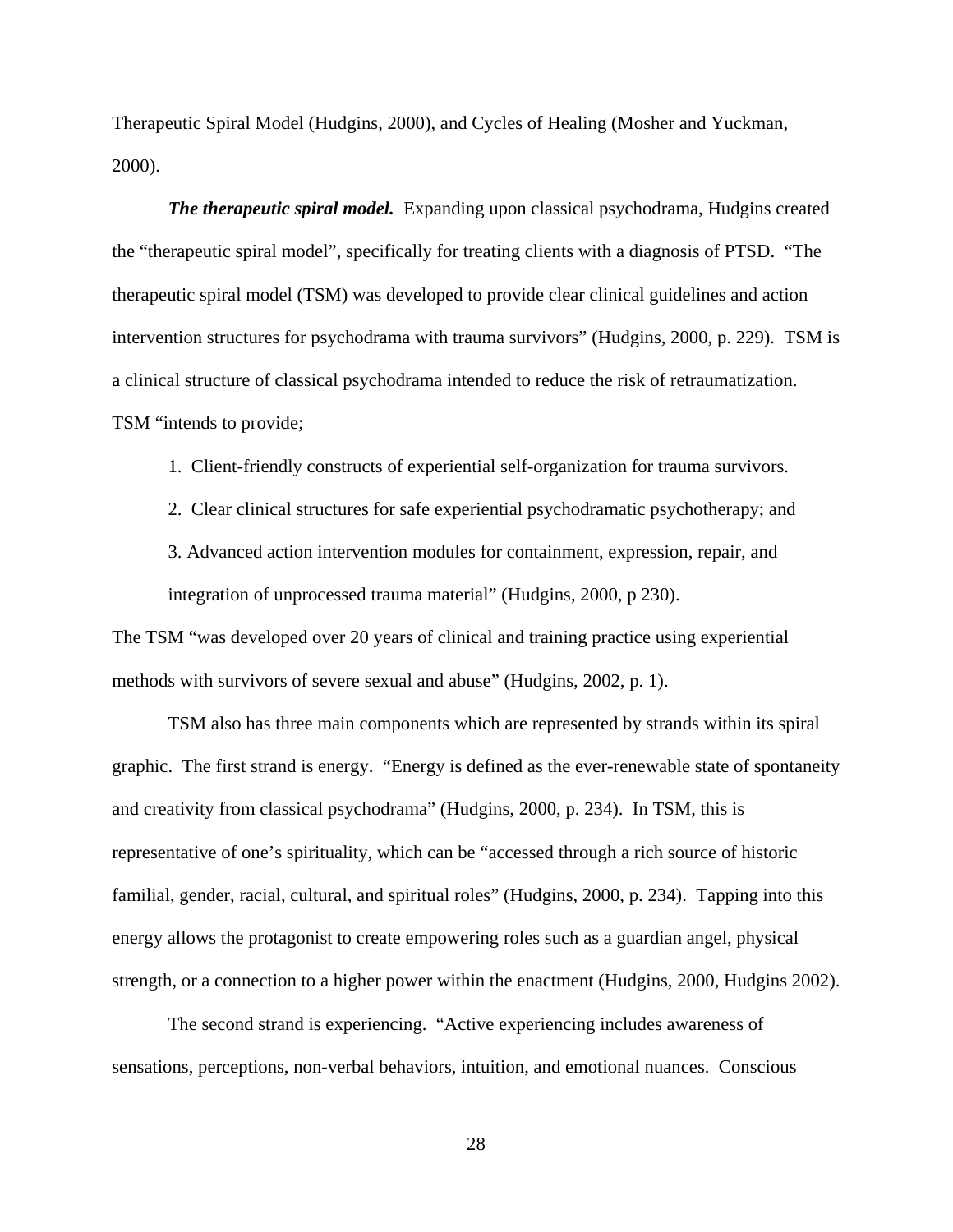Therapeutic Spiral Model (Hudgins, 2000), and Cycles of Healing (Mosher and Yuckman, 2000).

***The therapeutic spiral model.*** Expanding upon classical psychodrama, Hudgins created the "therapeutic spiral model", specifically for treating clients with a diagnosis of PTSD. "The therapeutic spiral model (TSM) was developed to provide clear clinical guidelines and action intervention structures for psychodrama with trauma survivors" (Hudgins, 2000, p. 229). TSM is a clinical structure of classical psychodrama intended to reduce the risk of retraumatization. TSM "intends to provide;

1. Client-friendly constructs of experiential self-organization for trauma survivors.
2. Clear clinical structures for safe experiential psychodramatic psychotherapy; and
3. Advanced action intervention modules for containment, expression, repair, and integration of unprocessed trauma material" (Hudgins, 2000, p 230).

The TSM "was developed over 20 years of clinical and training practice using experiential methods with survivors of severe sexual and abuse" (Hudgins, 2002, p. 1).

TSM also has three main components which are represented by strands within its spiral graphic. The first strand is energy. "Energy is defined as the ever-renewable state of spontaneity and creativity from classical psychodrama" (Hudgins, 2000, p. 234). In TSM, this is representative of one's spirituality, which can be "accessed through a rich source of historic familial, gender, racial, cultural, and spiritual roles" (Hudgins, 2000, p. 234). Tapping into this energy allows the protagonist to create empowering roles such as a guardian angel, physical strength, or a connection to a higher power within the enactment (Hudgins, 2000, Hudgins 2002).

The second strand is experiencing. "Active experiencing includes awareness of sensations, perceptions, non-verbal behaviors, intuition, and emotional nuances. Conscious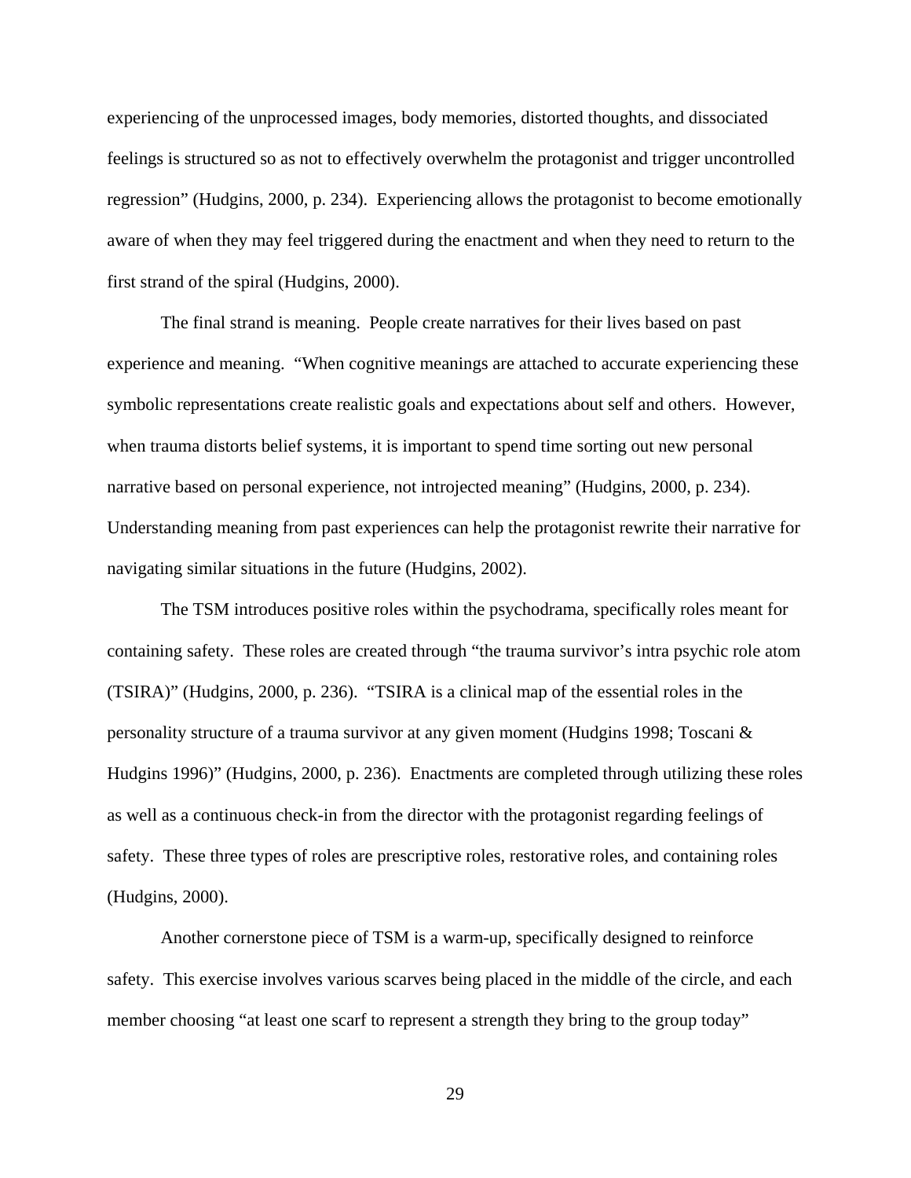experiencing of the unprocessed images, body memories, distorted thoughts, and dissociated feelings is structured so as not to effectively overwhelm the protagonist and trigger uncontrolled regression" (Hudgins, 2000, p. 234). Experiencing allows the protagonist to become emotionally aware of when they may feel triggered during the enactment and when they need to return to the first strand of the spiral (Hudgins, 2000).

The final strand is meaning. People create narratives for their lives based on past experience and meaning. "When cognitive meanings are attached to accurate experiencing these symbolic representations create realistic goals and expectations about self and others. However, when trauma distorts belief systems, it is important to spend time sorting out new personal narrative based on personal experience, not introjected meaning" (Hudgins, 2000, p. 234). Understanding meaning from past experiences can help the protagonist rewrite their narrative for navigating similar situations in the future (Hudgins, 2002).

The TSM introduces positive roles within the psychodrama, specifically roles meant for containing safety. These roles are created through "the trauma survivor's intra psychic role atom (TSIRA)" (Hudgins, 2000, p. 236). "TSIRA is a clinical map of the essential roles in the personality structure of a trauma survivor at any given moment (Hudgins 1998; Toscani & Hudgins 1996)" (Hudgins, 2000, p. 236). Enactments are completed through utilizing these roles as well as a continuous check-in from the director with the protagonist regarding feelings of safety. These three types of roles are prescriptive roles, restorative roles, and containing roles (Hudgins, 2000).

Another cornerstone piece of TSM is a warm-up, specifically designed to reinforce safety. This exercise involves various scarves being placed in the middle of the circle, and each member choosing "at least one scarf to represent a strength they bring to the group today"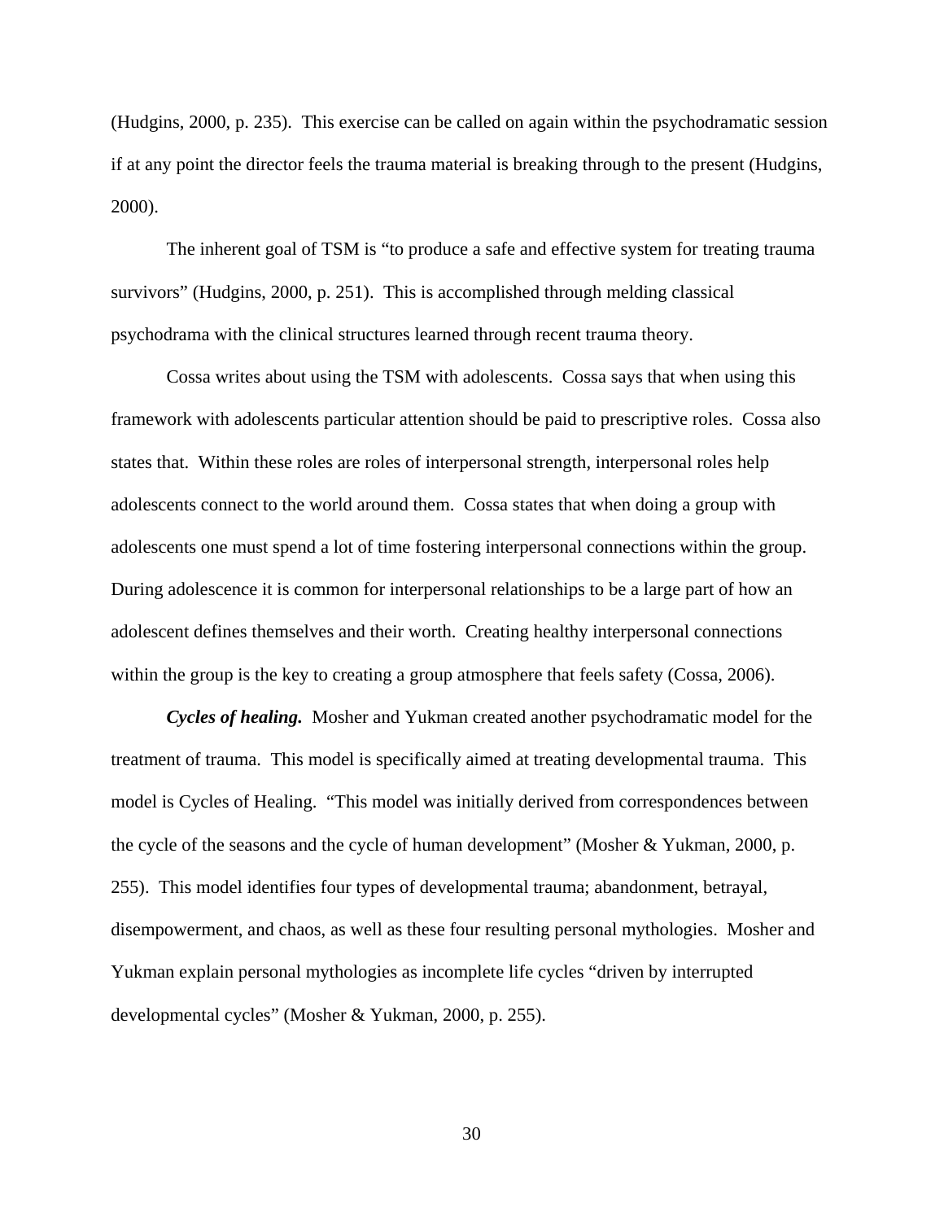(Hudgins, 2000, p. 235). This exercise can be called on again within the psychodramatic session if at any point the director feels the trauma material is breaking through to the present (Hudgins, 2000).

The inherent goal of TSM is "to produce a safe and effective system for treating trauma survivors" (Hudgins, 2000, p. 251). This is accomplished through melding classical psychodrama with the clinical structures learned through recent trauma theory.

Cossa writes about using the TSM with adolescents. Cossa says that when using this framework with adolescents particular attention should be paid to prescriptive roles. Cossa also states that. Within these roles are roles of interpersonal strength, interpersonal roles help adolescents connect to the world around them. Cossa states that when doing a group with adolescents one must spend a lot of time fostering interpersonal connections within the group. During adolescence it is common for interpersonal relationships to be a large part of how an adolescent defines themselves and their worth. Creating healthy interpersonal connections within the group is the key to creating a group atmosphere that feels safety (Cossa, 2006).

***Cycles of healing.*** Mosher and Yukman created another psychodramatic model for the treatment of trauma. This model is specifically aimed at treating developmental trauma. This model is Cycles of Healing. "This model was initially derived from correspondences between the cycle of the seasons and the cycle of human development" (Mosher & Yukman, 2000, p. 255). This model identifies four types of developmental trauma; abandonment, betrayal, disempowerment, and chaos, as well as these four resulting personal mythologies. Mosher and Yukman explain personal mythologies as incomplete life cycles "driven by interrupted developmental cycles" (Mosher & Yukman, 2000, p. 255).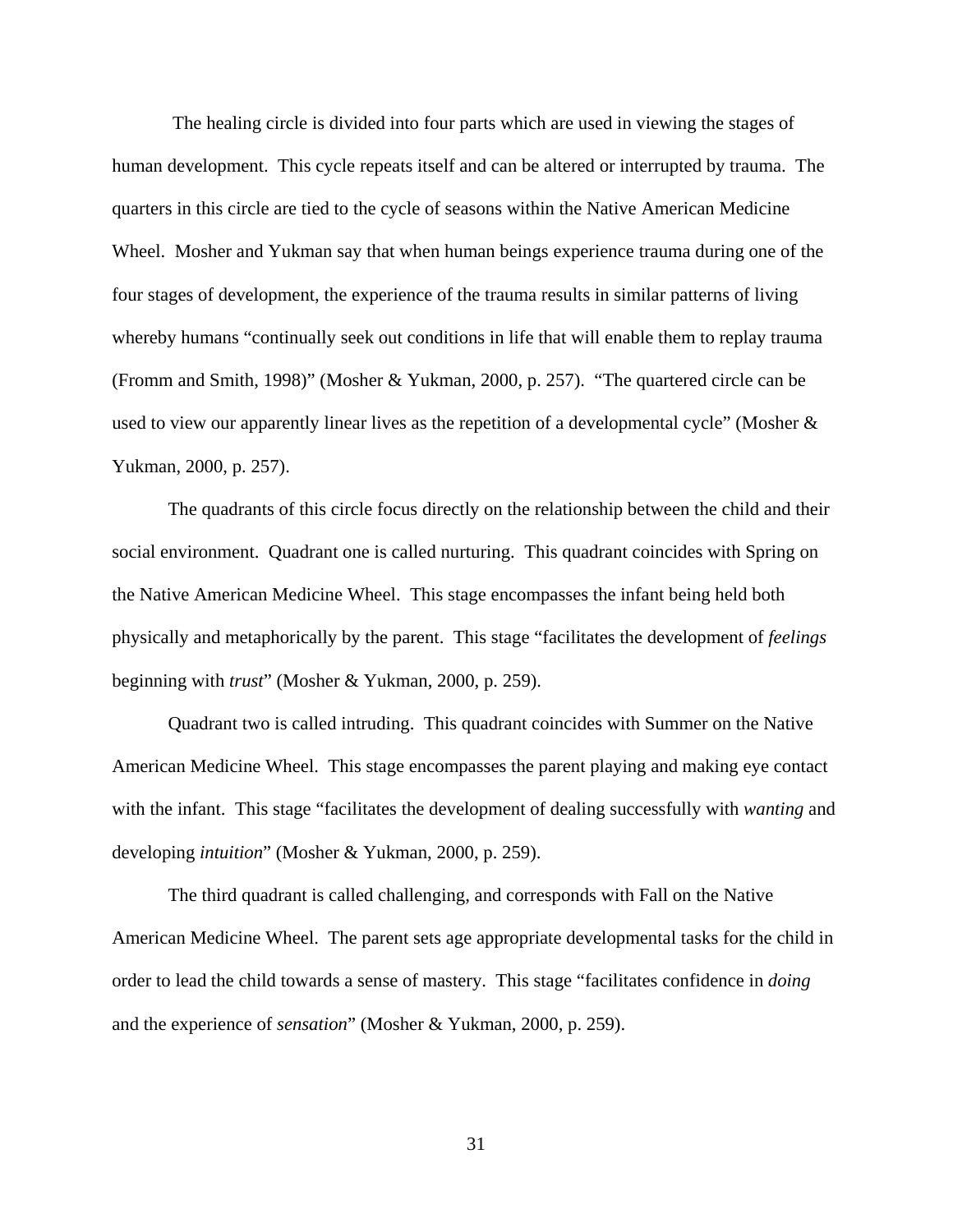The healing circle is divided into four parts which are used in viewing the stages of human development. This cycle repeats itself and can be altered or interrupted by trauma. The quarters in this circle are tied to the cycle of seasons within the Native American Medicine Wheel. Mosher and Yukman say that when human beings experience trauma during one of the four stages of development, the experience of the trauma results in similar patterns of living whereby humans "continually seek out conditions in life that will enable them to replay trauma (Fromm and Smith, 1998)" (Mosher & Yukman, 2000, p. 257). "The quartered circle can be used to view our apparently linear lives as the repetition of a developmental cycle" (Mosher & Yukman, 2000, p. 257).

The quadrants of this circle focus directly on the relationship between the child and their social environment. Quadrant one is called nurturing. This quadrant coincides with Spring on the Native American Medicine Wheel. This stage encompasses the infant being held both physically and metaphorically by the parent. This stage "facilitates the development of *feelings* beginning with *trust*" (Mosher & Yukman, 2000, p. 259).

Quadrant two is called intruding. This quadrant coincides with Summer on the Native American Medicine Wheel. This stage encompasses the parent playing and making eye contact with the infant. This stage "facilitates the development of dealing successfully with *wanting* and developing *intuition*" (Mosher & Yukman, 2000, p. 259).

The third quadrant is called challenging, and corresponds with Fall on the Native American Medicine Wheel. The parent sets age appropriate developmental tasks for the child in order to lead the child towards a sense of mastery. This stage "facilitates confidence in *doing* and the experience of *sensation*" (Mosher & Yukman, 2000, p. 259).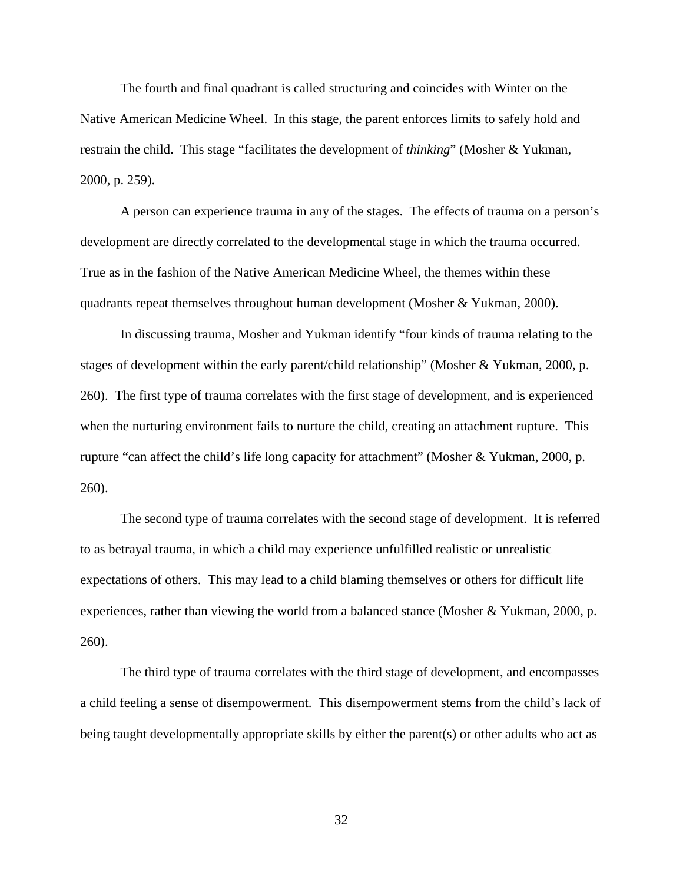The fourth and final quadrant is called structuring and coincides with Winter on the Native American Medicine Wheel. In this stage, the parent enforces limits to safely hold and restrain the child. This stage "facilitates the development of *thinking*" (Mosher & Yukman, 2000, p. 259).

A person can experience trauma in any of the stages. The effects of trauma on a person's development are directly correlated to the developmental stage in which the trauma occurred. True as in the fashion of the Native American Medicine Wheel, the themes within these quadrants repeat themselves throughout human development (Mosher & Yukman, 2000).

In discussing trauma, Mosher and Yukman identify "four kinds of trauma relating to the stages of development within the early parent/child relationship" (Mosher & Yukman, 2000, p. 260). The first type of trauma correlates with the first stage of development, and is experienced when the nurturing environment fails to nurture the child, creating an attachment rupture. This rupture "can affect the child's life long capacity for attachment" (Mosher & Yukman, 2000, p. 260).

The second type of trauma correlates with the second stage of development. It is referred to as betrayal trauma, in which a child may experience unfulfilled realistic or unrealistic expectations of others. This may lead to a child blaming themselves or others for difficult life experiences, rather than viewing the world from a balanced stance (Mosher & Yukman, 2000, p. 260).

The third type of trauma correlates with the third stage of development, and encompasses a child feeling a sense of disempowerment. This disempowerment stems from the child's lack of being taught developmentally appropriate skills by either the parent(s) or other adults who act as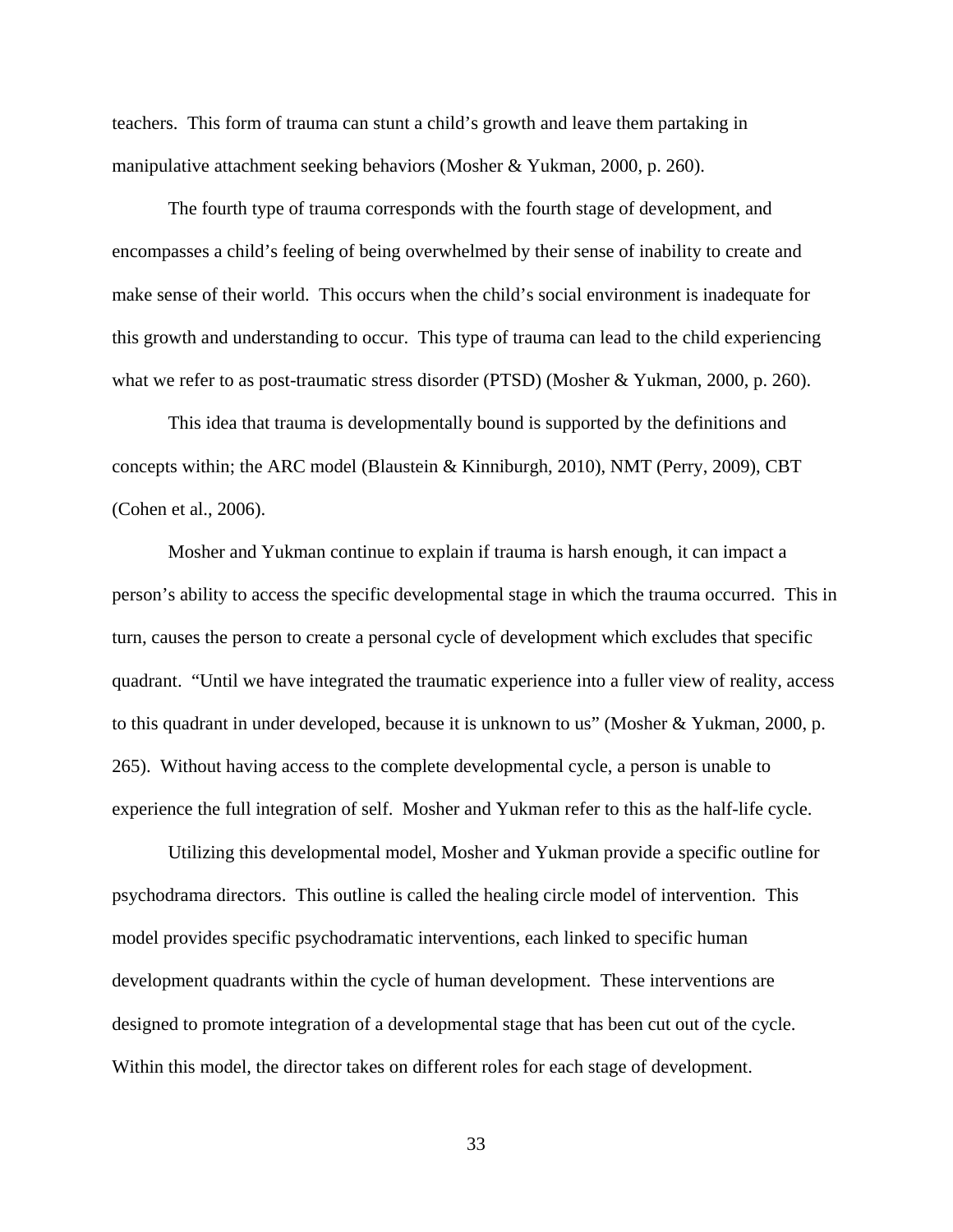teachers. This form of trauma can stunt a child's growth and leave them partaking in manipulative attachment seeking behaviors (Mosher & Yukman, 2000, p. 260).

The fourth type of trauma corresponds with the fourth stage of development, and encompasses a child's feeling of being overwhelmed by their sense of inability to create and make sense of their world. This occurs when the child's social environment is inadequate for this growth and understanding to occur. This type of trauma can lead to the child experiencing what we refer to as post-traumatic stress disorder (PTSD) (Mosher & Yukman, 2000, p. 260).

This idea that trauma is developmentally bound is supported by the definitions and concepts within; the ARC model (Blaustein & Kinniburgh, 2010), NMT (Perry, 2009), CBT (Cohen et al., 2006).

Mosher and Yukman continue to explain if trauma is harsh enough, it can impact a person's ability to access the specific developmental stage in which the trauma occurred. This in turn, causes the person to create a personal cycle of development which excludes that specific quadrant. "Until we have integrated the traumatic experience into a fuller view of reality, access to this quadrant in under developed, because it is unknown to us" (Mosher & Yukman, 2000, p. 265). Without having access to the complete developmental cycle, a person is unable to experience the full integration of self. Mosher and Yukman refer to this as the half-life cycle.

Utilizing this developmental model, Mosher and Yukman provide a specific outline for psychodrama directors. This outline is called the healing circle model of intervention. This model provides specific psychodramatic interventions, each linked to specific human development quadrants within the cycle of human development. These interventions are designed to promote integration of a developmental stage that has been cut out of the cycle. Within this model, the director takes on different roles for each stage of development.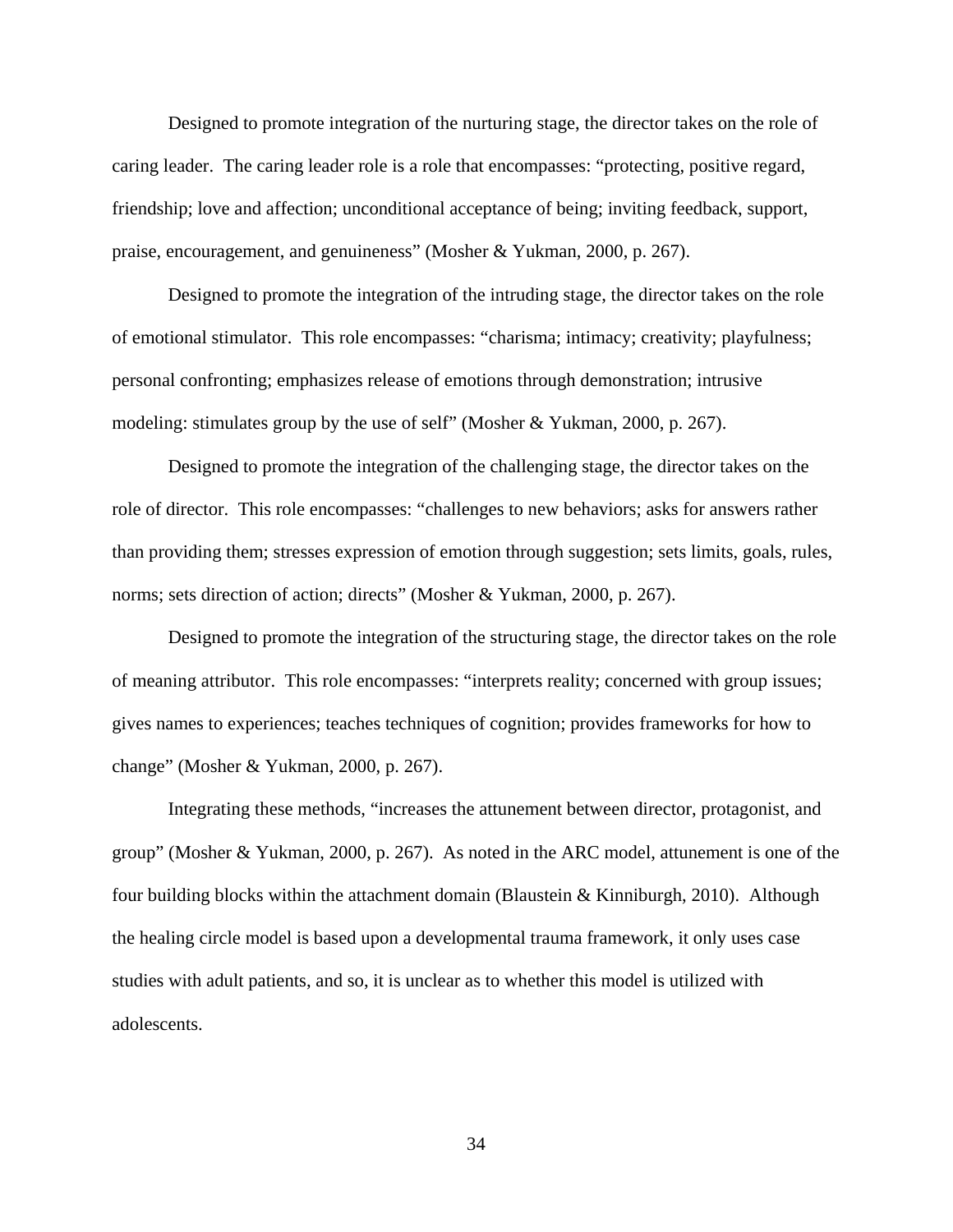Designed to promote integration of the nurturing stage, the director takes on the role of caring leader.  The caring leader role is a role that encompasses: "protecting, positive regard, friendship; love and affection; unconditional acceptance of being; inviting feedback, support, praise, encouragement, and genuineness" (Mosher & Yukman, 2000, p. 267).

Designed to promote the integration of the intruding stage, the director takes on the role of emotional stimulator.  This role encompasses: "charisma; intimacy; creativity; playfulness; personal confronting; emphasizes release of emotions through demonstration; intrusive modeling: stimulates group by the use of self" (Mosher & Yukman, 2000, p. 267).

Designed to promote the integration of the challenging stage, the director takes on the role of director.  This role encompasses: "challenges to new behaviors; asks for answers rather than providing them; stresses expression of emotion through suggestion; sets limits, goals, rules, norms; sets direction of action; directs" (Mosher & Yukman, 2000, p. 267).

Designed to promote the integration of the structuring stage, the director takes on the role of meaning attributor.  This role encompasses: "interprets reality; concerned with group issues; gives names to experiences; teaches techniques of cognition; provides frameworks for how to change" (Mosher & Yukman, 2000, p. 267).

Integrating these methods, "increases the attunement between director, protagonist, and group" (Mosher & Yukman, 2000, p. 267).  As noted in the ARC model, attunement is one of the four building blocks within the attachment domain (Blaustein & Kinniburgh, 2010).  Although the healing circle model is based upon a developmental trauma framework, it only uses case studies with adult patients, and so, it is unclear as to whether this model is utilized with adolescents.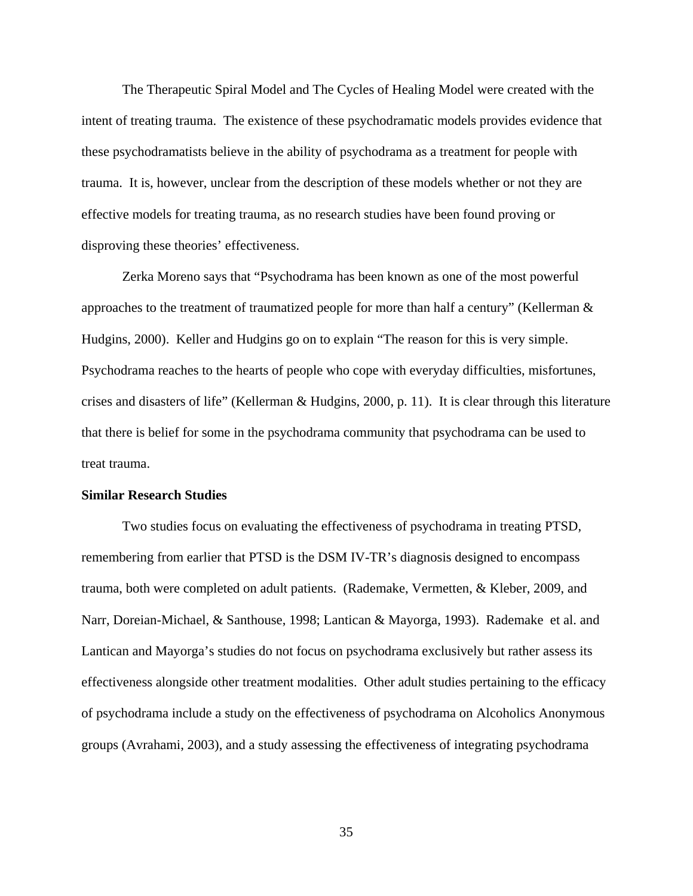The Therapeutic Spiral Model and The Cycles of Healing Model were created with the intent of treating trauma. The existence of these psychodramatic models provides evidence that these psychodramatists believe in the ability of psychodrama as a treatment for people with trauma. It is, however, unclear from the description of these models whether or not they are effective models for treating trauma, as no research studies have been found proving or disproving these theories' effectiveness.

Zerka Moreno says that "Psychodrama has been known as one of the most powerful approaches to the treatment of traumatized people for more than half a century" (Kellerman & Hudgins, 2000). Keller and Hudgins go on to explain "The reason for this is very simple. Psychodrama reaches to the hearts of people who cope with everyday difficulties, misfortunes, crises and disasters of life" (Kellerman & Hudgins, 2000, p. 11). It is clear through this literature that there is belief for some in the psychodrama community that psychodrama can be used to treat trauma.

**Similar Research Studies**

Two studies focus on evaluating the effectiveness of psychodrama in treating PTSD, remembering from earlier that PTSD is the DSM IV-TR's diagnosis designed to encompass trauma, both were completed on adult patients. (Rademake, Vermetten, & Kleber, 2009, and Narr, Doreian-Michael, & Santhouse, 1998; Lantican & Mayorga, 1993). Rademake et al. and Lantican and Mayorga's studies do not focus on psychodrama exclusively but rather assess its effectiveness alongside other treatment modalities. Other adult studies pertaining to the efficacy of psychodrama include a study on the effectiveness of psychodrama on Alcoholics Anonymous groups (Avrahami, 2003), and a study assessing the effectiveness of integrating psychodrama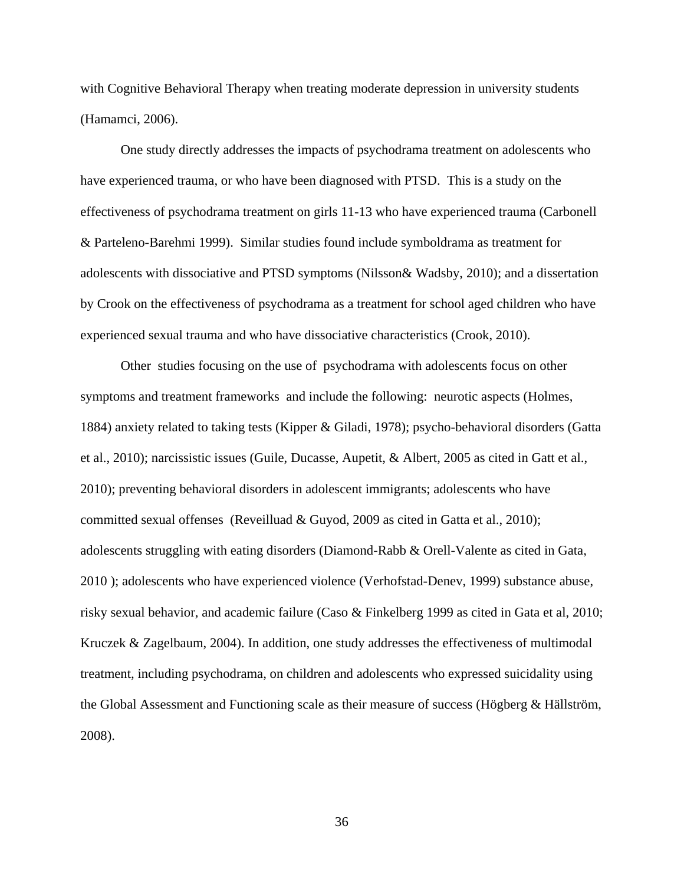with Cognitive Behavioral Therapy when treating moderate depression in university students (Hamamci, 2006).

One study directly addresses the impacts of psychodrama treatment on adolescents who have experienced trauma, or who have been diagnosed with PTSD.  This is a study on the effectiveness of psychodrama treatment on girls 11-13 who have experienced trauma (Carbonell & Parteleno-Barehmi 1999).  Similar studies found include symboldrama as treatment for adolescents with dissociative and PTSD symptoms (Nilsson& Wadsby, 2010); and a dissertation by Crook on the effectiveness of psychodrama as a treatment for school aged children who have experienced sexual trauma and who have dissociative characteristics (Crook, 2010).

Other  studies focusing on the use of  psychodrama with adolescents focus on other symptoms and treatment frameworks  and include the following:  neurotic aspects (Holmes, 1884) anxiety related to taking tests (Kipper & Giladi, 1978); psycho-behavioral disorders (Gatta et al., 2010); narcissistic issues (Guile, Ducasse, Aupetit, & Albert, 2005 as cited in Gatt et al., 2010); preventing behavioral disorders in adolescent immigrants; adolescents who have committed sexual offenses  (Reveilluad & Guyod, 2009 as cited in Gatta et al., 2010); adolescents struggling with eating disorders (Diamond-Rabb & Orell-Valente as cited in Gata, 2010 ); adolescents who have experienced violence (Verhofstad-Denev, 1999) substance abuse, risky sexual behavior, and academic failure (Caso & Finkelberg 1999 as cited in Gata et al, 2010; Kruczek & Zagelbaum, 2004). In addition, one study addresses the effectiveness of multimodal treatment, including psychodrama, on children and adolescents who expressed suicidality using the Global Assessment and Functioning scale as their measure of success (Högberg & Hällström, 2008).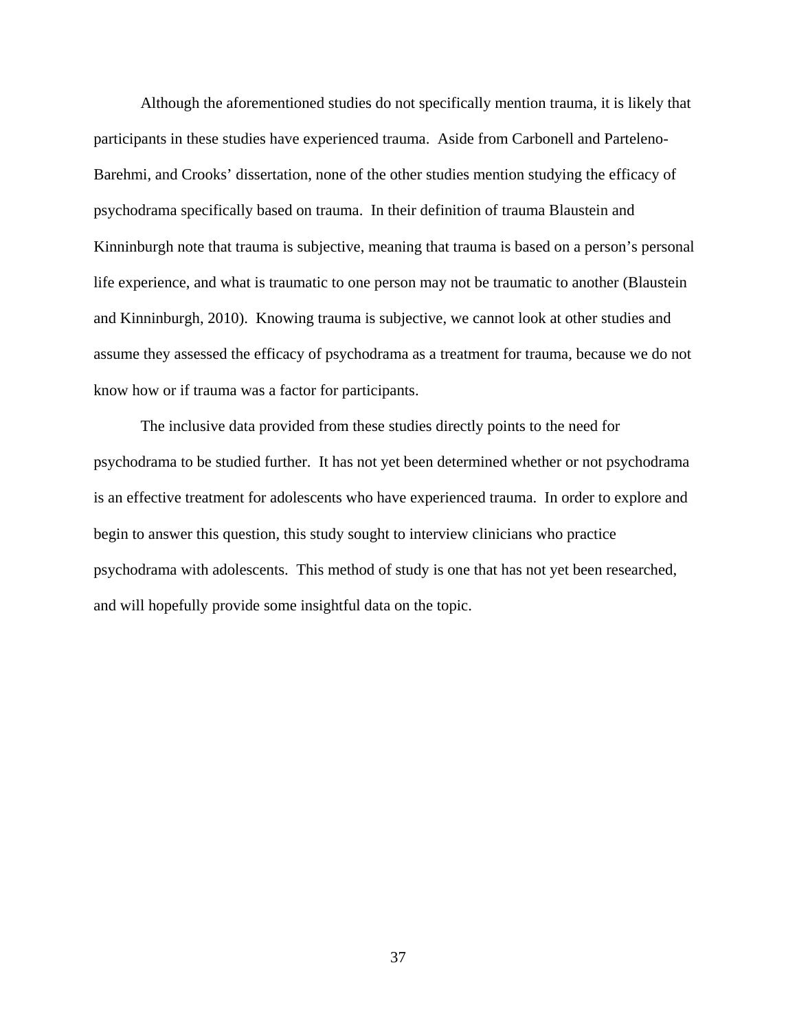Although the aforementioned studies do not specifically mention trauma, it is likely that participants in these studies have experienced trauma. Aside from Carbonell and Parteleno-Barehmi, and Crooks' dissertation, none of the other studies mention studying the efficacy of psychodrama specifically based on trauma. In their definition of trauma Blaustein and Kinninburgh note that trauma is subjective, meaning that trauma is based on a person's personal life experience, and what is traumatic to one person may not be traumatic to another (Blaustein and Kinninburgh, 2010). Knowing trauma is subjective, we cannot look at other studies and assume they assessed the efficacy of psychodrama as a treatment for trauma, because we do not know how or if trauma was a factor for participants.

The inclusive data provided from these studies directly points to the need for psychodrama to be studied further. It has not yet been determined whether or not psychodrama is an effective treatment for adolescents who have experienced trauma. In order to explore and begin to answer this question, this study sought to interview clinicians who practice psychodrama with adolescents. This method of study is one that has not yet been researched, and will hopefully provide some insightful data on the topic.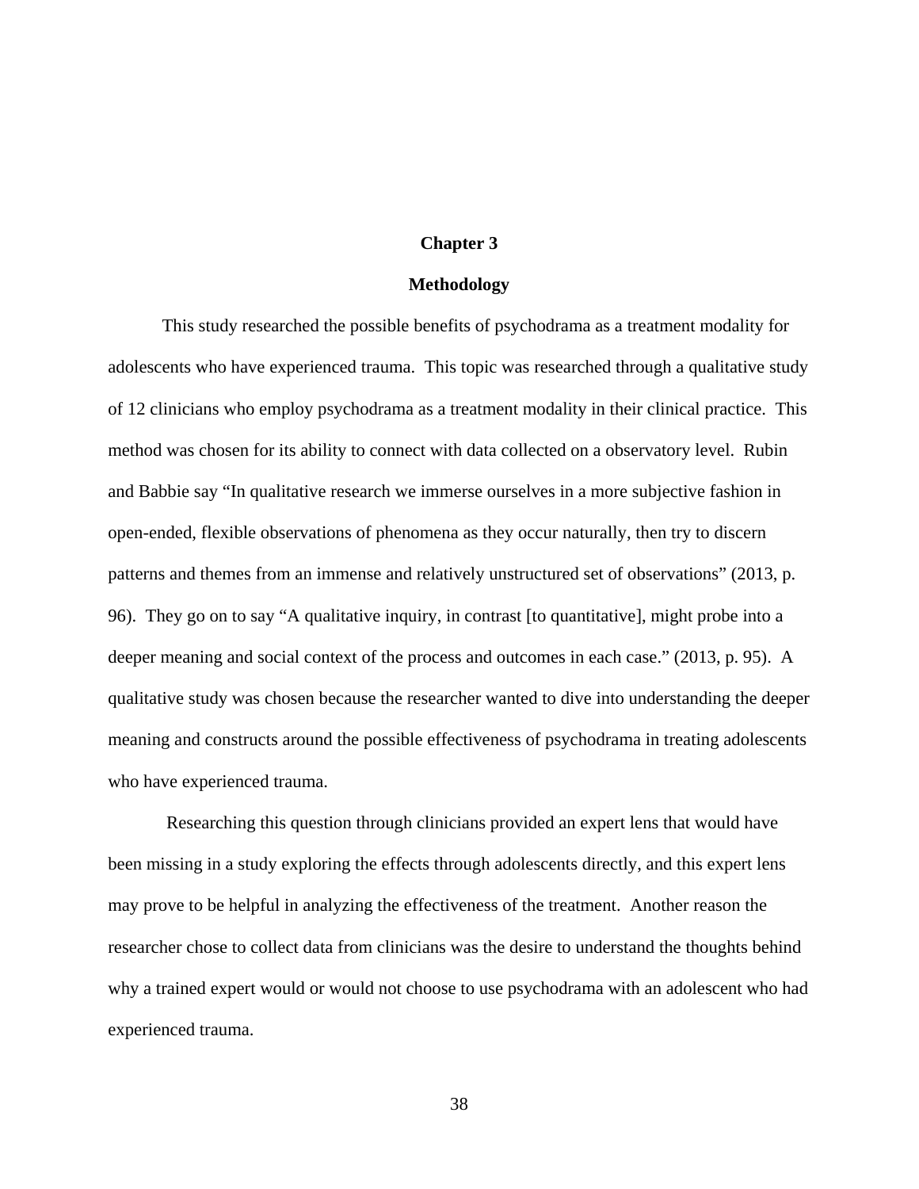# Chapter 3

## Methodology

This study researched the possible benefits of psychodrama as a treatment modality for adolescents who have experienced trauma.  This topic was researched through a qualitative study of 12 clinicians who employ psychodrama as a treatment modality in their clinical practice.  This method was chosen for its ability to connect with data collected on a observatory level.  Rubin and Babbie say "In qualitative research we immerse ourselves in a more subjective fashion in open-ended, flexible observations of phenomena as they occur naturally, then try to discern patterns and themes from an immense and relatively unstructured set of observations" (2013, p. 96).  They go on to say "A qualitative inquiry, in contrast [to quantitative], might probe into a deeper meaning and social context of the process and outcomes in each case." (2013, p. 95).  A qualitative study was chosen because the researcher wanted to dive into understanding the deeper meaning and constructs around the possible effectiveness of psychodrama in treating adolescents who have experienced trauma.

Researching this question through clinicians provided an expert lens that would have been missing in a study exploring the effects through adolescents directly, and this expert lens may prove to be helpful in analyzing the effectiveness of the treatment.  Another reason the researcher chose to collect data from clinicians was the desire to understand the thoughts behind why a trained expert would or would not choose to use psychodrama with an adolescent who had experienced trauma.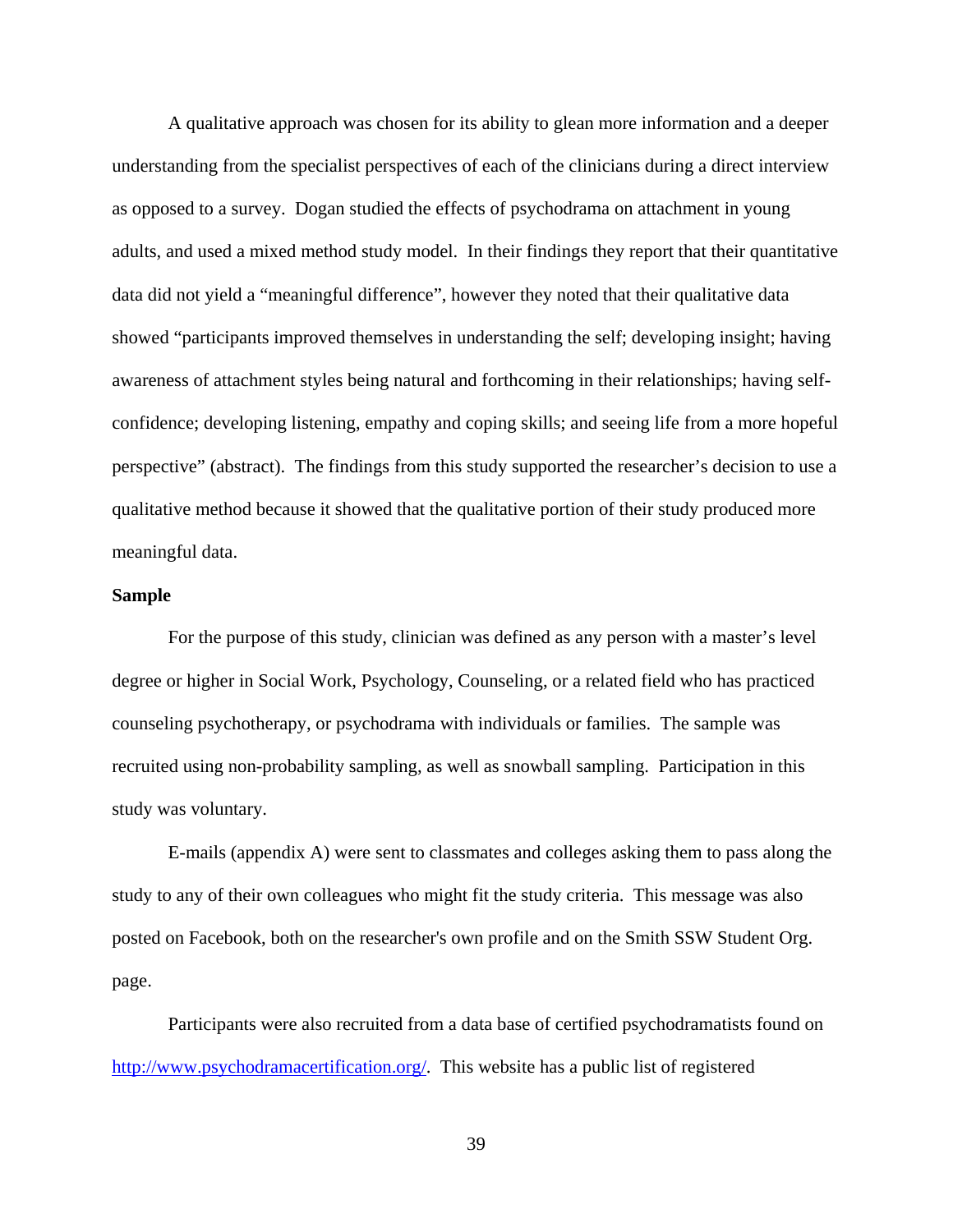A qualitative approach was chosen for its ability to glean more information and a deeper understanding from the specialist perspectives of each of the clinicians during a direct interview as opposed to a survey. Dogan studied the effects of psychodrama on attachment in young adults, and used a mixed method study model. In their findings they report that their quantitative data did not yield a "meaningful difference", however they noted that their qualitative data showed "participants improved themselves in understanding the self; developing insight; having awareness of attachment styles being natural and forthcoming in their relationships; having self-confidence; developing listening, empathy and coping skills; and seeing life from a more hopeful perspective" (abstract). The findings from this study supported the researcher's decision to use a qualitative method because it showed that the qualitative portion of their study produced more meaningful data.

**Sample**

For the purpose of this study, clinician was defined as any person with a master's level degree or higher in Social Work, Psychology, Counseling, or a related field who has practiced counseling psychotherapy, or psychodrama with individuals or families. The sample was recruited using non-probability sampling, as well as snowball sampling. Participation in this study was voluntary.

E-mails (appendix A) were sent to classmates and colleges asking them to pass along the study to any of their own colleagues who might fit the study criteria. This message was also posted on Facebook, both on the researcher's own profile and on the Smith SSW Student Org. page.

Participants were also recruited from a data base of certified psychodramatists found on http://www.psychodramacertification.org/. This website has a public list of registered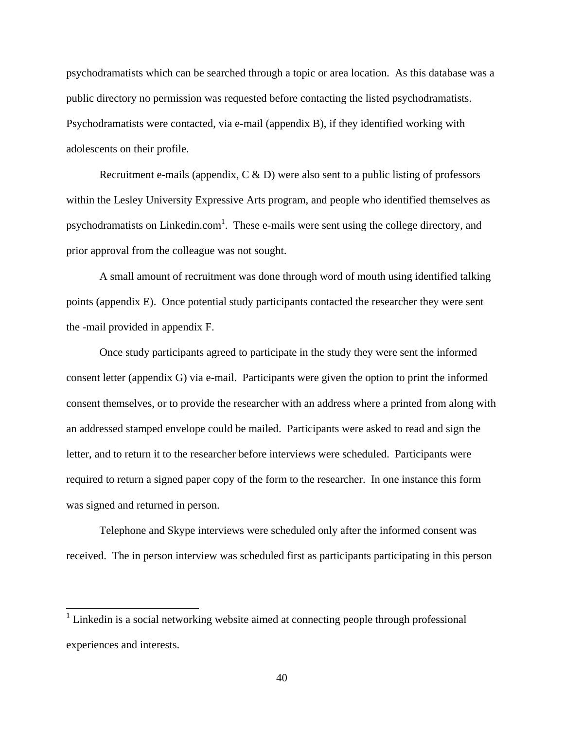psychodramatists which can be searched through a topic or area location. As this database was a public directory no permission was requested before contacting the listed psychodramatists. Psychodramatists were contacted, via e-mail (appendix B), if they identified working with adolescents on their profile.

Recruitment e-mails (appendix, C & D) were also sent to a public listing of professors within the Lesley University Expressive Arts program, and people who identified themselves as psychodramatists on Linkedin.com[1]. These e-mails were sent using the college directory, and prior approval from the colleague was not sought.

A small amount of recruitment was done through word of mouth using identified talking points (appendix E). Once potential study participants contacted the researcher they were sent the -mail provided in appendix F.

Once study participants agreed to participate in the study they were sent the informed consent letter (appendix G) via e-mail. Participants were given the option to print the informed consent themselves, or to provide the researcher with an address where a printed from along with an addressed stamped envelope could be mailed. Participants were asked to read and sign the letter, and to return it to the researcher before interviews were scheduled. Participants were required to return a signed paper copy of the form to the researcher. In one instance this form was signed and returned in person.

Telephone and Skype interviews were scheduled only after the informed consent was received. The in person interview was scheduled first as participants participating in this person

---

[1] Linkedin is a social networking website aimed at connecting people through professional experiences and interests.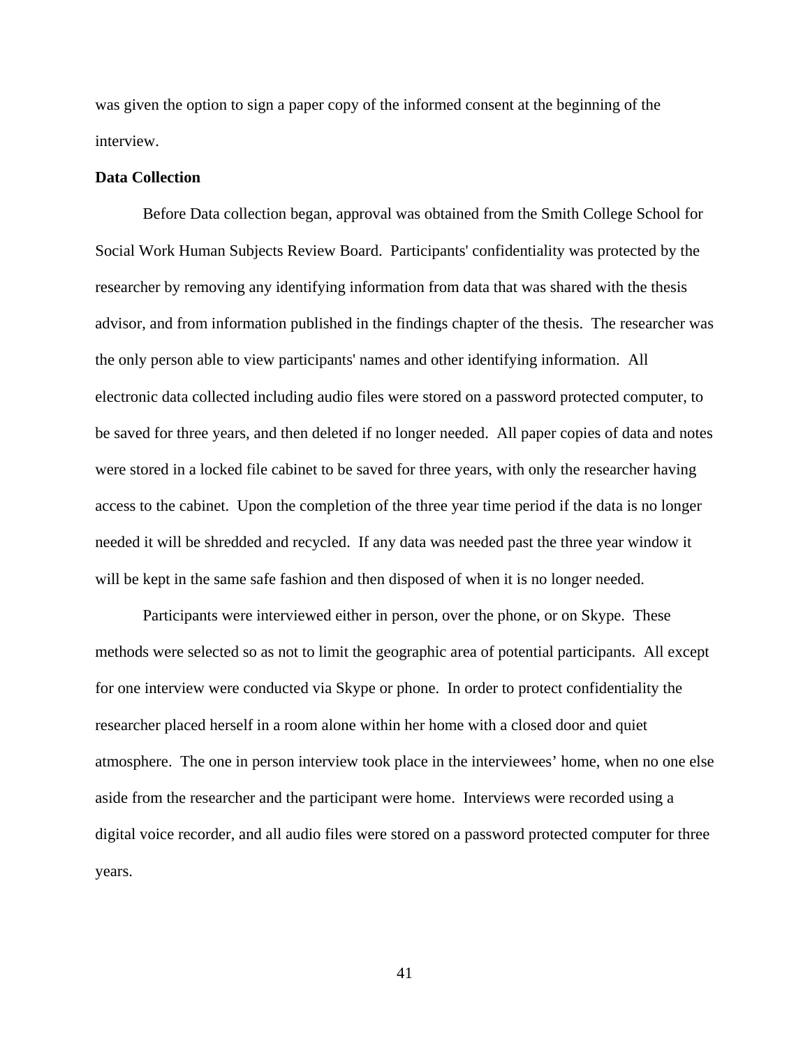was given the option to sign a paper copy of the informed consent at the beginning of the interview.

**Data Collection**

Before Data collection began, approval was obtained from the Smith College School for Social Work Human Subjects Review Board. Participants' confidentiality was protected by the researcher by removing any identifying information from data that was shared with the thesis advisor, and from information published in the findings chapter of the thesis. The researcher was the only person able to view participants' names and other identifying information. All electronic data collected including audio files were stored on a password protected computer, to be saved for three years, and then deleted if no longer needed. All paper copies of data and notes were stored in a locked file cabinet to be saved for three years, with only the researcher having access to the cabinet. Upon the completion of the three year time period if the data is no longer needed it will be shredded and recycled. If any data was needed past the three year window it will be kept in the same safe fashion and then disposed of when it is no longer needed.

Participants were interviewed either in person, over the phone, or on Skype. These methods were selected so as not to limit the geographic area of potential participants. All except for one interview were conducted via Skype or phone. In order to protect confidentiality the researcher placed herself in a room alone within her home with a closed door and quiet atmosphere. The one in person interview took place in the interviewees' home, when no one else aside from the researcher and the participant were home. Interviews were recorded using a digital voice recorder, and all audio files were stored on a password protected computer for three years.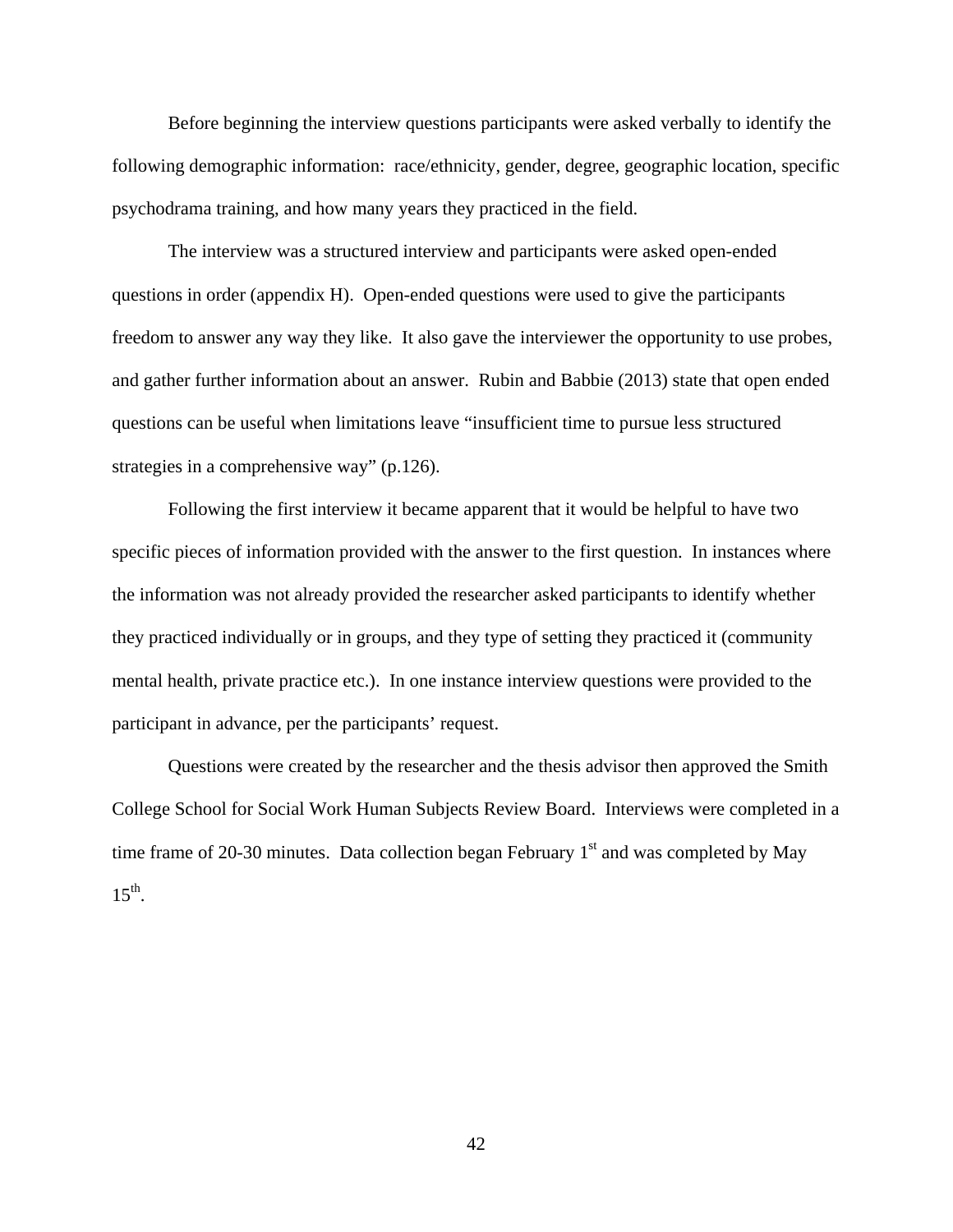Before beginning the interview questions participants were asked verbally to identify the following demographic information: race/ethnicity, gender, degree, geographic location, specific psychodrama training, and how many years they practiced in the field.

The interview was a structured interview and participants were asked open-ended questions in order (appendix H). Open-ended questions were used to give the participants freedom to answer any way they like. It also gave the interviewer the opportunity to use probes, and gather further information about an answer. Rubin and Babbie (2013) state that open ended questions can be useful when limitations leave "insufficient time to pursue less structured strategies in a comprehensive way" (p.126).

Following the first interview it became apparent that it would be helpful to have two specific pieces of information provided with the answer to the first question. In instances where the information was not already provided the researcher asked participants to identify whether they practiced individually or in groups, and they type of setting they practiced it (community mental health, private practice etc.). In one instance interview questions were provided to the participant in advance, per the participants' request.

Questions were created by the researcher and the thesis advisor then approved the Smith College School for Social Work Human Subjects Review Board. Interviews were completed in a time frame of 20-30 minutes. Data collection began February 1st and was completed by May 15th.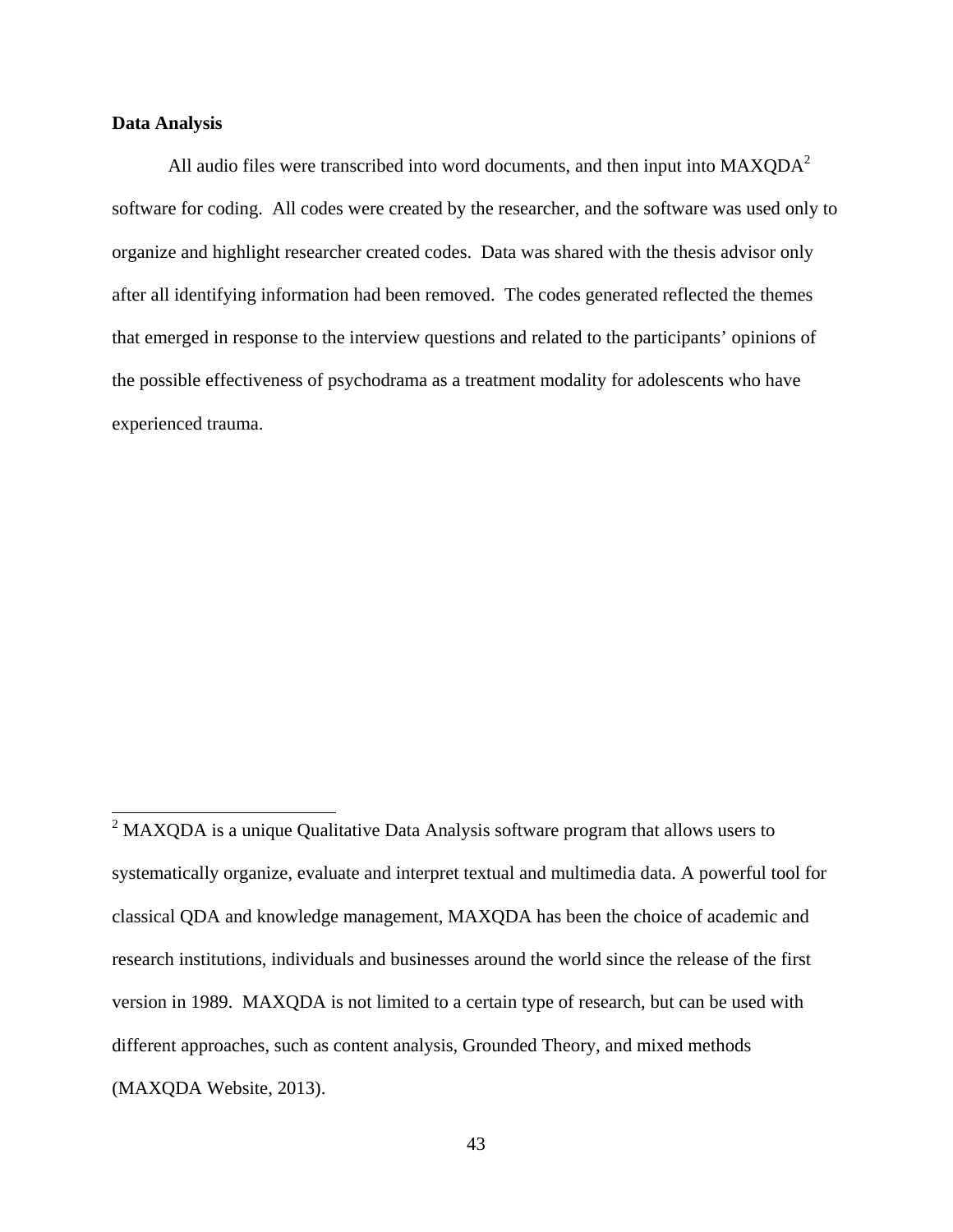**Data Analysis**

All audio files were transcribed into word documents, and then input into MAXQDA[2] software for coding. All codes were created by the researcher, and the software was used only to organize and highlight researcher created codes. Data was shared with the thesis advisor only after all identifying information had been removed. The codes generated reflected the themes that emerged in response to the interview questions and related to the participants' opinions of the possible effectiveness of psychodrama as a treatment modality for adolescents who have experienced trauma.

---

[2] MAXQDA is a unique Qualitative Data Analysis software program that allows users to systematically organize, evaluate and interpret textual and multimedia data. A powerful tool for classical QDA and knowledge management, MAXQDA has been the choice of academic and research institutions, individuals and businesses around the world since the release of the first version in 1989. MAXQDA is not limited to a certain type of research, but can be used with different approaches, such as content analysis, Grounded Theory, and mixed methods (MAXQDA Website, 2013).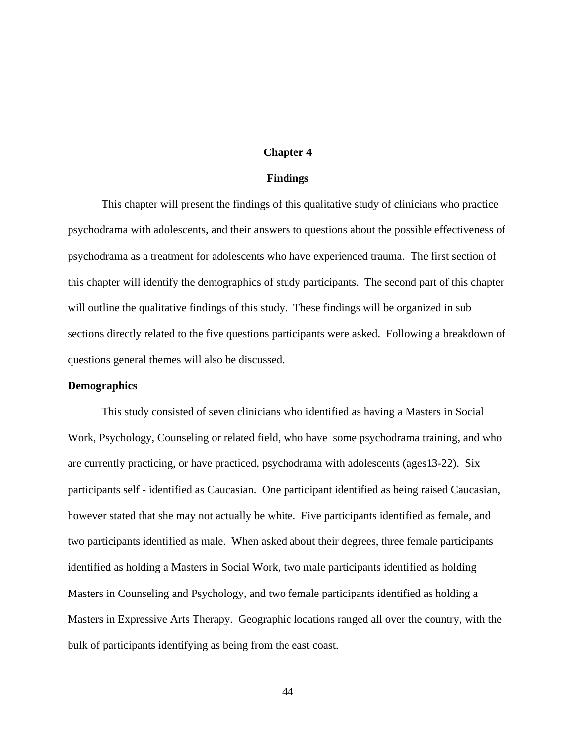# Chapter 4

# Findings

This chapter will present the findings of this qualitative study of clinicians who practice psychodrama with adolescents, and their answers to questions about the possible effectiveness of psychodrama as a treatment for adolescents who have experienced trauma. The first section of this chapter will identify the demographics of study participants. The second part of this chapter will outline the qualitative findings of this study. These findings will be organized in sub sections directly related to the five questions participants were asked. Following a breakdown of questions general themes will also be discussed.

## Demographics

This study consisted of seven clinicians who identified as having a Masters in Social Work, Psychology, Counseling or related field, who have some psychodrama training, and who are currently practicing, or have practiced, psychodrama with adolescents (ages13-22). Six participants self - identified as Caucasian. One participant identified as being raised Caucasian, however stated that she may not actually be white. Five participants identified as female, and two participants identified as male. When asked about their degrees, three female participants identified as holding a Masters in Social Work, two male participants identified as holding Masters in Counseling and Psychology, and two female participants identified as holding a Masters in Expressive Arts Therapy. Geographic locations ranged all over the country, with the bulk of participants identifying as being from the east coast.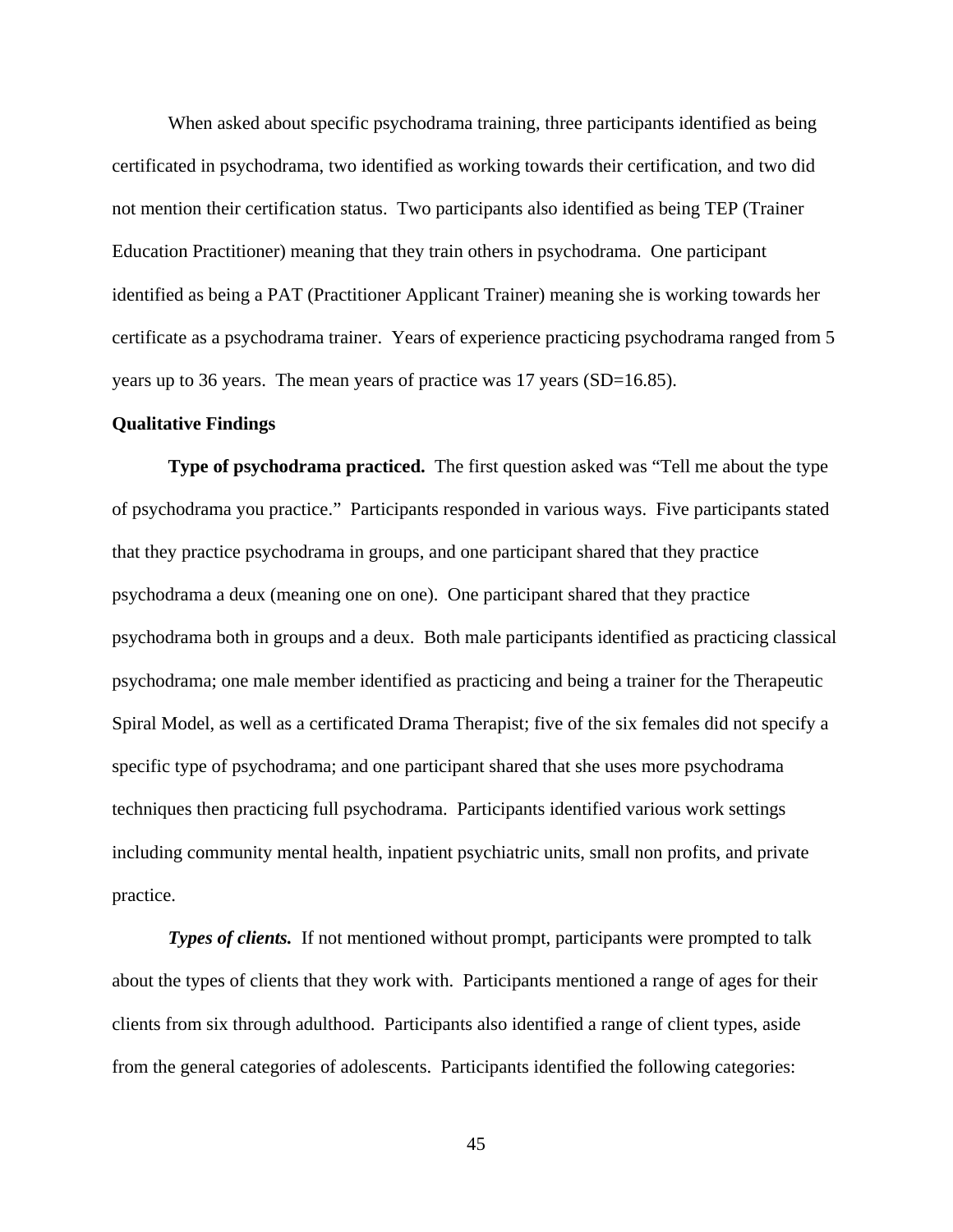When asked about specific psychodrama training, three participants identified as being certificated in psychodrama, two identified as working towards their certification, and two did not mention their certification status. Two participants also identified as being TEP (Trainer Education Practitioner) meaning that they train others in psychodrama. One participant identified as being a PAT (Practitioner Applicant Trainer) meaning she is working towards her certificate as a psychodrama trainer. Years of experience practicing psychodrama ranged from 5 years up to 36 years. The mean years of practice was 17 years (SD=16.85).

## Qualitative Findings

**Type of psychodrama practiced.** The first question asked was "Tell me about the type of psychodrama you practice." Participants responded in various ways. Five participants stated that they practice psychodrama in groups, and one participant shared that they practice psychodrama a deux (meaning one on one). One participant shared that they practice psychodrama both in groups and a deux. Both male participants identified as practicing classical psychodrama; one male member identified as practicing and being a trainer for the Therapeutic Spiral Model, as well as a certificated Drama Therapist; five of the six females did not specify a specific type of psychodrama; and one participant shared that she uses more psychodrama techniques then practicing full psychodrama. Participants identified various work settings including community mental health, inpatient psychiatric units, small non profits, and private practice.

***Types of clients.*** If not mentioned without prompt, participants were prompted to talk about the types of clients that they work with. Participants mentioned a range of ages for their clients from six through adulthood. Participants also identified a range of client types, aside from the general categories of adolescents. Participants identified the following categories: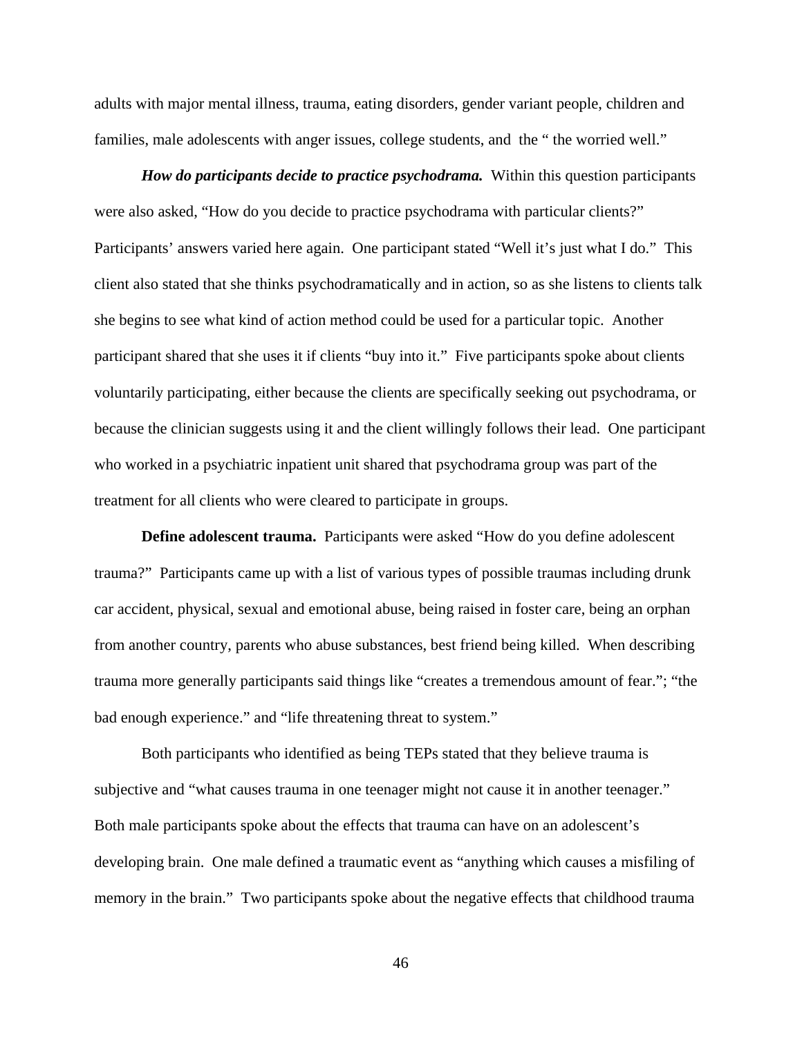adults with major mental illness, trauma, eating disorders, gender variant people, children and families, male adolescents with anger issues, college students, and the " the worried well."

***How do participants decide to practice psychodrama.*** Within this question participants were also asked, "How do you decide to practice psychodrama with particular clients?" Participants' answers varied here again. One participant stated "Well it's just what I do." This client also stated that she thinks psychodramatically and in action, so as she listens to clients talk she begins to see what kind of action method could be used for a particular topic. Another participant shared that she uses it if clients "buy into it." Five participants spoke about clients voluntarily participating, either because the clients are specifically seeking out psychodrama, or because the clinician suggests using it and the client willingly follows their lead. One participant who worked in a psychiatric inpatient unit shared that psychodrama group was part of the treatment for all clients who were cleared to participate in groups.

**Define adolescent trauma.** Participants were asked "How do you define adolescent trauma?" Participants came up with a list of various types of possible traumas including drunk car accident, physical, sexual and emotional abuse, being raised in foster care, being an orphan from another country, parents who abuse substances, best friend being killed. When describing trauma more generally participants said things like "creates a tremendous amount of fear."; "the bad enough experience." and "life threatening threat to system."

Both participants who identified as being TEPs stated that they believe trauma is subjective and "what causes trauma in one teenager might not cause it in another teenager." Both male participants spoke about the effects that trauma can have on an adolescent's developing brain. One male defined a traumatic event as "anything which causes a misfiling of memory in the brain." Two participants spoke about the negative effects that childhood trauma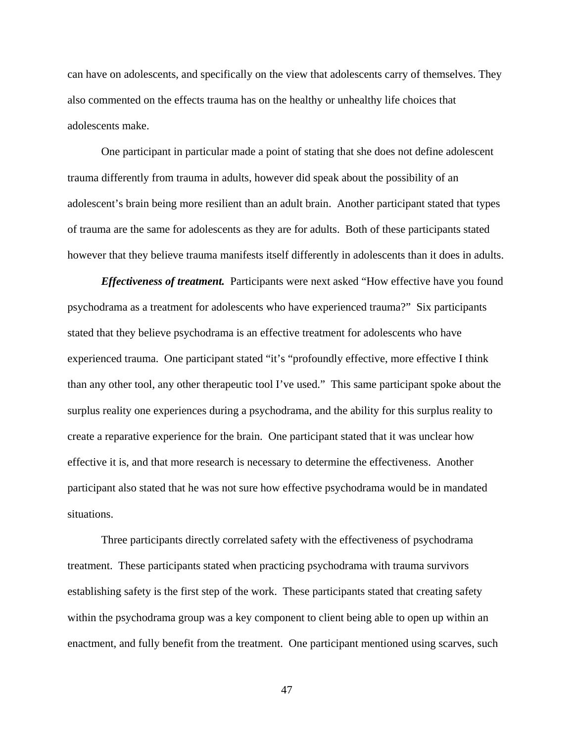can have on adolescents, and specifically on the view that adolescents carry of themselves. They also commented on the effects trauma has on the healthy or unhealthy life choices that adolescents make.

One participant in particular made a point of stating that she does not define adolescent trauma differently from trauma in adults, however did speak about the possibility of an adolescent's brain being more resilient than an adult brain. Another participant stated that types of trauma are the same for adolescents as they are for adults. Both of these participants stated however that they believe trauma manifests itself differently in adolescents than it does in adults.

***Effectiveness of treatment.*** Participants were next asked "How effective have you found psychodrama as a treatment for adolescents who have experienced trauma?" Six participants stated that they believe psychodrama is an effective treatment for adolescents who have experienced trauma. One participant stated "it's "profoundly effective, more effective I think than any other tool, any other therapeutic tool I've used." This same participant spoke about the surplus reality one experiences during a psychodrama, and the ability for this surplus reality to create a reparative experience for the brain. One participant stated that it was unclear how effective it is, and that more research is necessary to determine the effectiveness. Another participant also stated that he was not sure how effective psychodrama would be in mandated situations.

Three participants directly correlated safety with the effectiveness of psychodrama treatment. These participants stated when practicing psychodrama with trauma survivors establishing safety is the first step of the work. These participants stated that creating safety within the psychodrama group was a key component to client being able to open up within an enactment, and fully benefit from the treatment. One participant mentioned using scarves, such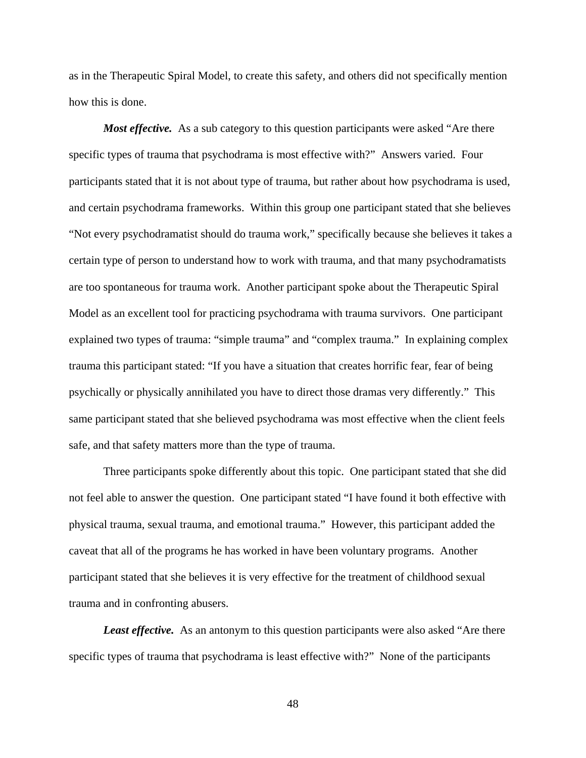as in the Therapeutic Spiral Model, to create this safety, and others did not specifically mention how this is done.

***Most effective.*** As a sub category to this question participants were asked "Are there specific types of trauma that psychodrama is most effective with?" Answers varied. Four participants stated that it is not about type of trauma, but rather about how psychodrama is used, and certain psychodrama frameworks. Within this group one participant stated that she believes "Not every psychodramatist should do trauma work," specifically because she believes it takes a certain type of person to understand how to work with trauma, and that many psychodramatists are too spontaneous for trauma work. Another participant spoke about the Therapeutic Spiral Model as an excellent tool for practicing psychodrama with trauma survivors. One participant explained two types of trauma: "simple trauma" and "complex trauma." In explaining complex trauma this participant stated: "If you have a situation that creates horrific fear, fear of being psychically or physically annihilated you have to direct those dramas very differently." This same participant stated that she believed psychodrama was most effective when the client feels safe, and that safety matters more than the type of trauma.

Three participants spoke differently about this topic. One participant stated that she did not feel able to answer the question. One participant stated "I have found it both effective with physical trauma, sexual trauma, and emotional trauma." However, this participant added the caveat that all of the programs he has worked in have been voluntary programs. Another participant stated that she believes it is very effective for the treatment of childhood sexual trauma and in confronting abusers.

***Least effective.*** As an antonym to this question participants were also asked "Are there specific types of trauma that psychodrama is least effective with?" None of the participants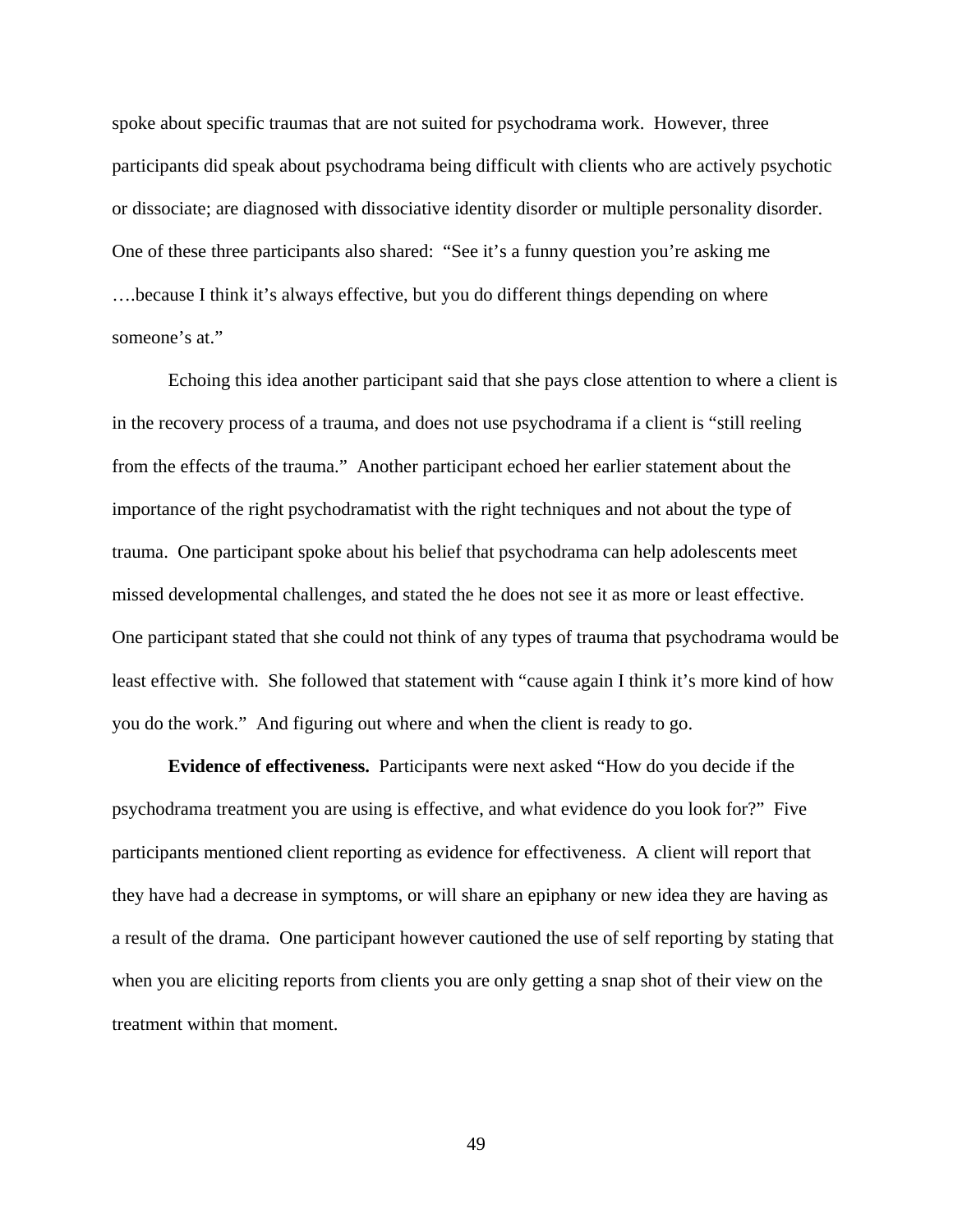spoke about specific traumas that are not suited for psychodrama work. However, three participants did speak about psychodrama being difficult with clients who are actively psychotic or dissociate; are diagnosed with dissociative identity disorder or multiple personality disorder. One of these three participants also shared: "See it's a funny question you're asking me ….because I think it's always effective, but you do different things depending on where someone's at."

Echoing this idea another participant said that she pays close attention to where a client is in the recovery process of a trauma, and does not use psychodrama if a client is "still reeling from the effects of the trauma." Another participant echoed her earlier statement about the importance of the right psychodramatist with the right techniques and not about the type of trauma. One participant spoke about his belief that psychodrama can help adolescents meet missed developmental challenges, and stated the he does not see it as more or least effective. One participant stated that she could not think of any types of trauma that psychodrama would be least effective with. She followed that statement with "cause again I think it's more kind of how you do the work." And figuring out where and when the client is ready to go.

**Evidence of effectiveness.** Participants were next asked "How do you decide if the psychodrama treatment you are using is effective, and what evidence do you look for?" Five participants mentioned client reporting as evidence for effectiveness. A client will report that they have had a decrease in symptoms, or will share an epiphany or new idea they are having as a result of the drama. One participant however cautioned the use of self reporting by stating that when you are eliciting reports from clients you are only getting a snap shot of their view on the treatment within that moment.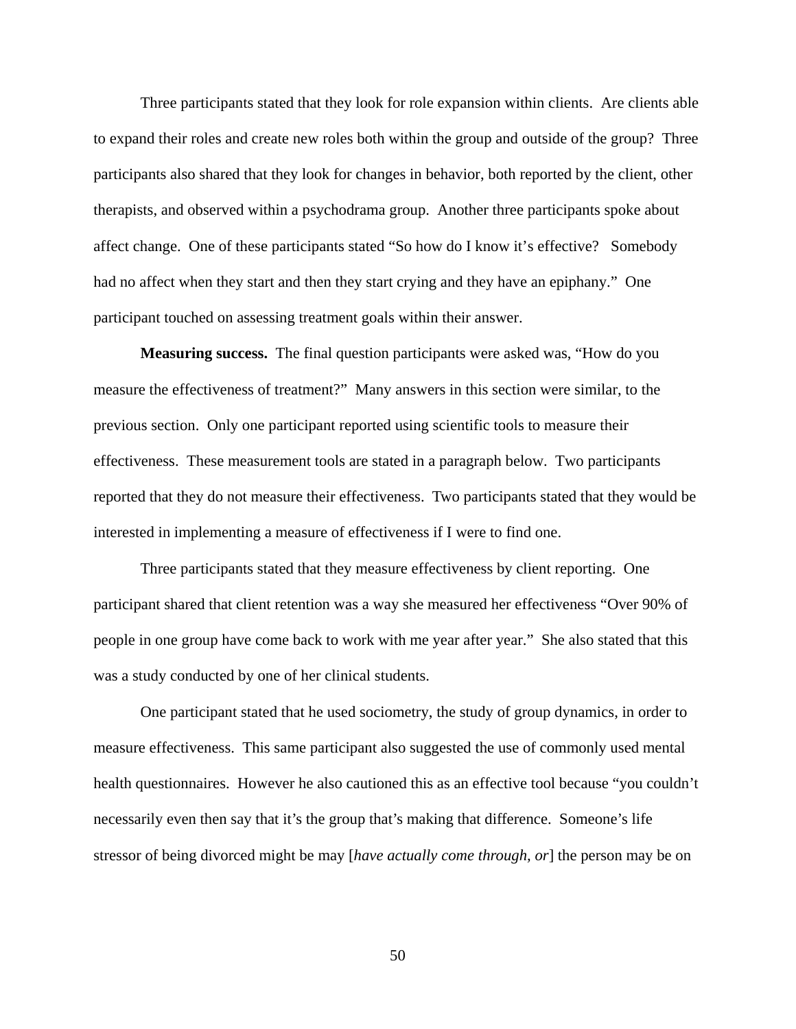Three participants stated that they look for role expansion within clients. Are clients able to expand their roles and create new roles both within the group and outside of the group? Three participants also shared that they look for changes in behavior, both reported by the client, other therapists, and observed within a psychodrama group. Another three participants spoke about affect change. One of these participants stated "So how do I know it's effective? Somebody had no affect when they start and then they start crying and they have an epiphany." One participant touched on assessing treatment goals within their answer.

**Measuring success.** The final question participants were asked was, "How do you measure the effectiveness of treatment?" Many answers in this section were similar, to the previous section. Only one participant reported using scientific tools to measure their effectiveness. These measurement tools are stated in a paragraph below. Two participants reported that they do not measure their effectiveness. Two participants stated that they would be interested in implementing a measure of effectiveness if I were to find one.

Three participants stated that they measure effectiveness by client reporting. One participant shared that client retention was a way she measured her effectiveness "Over 90% of people in one group have come back to work with me year after year." She also stated that this was a study conducted by one of her clinical students.

One participant stated that he used sociometry, the study of group dynamics, in order to measure effectiveness. This same participant also suggested the use of commonly used mental health questionnaires. However he also cautioned this as an effective tool because "you couldn't necessarily even then say that it's the group that's making that difference. Someone's life stressor of being divorced might be may [*have actually come through, or*] the person may be on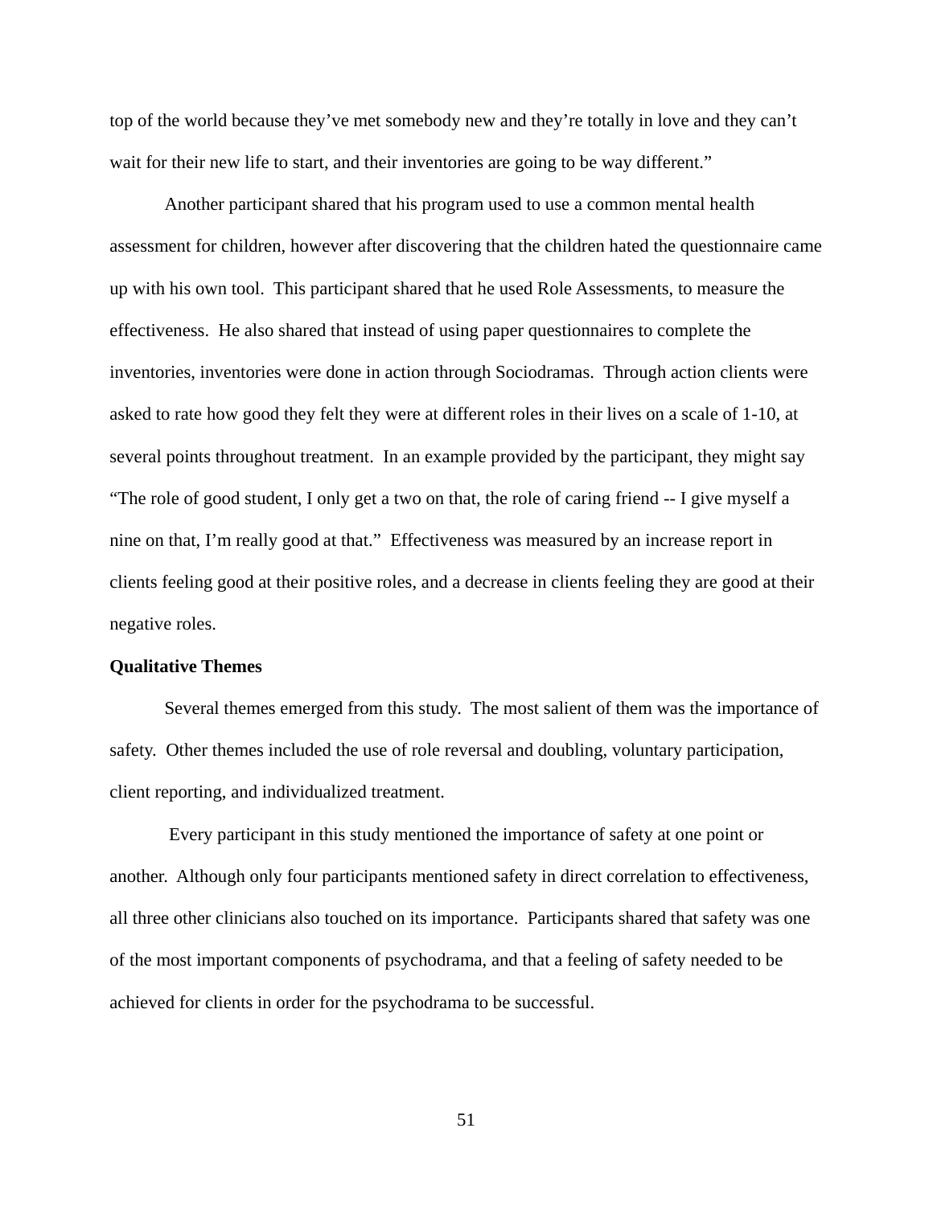top of the world because they've met somebody new and they're totally in love and they can't wait for their new life to start, and their inventories are going to be way different."

Another participant shared that his program used to use a common mental health assessment for children, however after discovering that the children hated the questionnaire came up with his own tool. This participant shared that he used Role Assessments, to measure the effectiveness. He also shared that instead of using paper questionnaires to complete the inventories, inventories were done in action through Sociodramas. Through action clients were asked to rate how good they felt they were at different roles in their lives on a scale of 1-10, at several points throughout treatment. In an example provided by the participant, they might say "The role of good student, I only get a two on that, the role of caring friend -- I give myself a nine on that, I'm really good at that." Effectiveness was measured by an increase report in clients feeling good at their positive roles, and a decrease in clients feeling they are good at their negative roles.

**Qualitative Themes**

Several themes emerged from this study. The most salient of them was the importance of safety. Other themes included the use of role reversal and doubling, voluntary participation, client reporting, and individualized treatment.

Every participant in this study mentioned the importance of safety at one point or another. Although only four participants mentioned safety in direct correlation to effectiveness, all three other clinicians also touched on its importance. Participants shared that safety was one of the most important components of psychodrama, and that a feeling of safety needed to be achieved for clients in order for the psychodrama to be successful.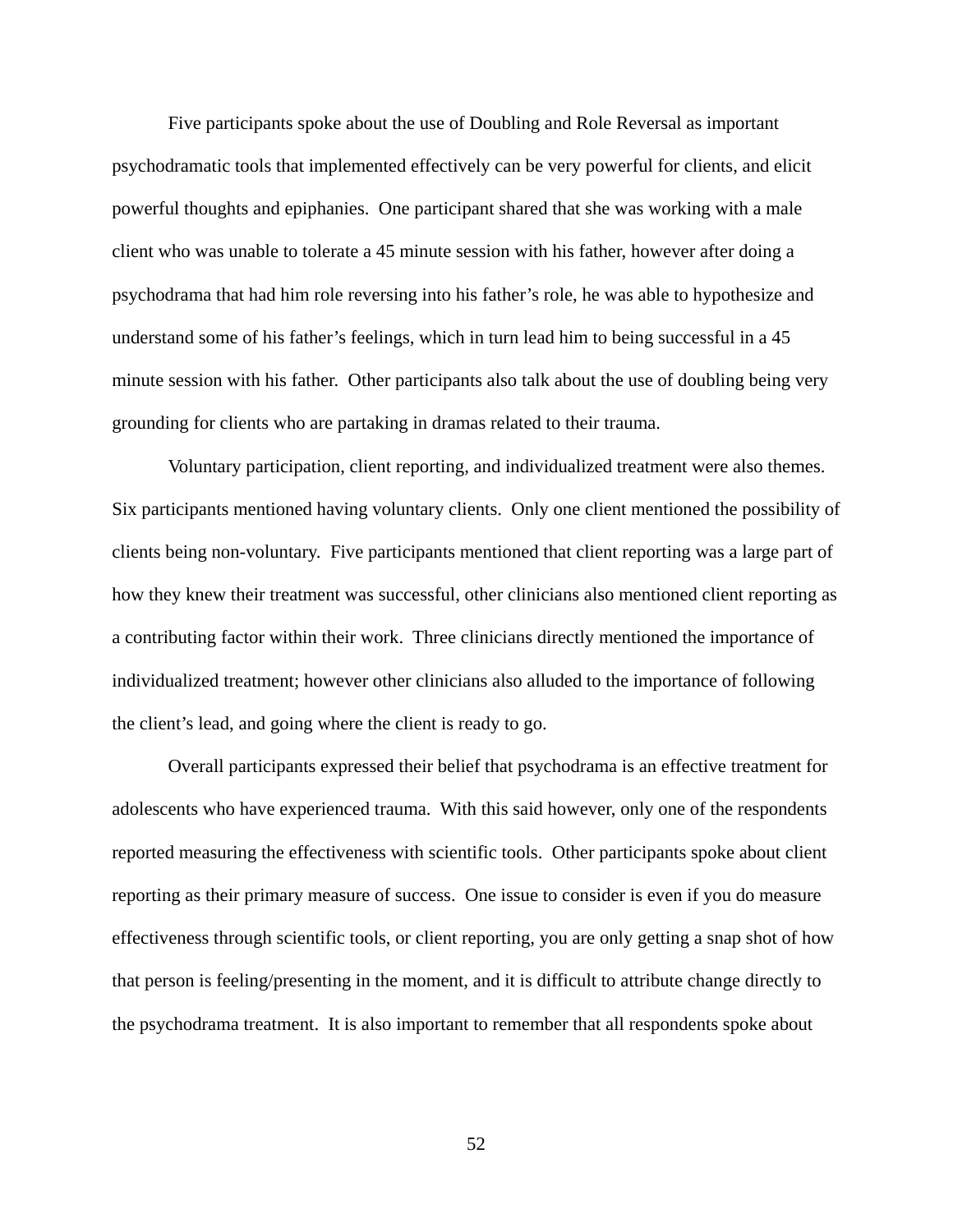Five participants spoke about the use of Doubling and Role Reversal as important psychodramatic tools that implemented effectively can be very powerful for clients, and elicit powerful thoughts and epiphanies. One participant shared that she was working with a male client who was unable to tolerate a 45 minute session with his father, however after doing a psychodrama that had him role reversing into his father's role, he was able to hypothesize and understand some of his father's feelings, which in turn lead him to being successful in a 45 minute session with his father. Other participants also talk about the use of doubling being very grounding for clients who are partaking in dramas related to their trauma.

Voluntary participation, client reporting, and individualized treatment were also themes. Six participants mentioned having voluntary clients. Only one client mentioned the possibility of clients being non-voluntary. Five participants mentioned that client reporting was a large part of how they knew their treatment was successful, other clinicians also mentioned client reporting as a contributing factor within their work. Three clinicians directly mentioned the importance of individualized treatment; however other clinicians also alluded to the importance of following the client's lead, and going where the client is ready to go.

Overall participants expressed their belief that psychodrama is an effective treatment for adolescents who have experienced trauma. With this said however, only one of the respondents reported measuring the effectiveness with scientific tools. Other participants spoke about client reporting as their primary measure of success. One issue to consider is even if you do measure effectiveness through scientific tools, or client reporting, you are only getting a snap shot of how that person is feeling/presenting in the moment, and it is difficult to attribute change directly to the psychodrama treatment. It is also important to remember that all respondents spoke about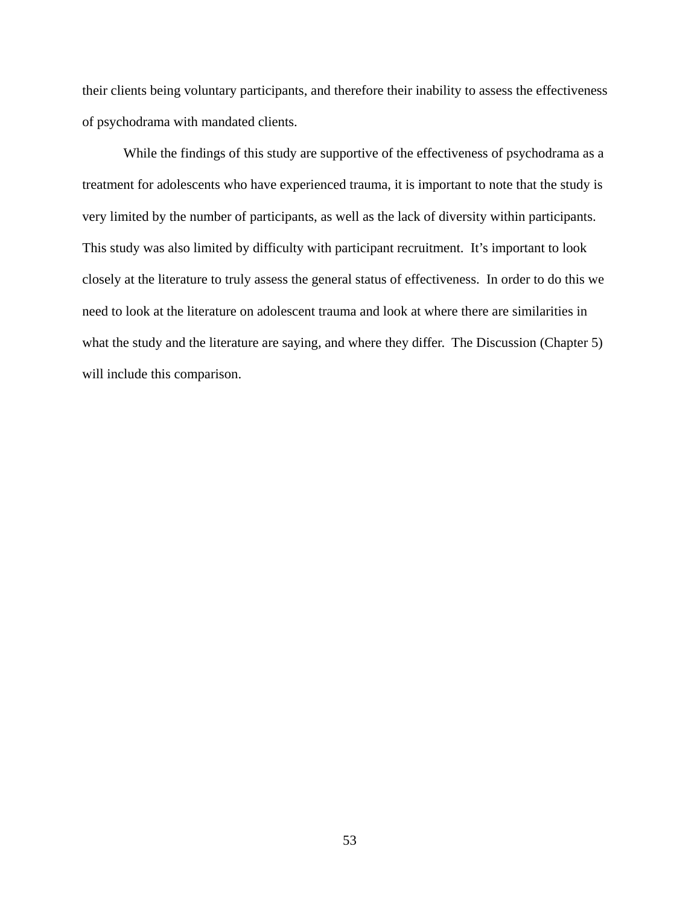their clients being voluntary participants, and therefore their inability to assess the effectiveness of psychodrama with mandated clients.

While the findings of this study are supportive of the effectiveness of psychodrama as a treatment for adolescents who have experienced trauma, it is important to note that the study is very limited by the number of participants, as well as the lack of diversity within participants. This study was also limited by difficulty with participant recruitment. It's important to look closely at the literature to truly assess the general status of effectiveness. In order to do this we need to look at the literature on adolescent trauma and look at where there are similarities in what the study and the literature are saying, and where they differ. The Discussion (Chapter 5) will include this comparison.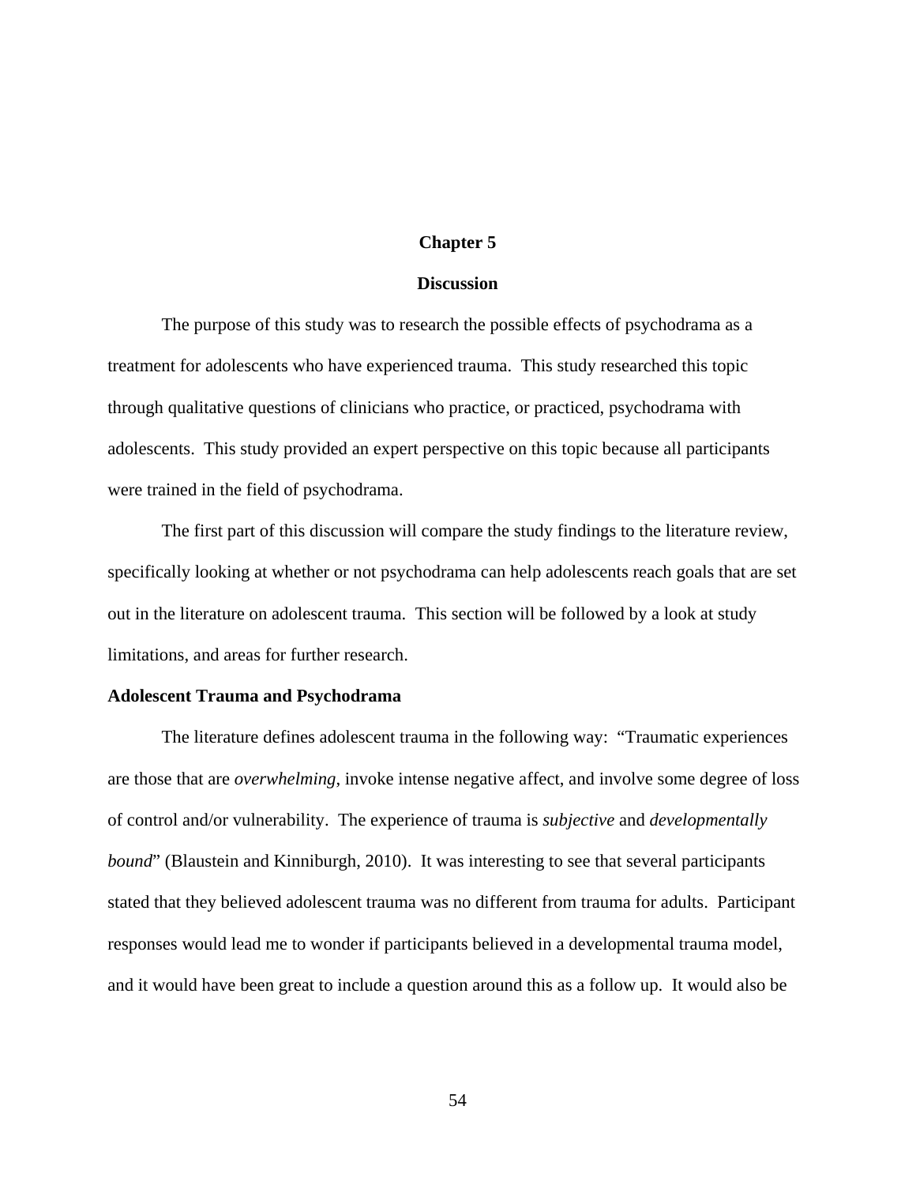# Chapter 5

## Discussion

The purpose of this study was to research the possible effects of psychodrama as a treatment for adolescents who have experienced trauma. This study researched this topic through qualitative questions of clinicians who practice, or practiced, psychodrama with adolescents. This study provided an expert perspective on this topic because all participants were trained in the field of psychodrama.

The first part of this discussion will compare the study findings to the literature review, specifically looking at whether or not psychodrama can help adolescents reach goals that are set out in the literature on adolescent trauma. This section will be followed by a look at study limitations, and areas for further research.

### Adolescent Trauma and Psychodrama

The literature defines adolescent trauma in the following way: "Traumatic experiences are those that are *overwhelming*, invoke intense negative affect, and involve some degree of loss of control and/or vulnerability. The experience of trauma is *subjective* and *developmentally bound*" (Blaustein and Kinniburgh, 2010). It was interesting to see that several participants stated that they believed adolescent trauma was no different from trauma for adults. Participant responses would lead me to wonder if participants believed in a developmental trauma model, and it would have been great to include a question around this as a follow up. It would also be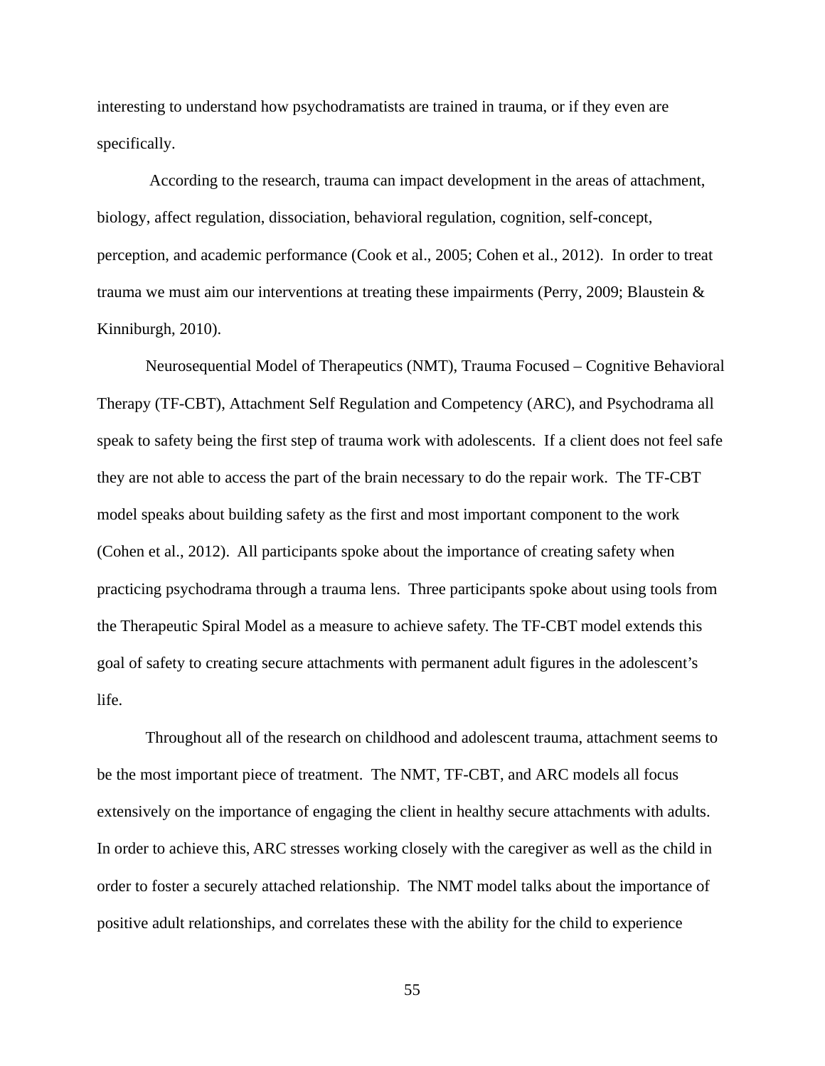interesting to understand how psychodramatists are trained in trauma, or if they even are specifically.

According to the research, trauma can impact development in the areas of attachment, biology, affect regulation, dissociation, behavioral regulation, cognition, self-concept, perception, and academic performance (Cook et al., 2005; Cohen et al., 2012). In order to treat trauma we must aim our interventions at treating these impairments (Perry, 2009; Blaustein & Kinniburgh, 2010).

Neurosequential Model of Therapeutics (NMT), Trauma Focused – Cognitive Behavioral Therapy (TF-CBT), Attachment Self Regulation and Competency (ARC), and Psychodrama all speak to safety being the first step of trauma work with adolescents. If a client does not feel safe they are not able to access the part of the brain necessary to do the repair work. The TF-CBT model speaks about building safety as the first and most important component to the work (Cohen et al., 2012). All participants spoke about the importance of creating safety when practicing psychodrama through a trauma lens. Three participants spoke about using tools from the Therapeutic Spiral Model as a measure to achieve safety. The TF-CBT model extends this goal of safety to creating secure attachments with permanent adult figures in the adolescent's life.

Throughout all of the research on childhood and adolescent trauma, attachment seems to be the most important piece of treatment. The NMT, TF-CBT, and ARC models all focus extensively on the importance of engaging the client in healthy secure attachments with adults. In order to achieve this, ARC stresses working closely with the caregiver as well as the child in order to foster a securely attached relationship. The NMT model talks about the importance of positive adult relationships, and correlates these with the ability for the child to experience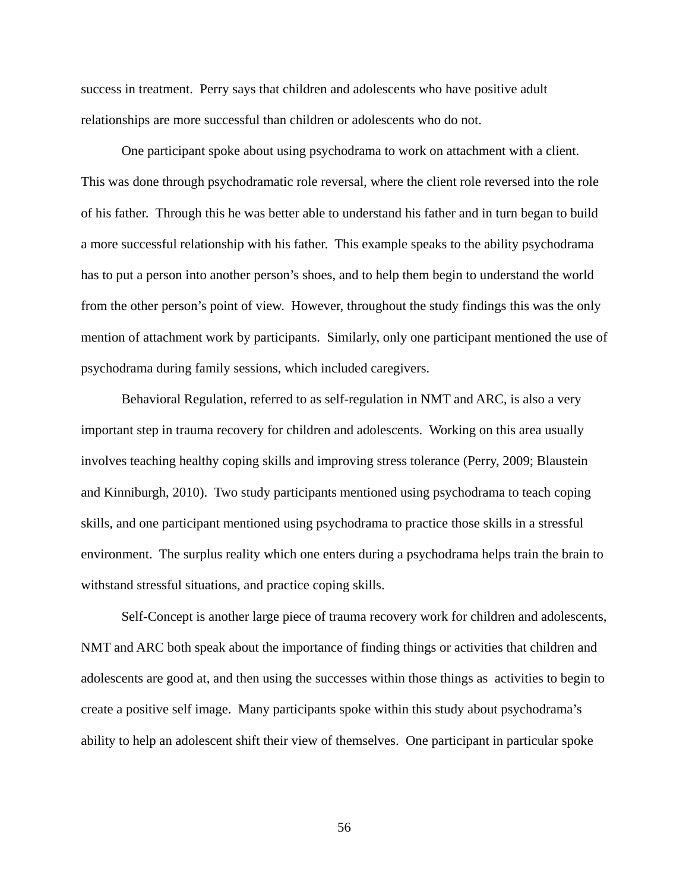success in treatment. Perry says that children and adolescents who have positive adult relationships are more successful than children or adolescents who do not.

One participant spoke about using psychodrama to work on attachment with a client. This was done through psychodramatic role reversal, where the client role reversed into the role of his father. Through this he was better able to understand his father and in turn began to build a more successful relationship with his father. This example speaks to the ability psychodrama has to put a person into another person's shoes, and to help them begin to understand the world from the other person's point of view. However, throughout the study findings this was the only mention of attachment work by participants. Similarly, only one participant mentioned the use of psychodrama during family sessions, which included caregivers.

Behavioral Regulation, referred to as self-regulation in NMT and ARC, is also a very important step in trauma recovery for children and adolescents. Working on this area usually involves teaching healthy coping skills and improving stress tolerance (Perry, 2009; Blaustein and Kinniburgh, 2010). Two study participants mentioned using psychodrama to teach coping skills, and one participant mentioned using psychodrama to practice those skills in a stressful environment. The surplus reality which one enters during a psychodrama helps train the brain to withstand stressful situations, and practice coping skills.

Self-Concept is another large piece of trauma recovery work for children and adolescents, NMT and ARC both speak about the importance of finding things or activities that children and adolescents are good at, and then using the successes within those things as activities to begin to create a positive self image. Many participants spoke within this study about psychodrama's ability to help an adolescent shift their view of themselves. One participant in particular spoke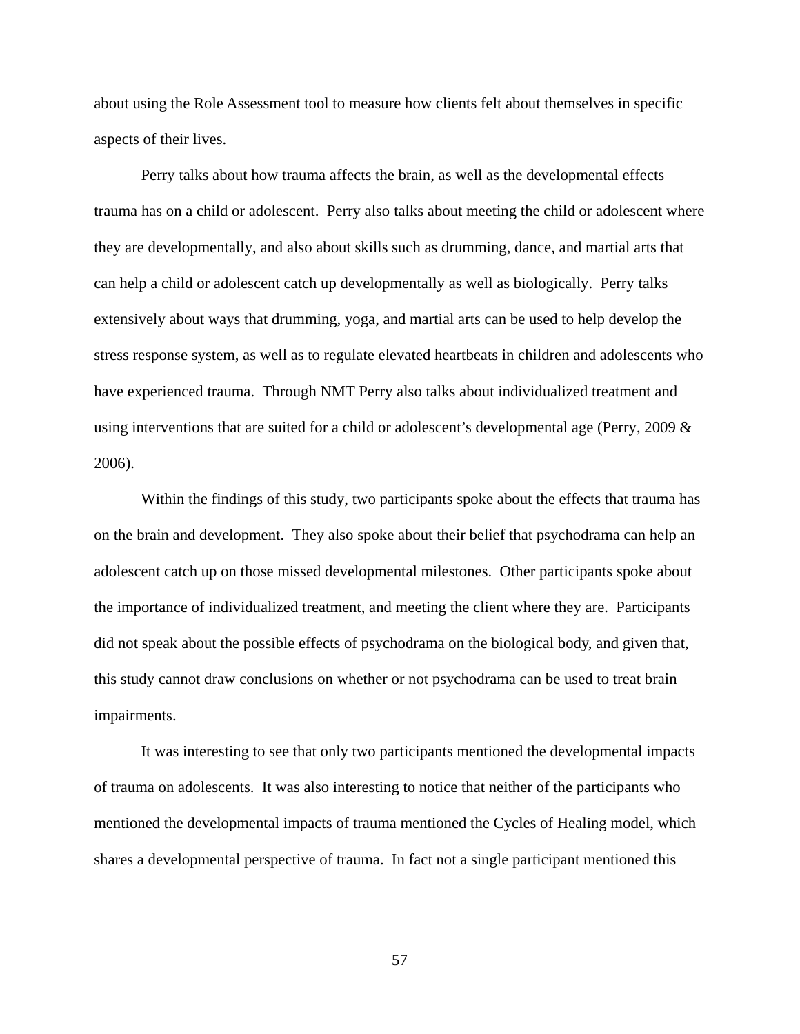about using the Role Assessment tool to measure how clients felt about themselves in specific aspects of their lives.

Perry talks about how trauma affects the brain, as well as the developmental effects trauma has on a child or adolescent. Perry also talks about meeting the child or adolescent where they are developmentally, and also about skills such as drumming, dance, and martial arts that can help a child or adolescent catch up developmentally as well as biologically. Perry talks extensively about ways that drumming, yoga, and martial arts can be used to help develop the stress response system, as well as to regulate elevated heartbeats in children and adolescents who have experienced trauma. Through NMT Perry also talks about individualized treatment and using interventions that are suited for a child or adolescent's developmental age (Perry, 2009 & 2006).

Within the findings of this study, two participants spoke about the effects that trauma has on the brain and development. They also spoke about their belief that psychodrama can help an adolescent catch up on those missed developmental milestones. Other participants spoke about the importance of individualized treatment, and meeting the client where they are. Participants did not speak about the possible effects of psychodrama on the biological body, and given that, this study cannot draw conclusions on whether or not psychodrama can be used to treat brain impairments.

It was interesting to see that only two participants mentioned the developmental impacts of trauma on adolescents. It was also interesting to notice that neither of the participants who mentioned the developmental impacts of trauma mentioned the Cycles of Healing model, which shares a developmental perspective of trauma. In fact not a single participant mentioned this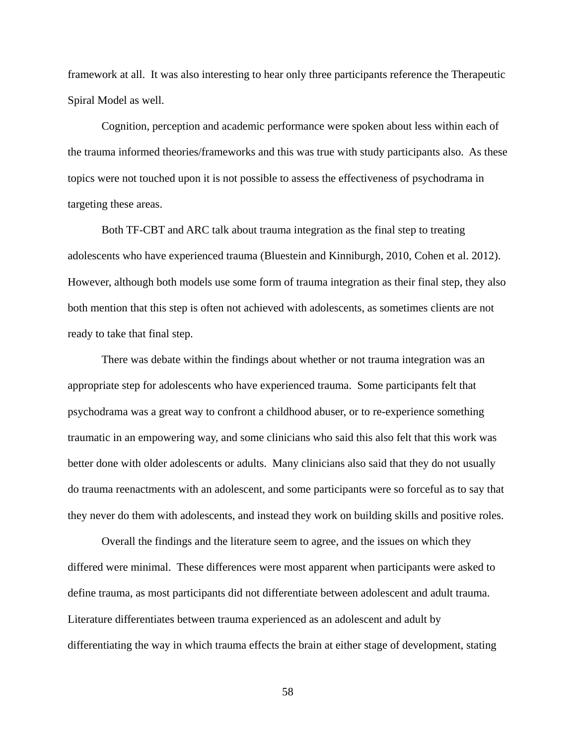framework at all. It was also interesting to hear only three participants reference the Therapeutic Spiral Model as well.

Cognition, perception and academic performance were spoken about less within each of the trauma informed theories/frameworks and this was true with study participants also. As these topics were not touched upon it is not possible to assess the effectiveness of psychodrama in targeting these areas.

Both TF-CBT and ARC talk about trauma integration as the final step to treating adolescents who have experienced trauma (Bluestein and Kinniburgh, 2010, Cohen et al. 2012). However, although both models use some form of trauma integration as their final step, they also both mention that this step is often not achieved with adolescents, as sometimes clients are not ready to take that final step.

There was debate within the findings about whether or not trauma integration was an appropriate step for adolescents who have experienced trauma. Some participants felt that psychodrama was a great way to confront a childhood abuser, or to re-experience something traumatic in an empowering way, and some clinicians who said this also felt that this work was better done with older adolescents or adults. Many clinicians also said that they do not usually do trauma reenactments with an adolescent, and some participants were so forceful as to say that they never do them with adolescents, and instead they work on building skills and positive roles.

Overall the findings and the literature seem to agree, and the issues on which they differed were minimal. These differences were most apparent when participants were asked to define trauma, as most participants did not differentiate between adolescent and adult trauma. Literature differentiates between trauma experienced as an adolescent and adult by differentiating the way in which trauma effects the brain at either stage of development, stating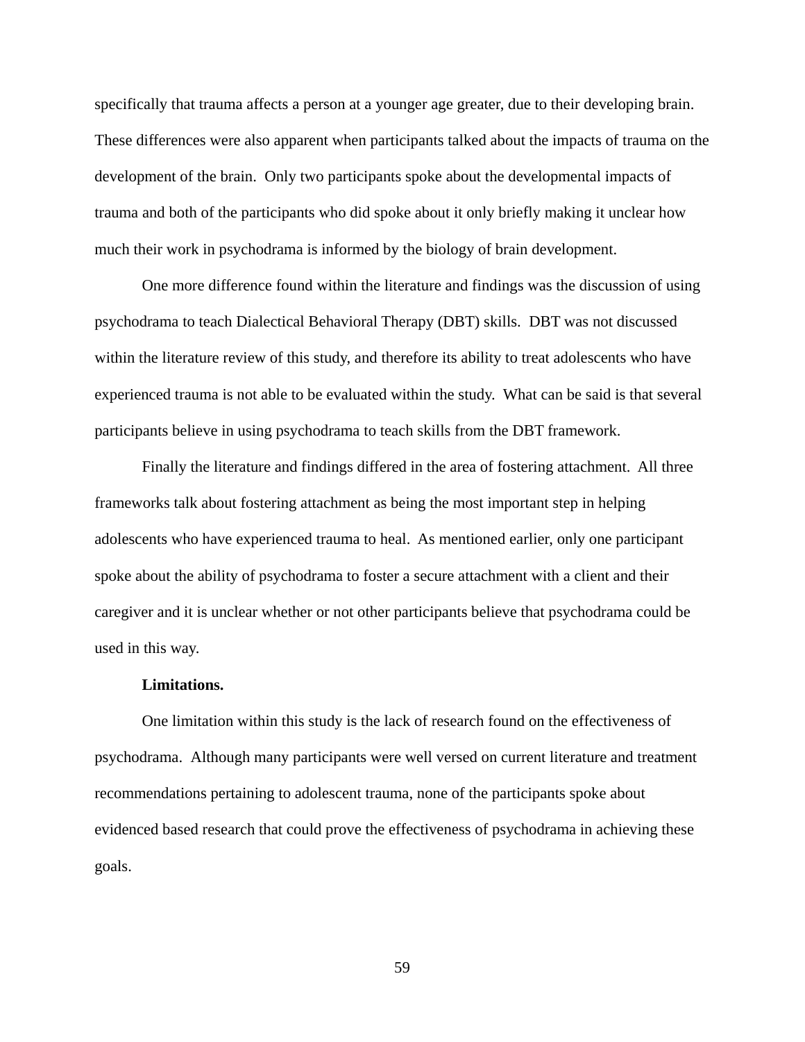specifically that trauma affects a person at a younger age greater, due to their developing brain. These differences were also apparent when participants talked about the impacts of trauma on the development of the brain. Only two participants spoke about the developmental impacts of trauma and both of the participants who did spoke about it only briefly making it unclear how much their work in psychodrama is informed by the biology of brain development.

One more difference found within the literature and findings was the discussion of using psychodrama to teach Dialectical Behavioral Therapy (DBT) skills. DBT was not discussed within the literature review of this study, and therefore its ability to treat adolescents who have experienced trauma is not able to be evaluated within the study. What can be said is that several participants believe in using psychodrama to teach skills from the DBT framework.

Finally the literature and findings differed in the area of fostering attachment. All three frameworks talk about fostering attachment as being the most important step in helping adolescents who have experienced trauma to heal. As mentioned earlier, only one participant spoke about the ability of psychodrama to foster a secure attachment with a client and their caregiver and it is unclear whether or not other participants believe that psychodrama could be used in this way.

**Limitations.**

One limitation within this study is the lack of research found on the effectiveness of psychodrama. Although many participants were well versed on current literature and treatment recommendations pertaining to adolescent trauma, none of the participants spoke about evidenced based research that could prove the effectiveness of psychodrama in achieving these goals.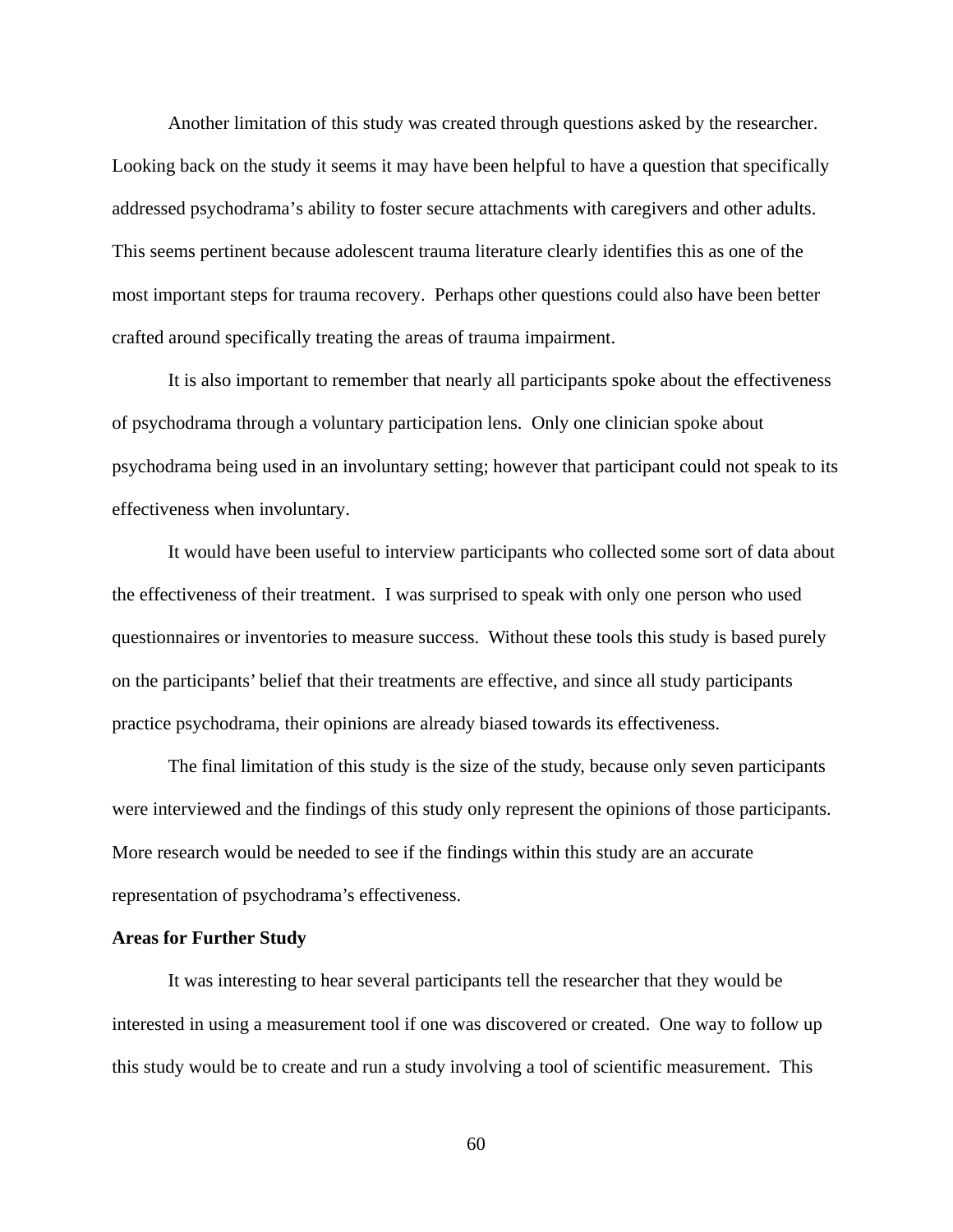Another limitation of this study was created through questions asked by the researcher. Looking back on the study it seems it may have been helpful to have a question that specifically addressed psychodrama's ability to foster secure attachments with caregivers and other adults. This seems pertinent because adolescent trauma literature clearly identifies this as one of the most important steps for trauma recovery. Perhaps other questions could also have been better crafted around specifically treating the areas of trauma impairment.

It is also important to remember that nearly all participants spoke about the effectiveness of psychodrama through a voluntary participation lens. Only one clinician spoke about psychodrama being used in an involuntary setting; however that participant could not speak to its effectiveness when involuntary.

It would have been useful to interview participants who collected some sort of data about the effectiveness of their treatment. I was surprised to speak with only one person who used questionnaires or inventories to measure success. Without these tools this study is based purely on the participants' belief that their treatments are effective, and since all study participants practice psychodrama, their opinions are already biased towards its effectiveness.

The final limitation of this study is the size of the study, because only seven participants were interviewed and the findings of this study only represent the opinions of those participants. More research would be needed to see if the findings within this study are an accurate representation of psychodrama's effectiveness.

**Areas for Further Study**

It was interesting to hear several participants tell the researcher that they would be interested in using a measurement tool if one was discovered or created. One way to follow up this study would be to create and run a study involving a tool of scientific measurement. This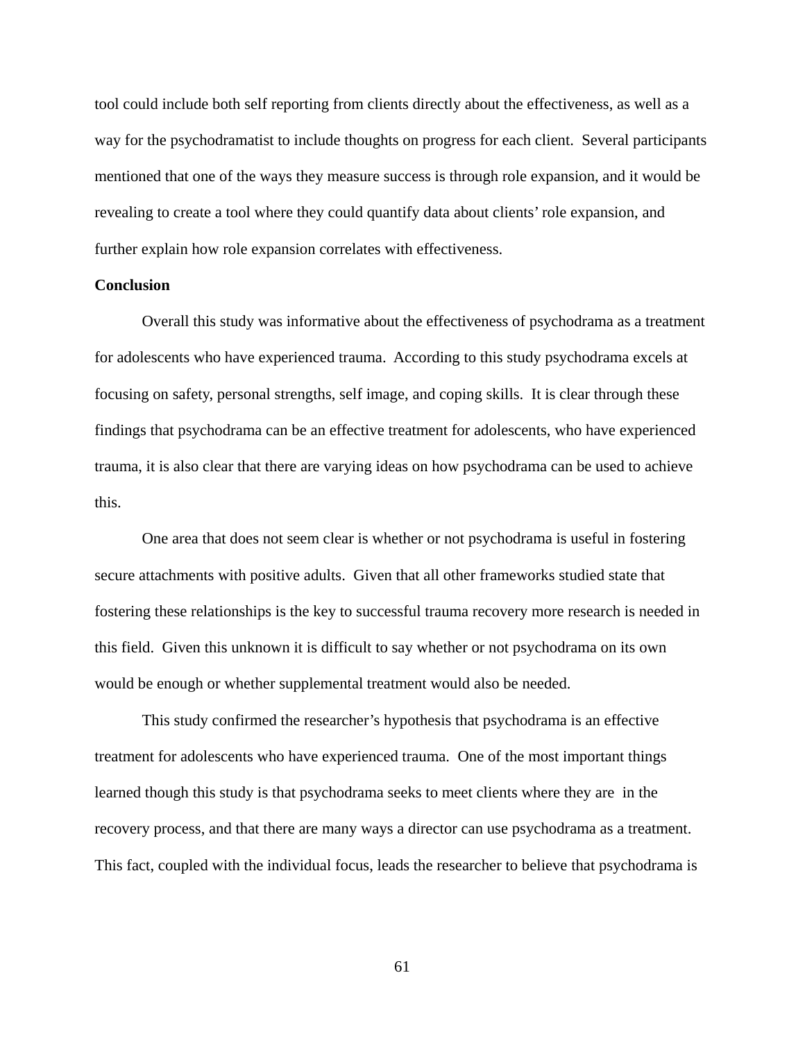tool could include both self reporting from clients directly about the effectiveness, as well as a way for the psychodramatist to include thoughts on progress for each client. Several participants mentioned that one of the ways they measure success is through role expansion, and it would be revealing to create a tool where they could quantify data about clients' role expansion, and further explain how role expansion correlates with effectiveness.

## Conclusion

Overall this study was informative about the effectiveness of psychodrama as a treatment for adolescents who have experienced trauma. According to this study psychodrama excels at focusing on safety, personal strengths, self image, and coping skills. It is clear through these findings that psychodrama can be an effective treatment for adolescents, who have experienced trauma, it is also clear that there are varying ideas on how psychodrama can be used to achieve this.

One area that does not seem clear is whether or not psychodrama is useful in fostering secure attachments with positive adults. Given that all other frameworks studied state that fostering these relationships is the key to successful trauma recovery more research is needed in this field. Given this unknown it is difficult to say whether or not psychodrama on its own would be enough or whether supplemental treatment would also be needed.

This study confirmed the researcher's hypothesis that psychodrama is an effective treatment for adolescents who have experienced trauma. One of the most important things learned though this study is that psychodrama seeks to meet clients where they are in the recovery process, and that there are many ways a director can use psychodrama as a treatment. This fact, coupled with the individual focus, leads the researcher to believe that psychodrama is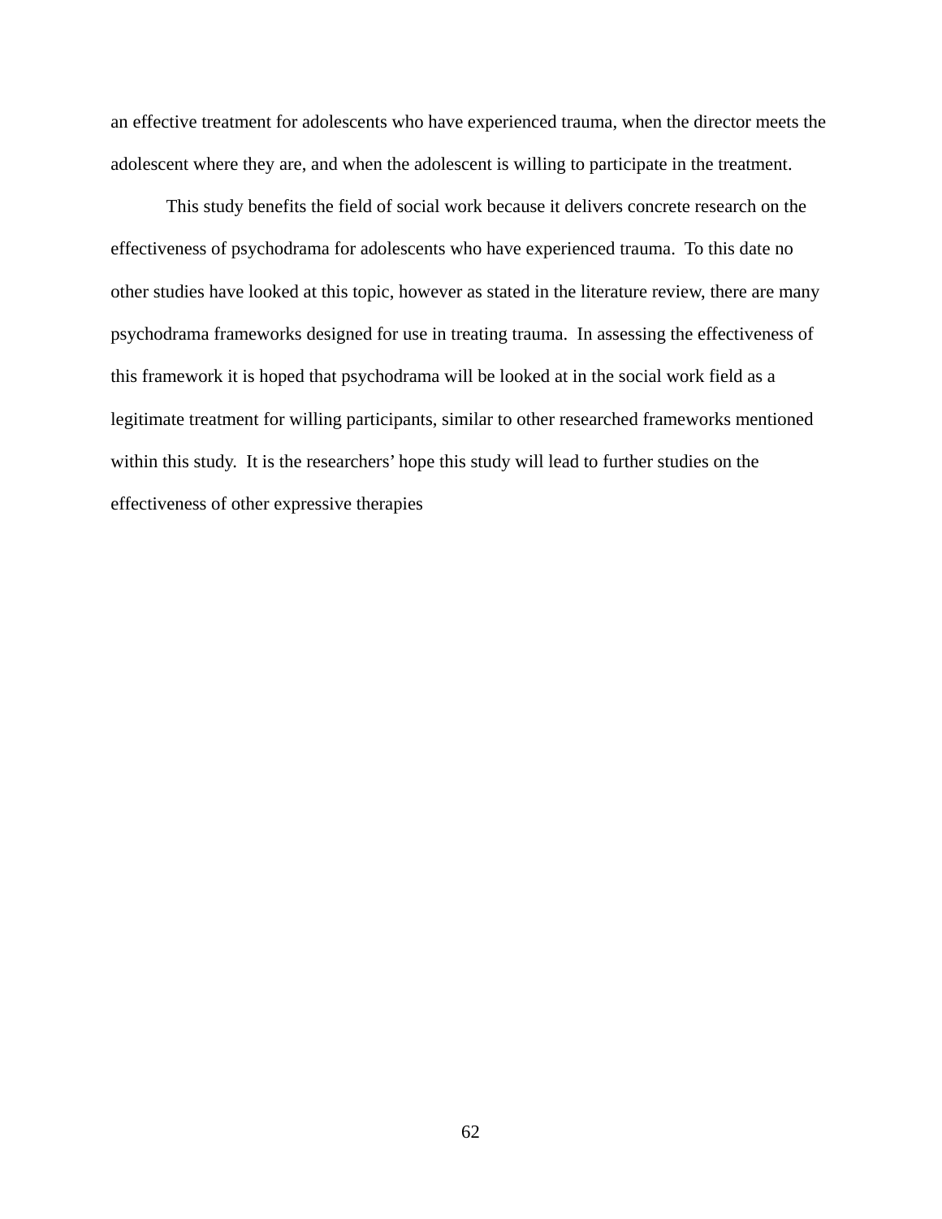an effective treatment for adolescents who have experienced trauma, when the director meets the adolescent where they are, and when the adolescent is willing to participate in the treatment.

This study benefits the field of social work because it delivers concrete research on the effectiveness of psychodrama for adolescents who have experienced trauma. To this date no other studies have looked at this topic, however as stated in the literature review, there are many psychodrama frameworks designed for use in treating trauma. In assessing the effectiveness of this framework it is hoped that psychodrama will be looked at in the social work field as a legitimate treatment for willing participants, similar to other researched frameworks mentioned within this study. It is the researchers' hope this study will lead to further studies on the effectiveness of other expressive therapies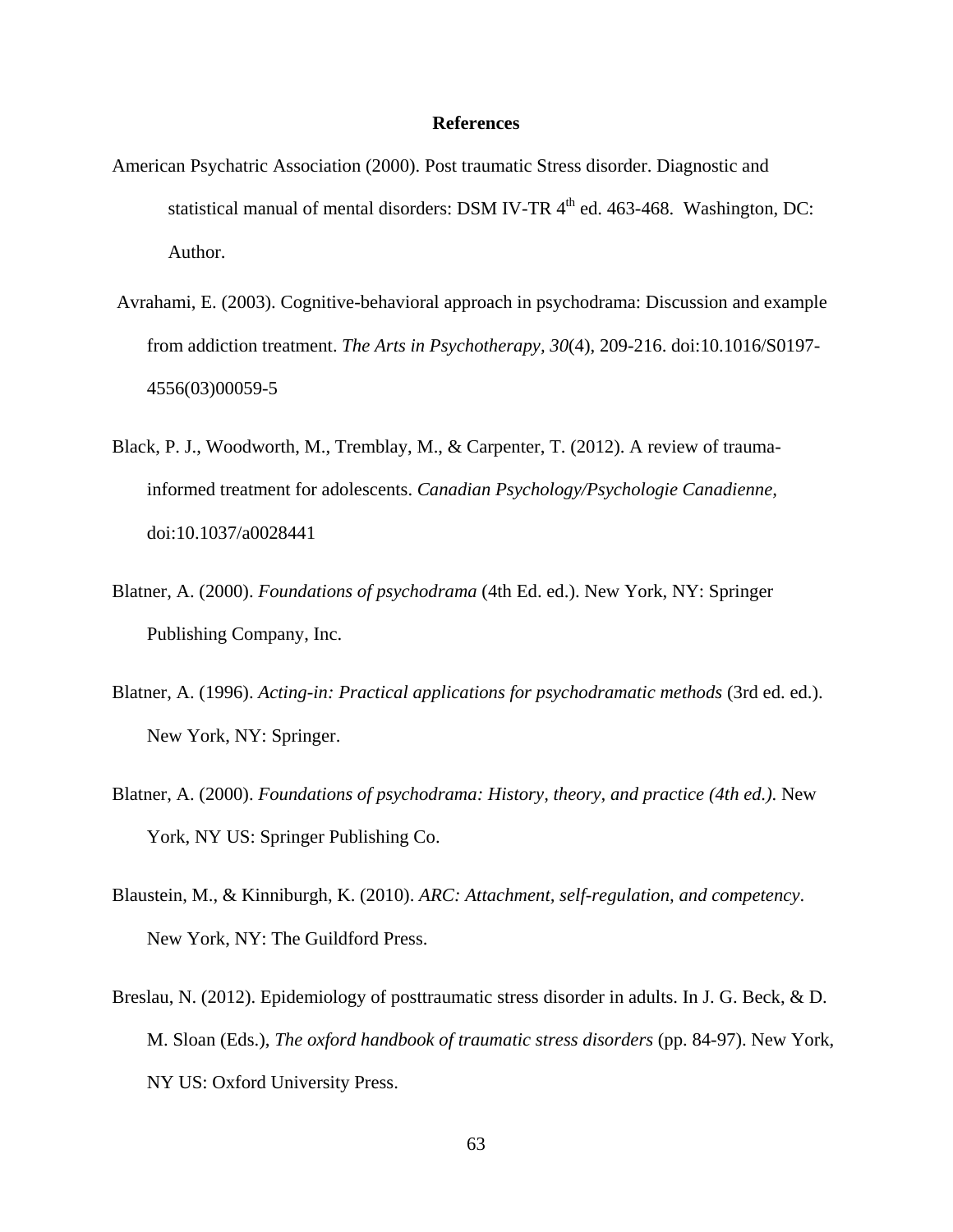# References

American Psychatric Association (2000). Post traumatic Stress disorder. Diagnostic and statistical manual of mental disorders: DSM IV-TR 4th ed. 463-468. Washington, DC: Author.

Avrahami, E. (2003). Cognitive-behavioral approach in psychodrama: Discussion and example from addiction treatment. *The Arts in Psychotherapy, 30*(4), 209-216. doi:10.1016/S0197-4556(03)00059-5

Black, P. J., Woodworth, M., Tremblay, M., & Carpenter, T. (2012). A review of trauma-informed treatment for adolescents. *Canadian Psychology/Psychologie Canadienne,* doi:10.1037/a0028441

Blatner, A. (2000). *Foundations of psychodrama* (4th Ed. ed.). New York, NY: Springer Publishing Company, Inc.

Blatner, A. (1996). *Acting-in: Practical applications for psychodramatic methods* (3rd ed. ed.). New York, NY: Springer.

Blatner, A. (2000). *Foundations of psychodrama: History, theory, and practice (4th ed.).* New York, NY US: Springer Publishing Co.

Blaustein, M., & Kinniburgh, K. (2010). *ARC: Attachment, self-regulation, and competency*. New York, NY: The Guildford Press.

Breslau, N. (2012). Epidemiology of posttraumatic stress disorder in adults. In J. G. Beck, & D. M. Sloan (Eds.), *The oxford handbook of traumatic stress disorders* (pp. 84-97). New York, NY US: Oxford University Press.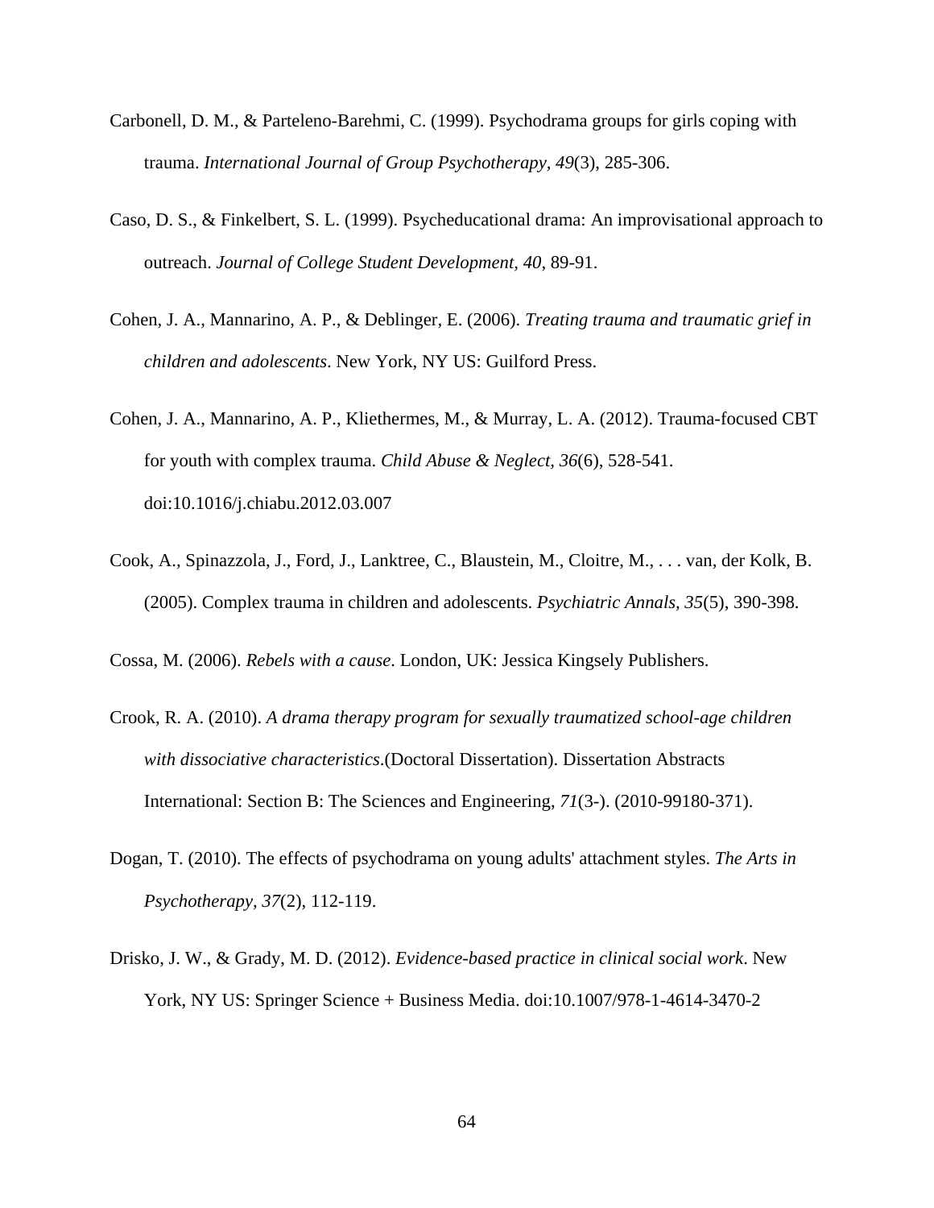Carbonell, D. M., & Parteleno-Barehmi, C. (1999). Psychodrama groups for girls coping with trauma. *International Journal of Group Psychotherapy, 49*(3), 285-306.

Caso, D. S., & Finkelbert, S. L. (1999). Psycheducational drama: An improvisational approach to outreach. *Journal of College Student Development, 40*, 89-91.

Cohen, J. A., Mannarino, A. P., & Deblinger, E. (2006). *Treating trauma and traumatic grief in children and adolescents*. New York, NY US: Guilford Press.

Cohen, J. A., Mannarino, A. P., Kliethermes, M., & Murray, L. A. (2012). Trauma-focused CBT for youth with complex trauma. *Child Abuse & Neglect, 36*(6), 528-541. doi:10.1016/j.chiabu.2012.03.007

Cook, A., Spinazzola, J., Ford, J., Lanktree, C., Blaustein, M., Cloitre, M., . . . van, der Kolk, B. (2005). Complex trauma in children and adolescents. *Psychiatric Annals, 35*(5), 390-398.

Cossa, M. (2006). *Rebels with a cause*. London, UK: Jessica Kingsely Publishers.

Crook, R. A. (2010). *A drama therapy program for sexually traumatized school-age children with dissociative characteristics*.(Doctoral Dissertation). Dissertation Abstracts International: Section B: The Sciences and Engineering, *71*(3-). (2010-99180-371).

Dogan, T. (2010). The effects of psychodrama on young adults' attachment styles. *The Arts in Psychotherapy, 37*(2), 112-119.

Drisko, J. W., & Grady, M. D. (2012). *Evidence-based practice in clinical social work*. New York, NY US: Springer Science + Business Media. doi:10.1007/978-1-4614-3470-2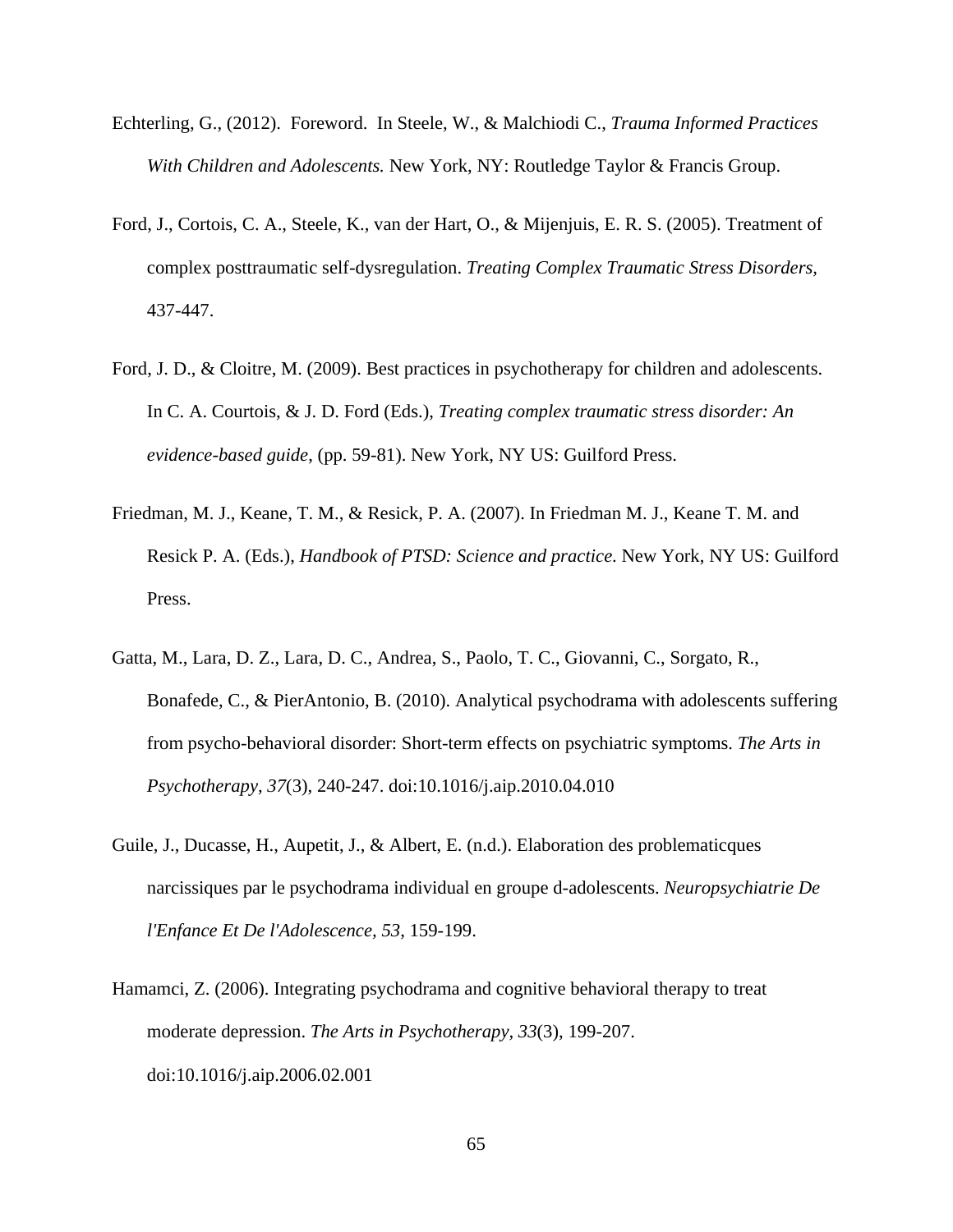Echterling, G., (2012). Foreword. In Steele, W., & Malchiodi C., *Trauma Informed Practices With Children and Adolescents.* New York, NY: Routledge Taylor & Francis Group.

Ford, J., Cortois, C. A., Steele, K., van der Hart, O., & Mijenjuis, E. R. S. (2005). Treatment of complex posttraumatic self-dysregulation. *Treating Complex Traumatic Stress Disorders,* 437-447.

Ford, J. D., & Cloitre, M. (2009). Best practices in psychotherapy for children and adolescents. In C. A. Courtois, & J. D. Ford (Eds.), *Treating complex traumatic stress disorder: An evidence-based guide*, (pp. 59-81). New York, NY US: Guilford Press.

Friedman, M. J., Keane, T. M., & Resick, P. A. (2007). In Friedman M. J., Keane T. M. and Resick P. A. (Eds.), *Handbook of PTSD: Science and practice*. New York, NY US: Guilford Press.

Gatta, M., Lara, D. Z., Lara, D. C., Andrea, S., Paolo, T. C., Giovanni, C., Sorgato, R., Bonafede, C., & PierAntonio, B. (2010). Analytical psychodrama with adolescents suffering from psycho-behavioral disorder: Short-term effects on psychiatric symptoms. *The Arts in Psychotherapy, 37*(3), 240-247. doi:10.1016/j.aip.2010.04.010

Guile, J., Ducasse, H., Aupetit, J., & Albert, E. (n.d.). Elaboration des problematicques narcissiques par le psychodrama individual en groupe d-adolescents. *Neuropsychiatrie De l'Enfance Et De l'Adolescence, 53*, 159-199.

Hamamci, Z. (2006). Integrating psychodrama and cognitive behavioral therapy to treat moderate depression. *The Arts in Psychotherapy, 33*(3), 199-207. doi:10.1016/j.aip.2006.02.001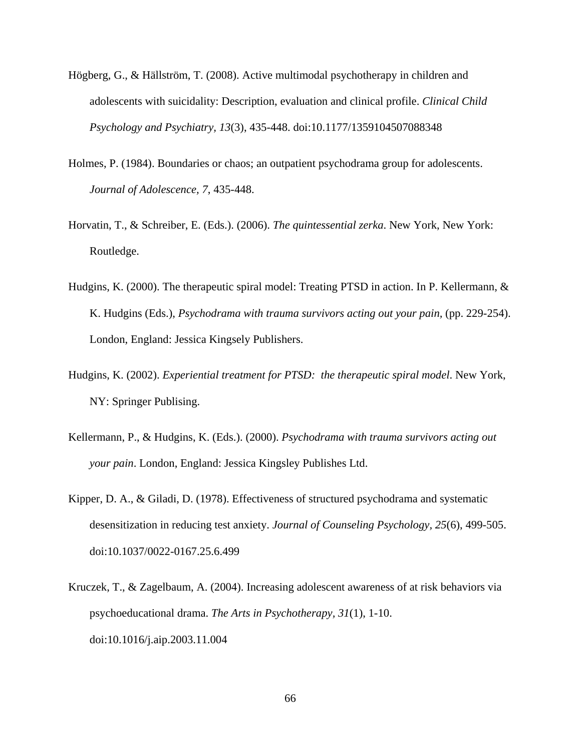Högberg, G., & Hällström, T. (2008). Active multimodal psychotherapy in children and adolescents with suicidality: Description, evaluation and clinical profile. *Clinical Child Psychology and Psychiatry*, *13*(3), 435-448. doi:10.1177/1359104507088348

Holmes, P. (1984). Boundaries or chaos; an outpatient psychodrama group for adolescents. *Journal of Adolescence*, *7*, 435-448.

Horvatin, T., & Schreiber, E. (Eds.). (2006). *The quintessential zerka*. New York, New York: Routledge.

Hudgins, K. (2000). The therapeutic spiral model: Treating PTSD in action. In P. Kellermann, & K. Hudgins (Eds.), *Psychodrama with trauma survivors acting out your pain*, (pp. 229-254). London, England: Jessica Kingsely Publishers.

Hudgins, K. (2002). *Experiential treatment for PTSD: the therapeutic spiral model*. New York, NY: Springer Publising.

Kellermann, P., & Hudgins, K. (Eds.). (2000). *Psychodrama with trauma survivors acting out your pain*. London, England: Jessica Kingsley Publishes Ltd.

Kipper, D. A., & Giladi, D. (1978). Effectiveness of structured psychodrama and systematic desensitization in reducing test anxiety. *Journal of Counseling Psychology, 25*(6), 499-505. doi:10.1037/0022-0167.25.6.499

Kruczek, T., & Zagelbaum, A. (2004). Increasing adolescent awareness of at risk behaviors via psychoeducational drama. *The Arts in Psychotherapy*, *31*(1), 1-10. doi:10.1016/j.aip.2003.11.004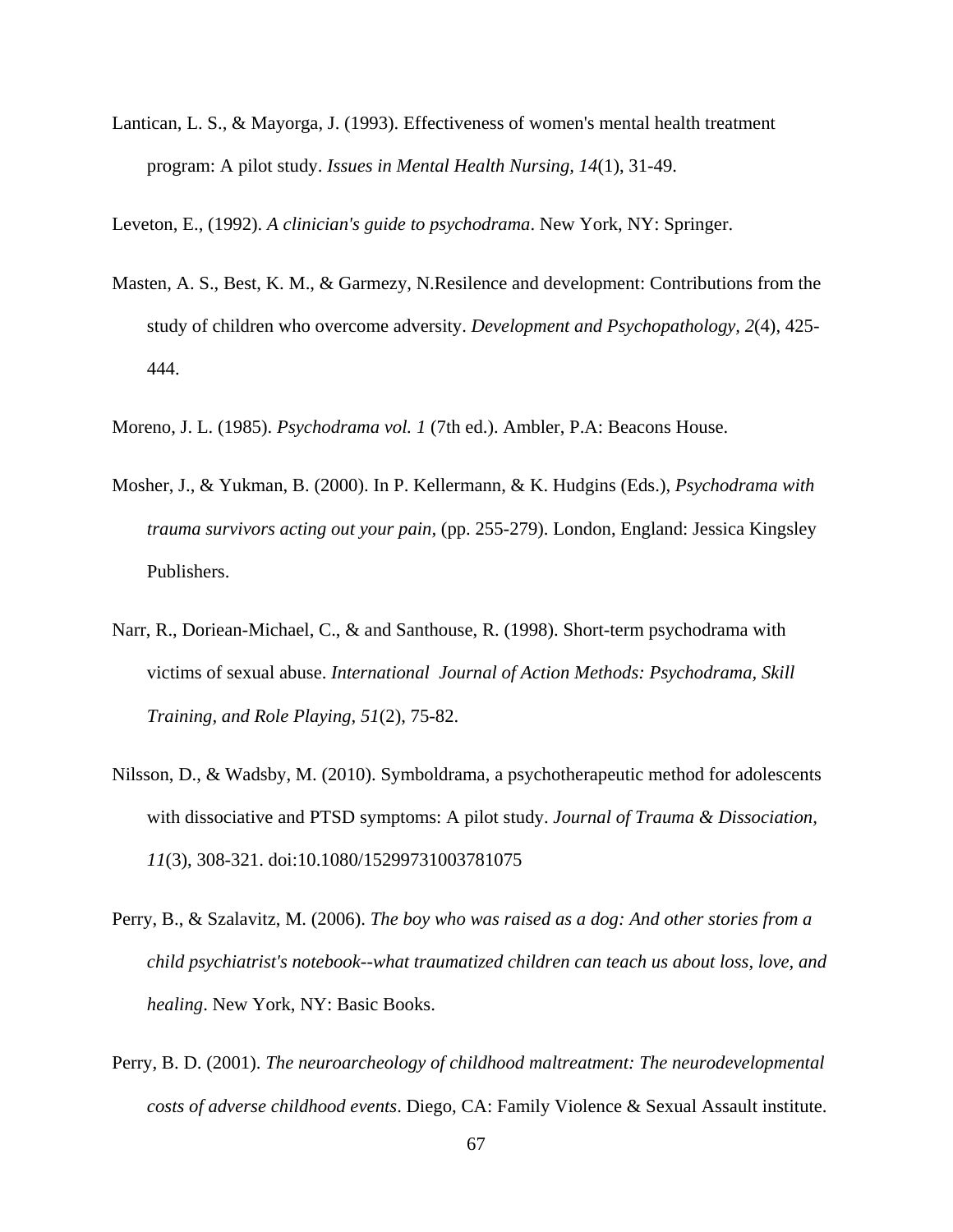Lantican, L. S., & Mayorga, J. (1993). Effectiveness of women's mental health treatment program: A pilot study. *Issues in Mental Health Nursing, 14*(1), 31-49.

Leveton, E., (1992). *A clinician's guide to psychodrama*. New York, NY: Springer.

Masten, A. S., Best, K. M., & Garmezy, N.Resilence and development: Contributions from the study of children who overcome adversity. *Development and Psychopathology, 2*(4), 425-444.

Moreno, J. L. (1985). *Psychodrama vol. 1* (7th ed.). Ambler, P.A: Beacons House.

Mosher, J., & Yukman, B. (2000). In P. Kellermann, & K. Hudgins (Eds.), *Psychodrama with trauma survivors acting out your pain*, (pp. 255-279). London, England: Jessica Kingsley Publishers.

Narr, R., Doriean-Michael, C., & and Santhouse, R. (1998). Short-term psychodrama with victims of sexual abuse. *International Journal of Action Methods: Psychodrama, Skill Training, and Role Playing, 51*(2), 75-82.

Nilsson, D., & Wadsby, M. (2010). Symboldrama, a psychotherapeutic method for adolescents with dissociative and PTSD symptoms: A pilot study. *Journal of Trauma & Dissociation, 11*(3), 308-321. doi:10.1080/15299731003781075

Perry, B., & Szalavitz, M. (2006). *The boy who was raised as a dog: And other stories from a child psychiatrist's notebook--what traumatized children can teach us about loss, love, and healing*. New York, NY: Basic Books.

Perry, B. D. (2001). *The neuroarcheology of childhood maltreatment: The neurodevelopmental costs of adverse childhood events*. Diego, CA: Family Violence & Sexual Assault institute.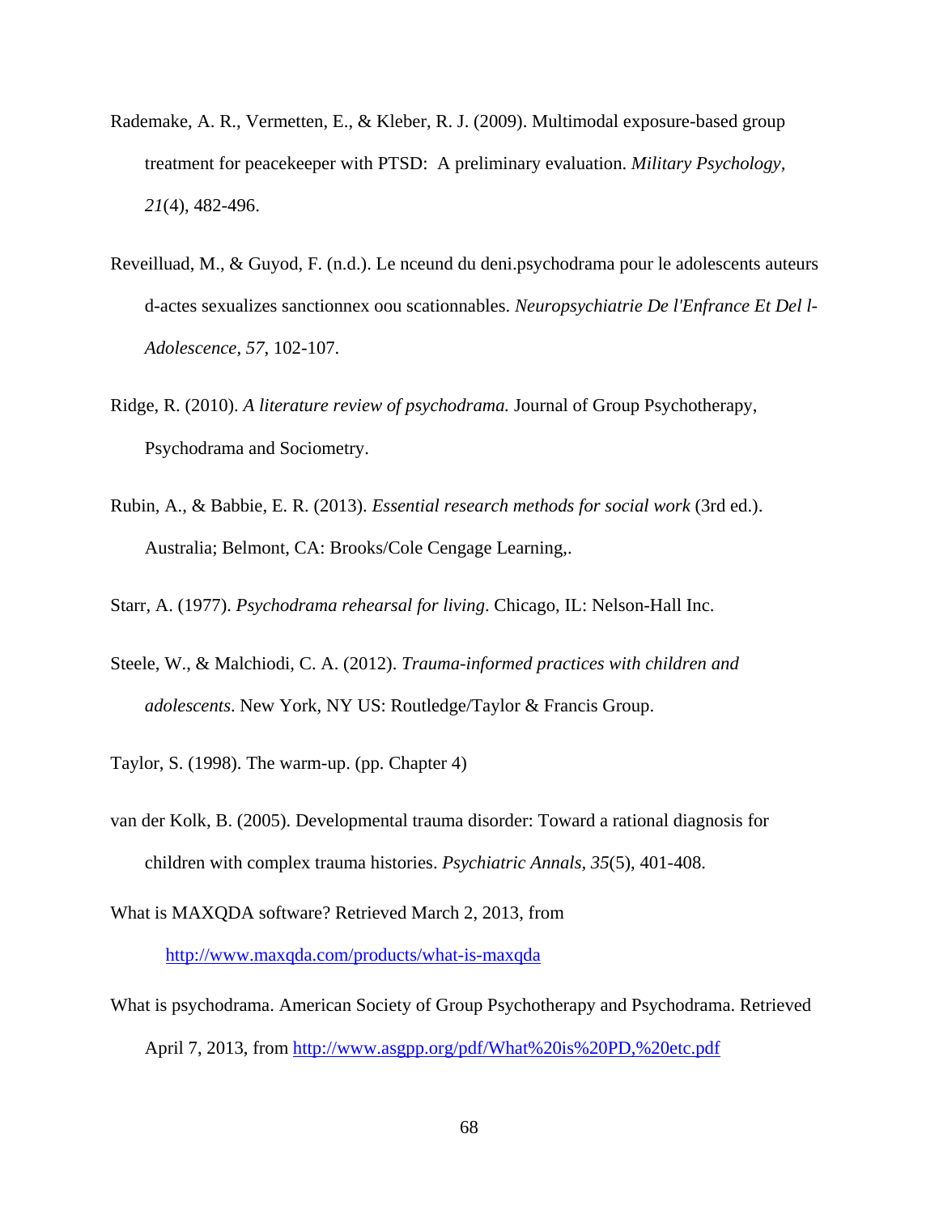Rademake, A. R., Vermetten, E., & Kleber, R. J. (2009). Multimodal exposure-based group treatment for peacekeeper with PTSD: A preliminary evaluation. *Military Psychology, 21*(4), 482-496.

Reveilluad, M., & Guyod, F. (n.d.). Le nceund du deni.psychodrama pour le adolescents auteurs d-actes sexualizes sanctionnex oou scationnables. *Neuropsychiatrie De l'Enfrance Et Del l-Adolescence, 57*, 102-107.

Ridge, R. (2010). *A literature review of psychodrama.* Journal of Group Psychotherapy, Psychodrama and Sociometry.

Rubin, A., & Babbie, E. R. (2013). *Essential research methods for social work* (3rd ed.). Australia; Belmont, CA: Brooks/Cole Cengage Learning,.

Starr, A. (1977). *Psychodrama rehearsal for living*. Chicago, IL: Nelson-Hall Inc.

Steele, W., & Malchiodi, C. A. (2012). *Trauma-informed practices with children and adolescents*. New York, NY US: Routledge/Taylor & Francis Group.

Taylor, S. (1998). The warm-up. (pp. Chapter 4)

van der Kolk, B. (2005). Developmental trauma disorder: Toward a rational diagnosis for children with complex trauma histories. *Psychiatric Annals, 35*(5), 401-408.

What is MAXQDA software? Retrieved March 2, 2013, from http://www.maxqda.com/products/what-is-maxqda

What is psychodrama. American Society of Group Psychotherapy and Psychodrama. Retrieved April 7, 2013, from http://www.asgpp.org/pdf/What%20is%20PD,%20etc.pdf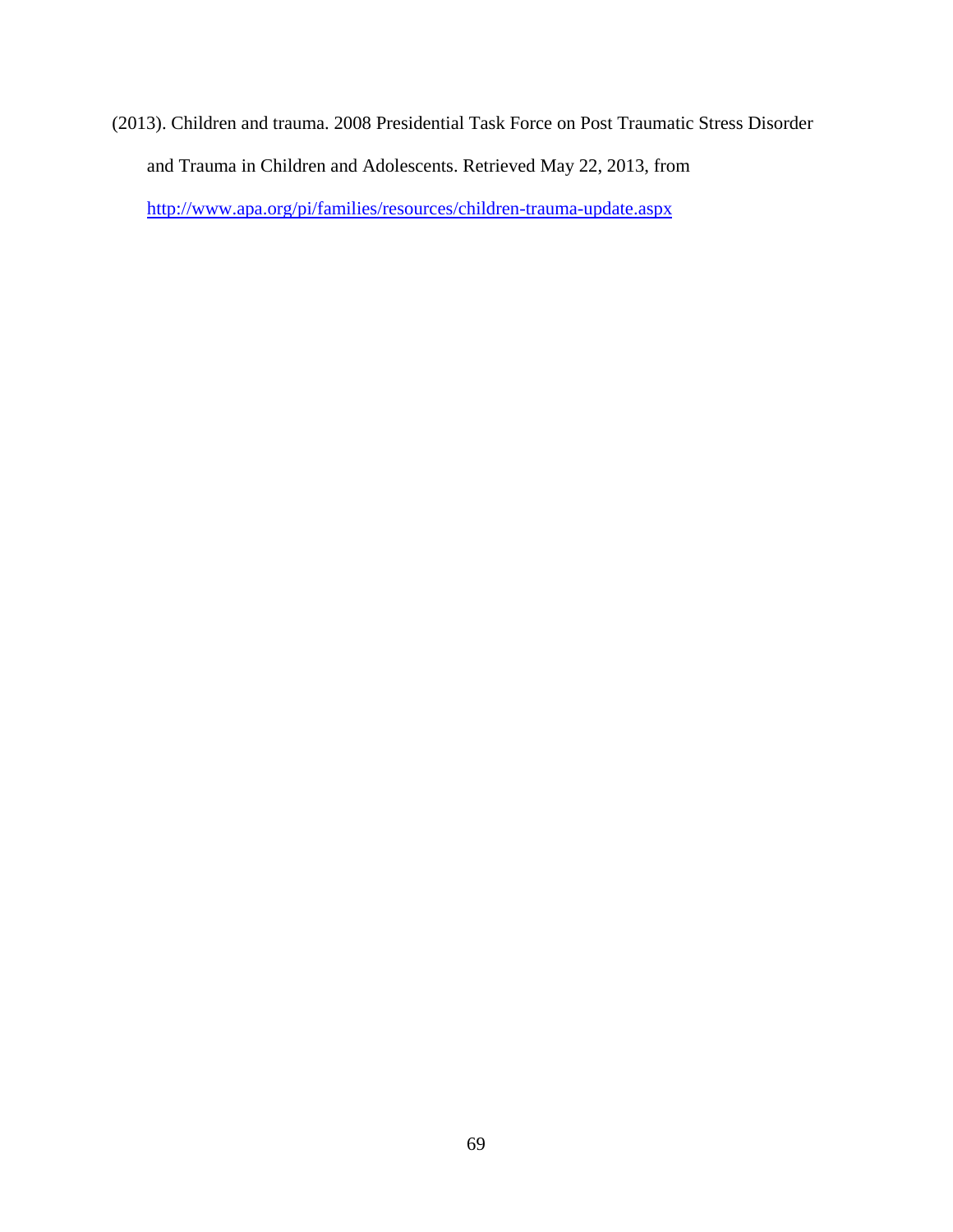(2013). Children and trauma. 2008 Presidential Task Force on Post Traumatic Stress Disorder and Trauma in Children and Adolescents. Retrieved May 22, 2013, from http://www.apa.org/pi/families/resources/children-trauma-update.aspx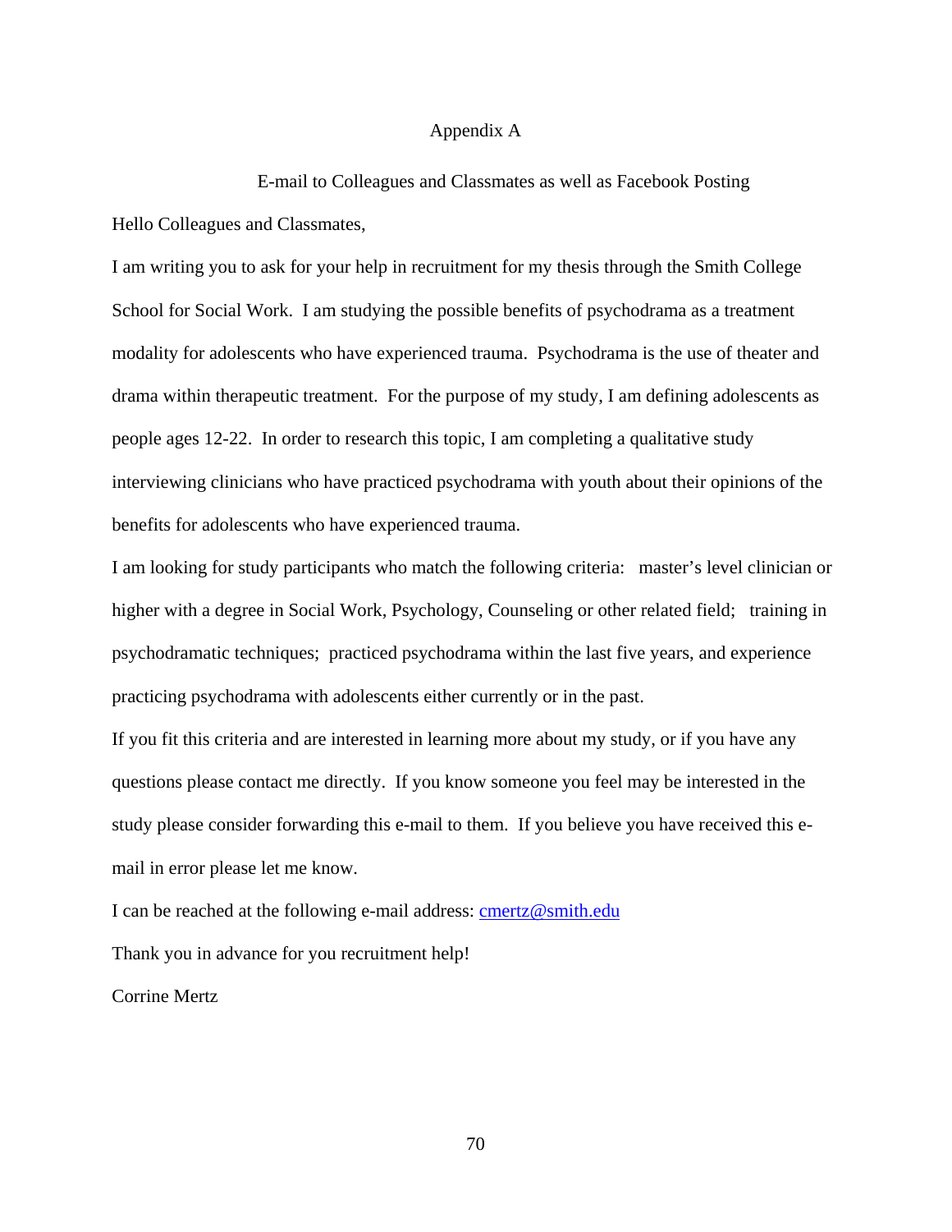# Appendix A

## E-mail to Colleagues and Classmates as well as Facebook Posting

Hello Colleagues and Classmates,

I am writing you to ask for your help in recruitment for my thesis through the Smith College School for Social Work. I am studying the possible benefits of psychodrama as a treatment modality for adolescents who have experienced trauma. Psychodrama is the use of theater and drama within therapeutic treatment. For the purpose of my study, I am defining adolescents as people ages 12-22. In order to research this topic, I am completing a qualitative study interviewing clinicians who have practiced psychodrama with youth about their opinions of the benefits for adolescents who have experienced trauma.

I am looking for study participants who match the following criteria: master's level clinician or higher with a degree in Social Work, Psychology, Counseling or other related field; training in psychodramatic techniques; practiced psychodrama within the last five years, and experience practicing psychodrama with adolescents either currently or in the past.

If you fit this criteria and are interested in learning more about my study, or if you have any questions please contact me directly. If you know someone you feel may be interested in the study please consider forwarding this e-mail to them. If you believe you have received this e-mail in error please let me know.

I can be reached at the following e-mail address: cmertz@smith.edu

Thank you in advance for you recruitment help!

Corrine Mertz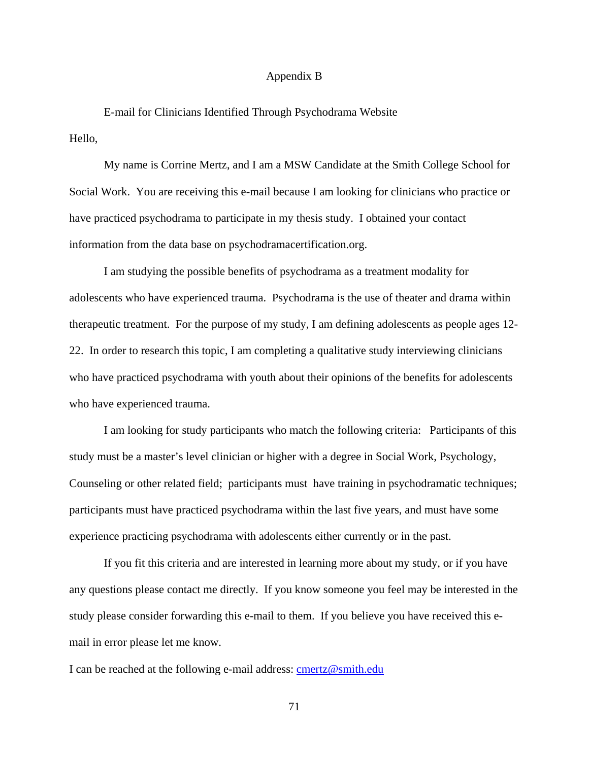# Appendix B

E-mail for Clinicians Identified Through Psychodrama Website

Hello,

My name is Corrine Mertz, and I am a MSW Candidate at the Smith College School for Social Work. You are receiving this e-mail because I am looking for clinicians who practice or have practiced psychodrama to participate in my thesis study. I obtained your contact information from the data base on psychodramacertification.org.

I am studying the possible benefits of psychodrama as a treatment modality for adolescents who have experienced trauma. Psychodrama is the use of theater and drama within therapeutic treatment. For the purpose of my study, I am defining adolescents as people ages 12-22. In order to research this topic, I am completing a qualitative study interviewing clinicians who have practiced psychodrama with youth about their opinions of the benefits for adolescents who have experienced trauma.

I am looking for study participants who match the following criteria: Participants of this study must be a master's level clinician or higher with a degree in Social Work, Psychology, Counseling or other related field; participants must have training in psychodramatic techniques; participants must have practiced psychodrama within the last five years, and must have some experience practicing psychodrama with adolescents either currently or in the past.

If you fit this criteria and are interested in learning more about my study, or if you have any questions please contact me directly. If you know someone you feel may be interested in the study please consider forwarding this e-mail to them. If you believe you have received this e-mail in error please let me know.

I can be reached at the following e-mail address: cmertz@smith.edu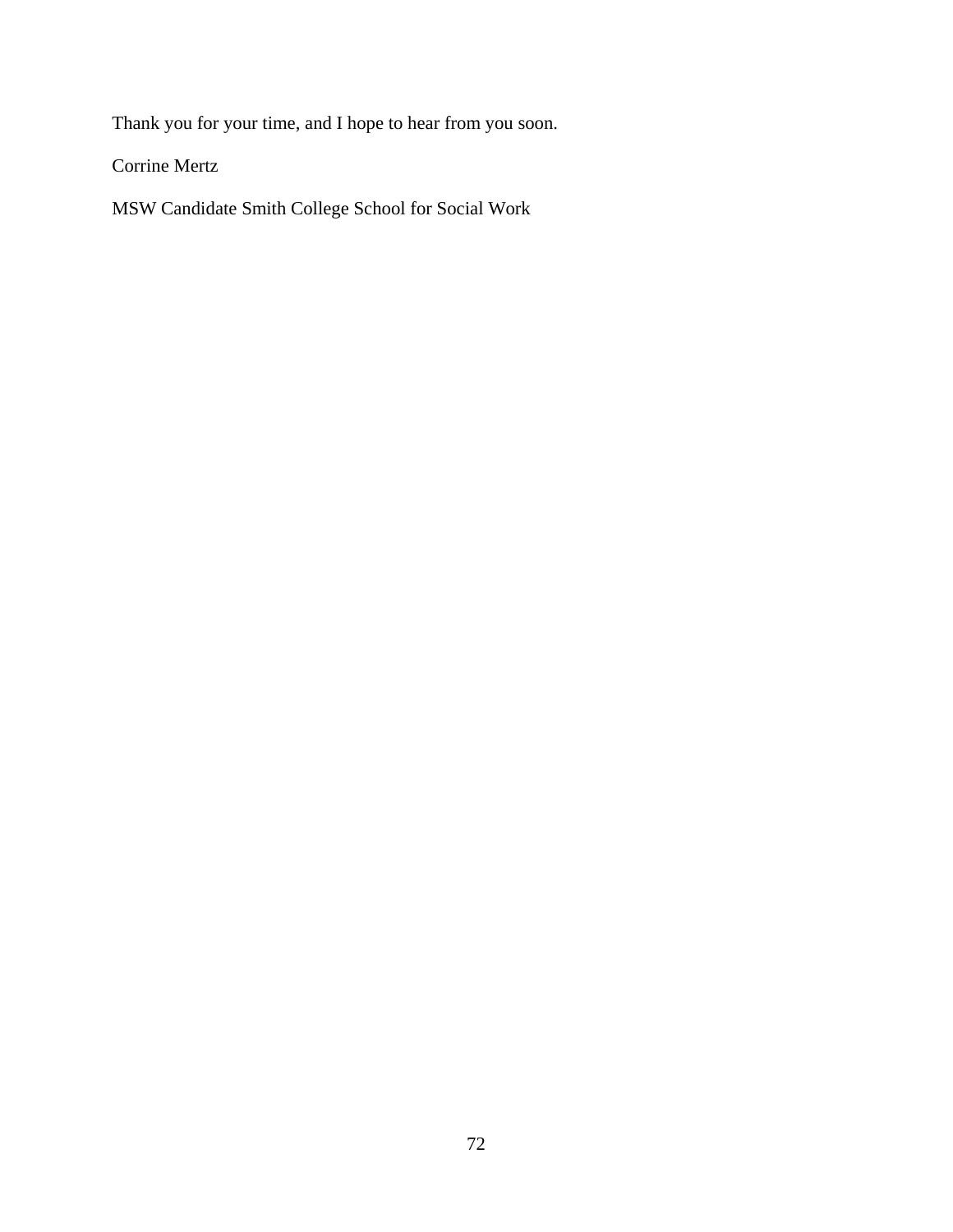Thank you for your time, and I hope to hear from you soon.

Corrine Mertz

MSW Candidate Smith College School for Social Work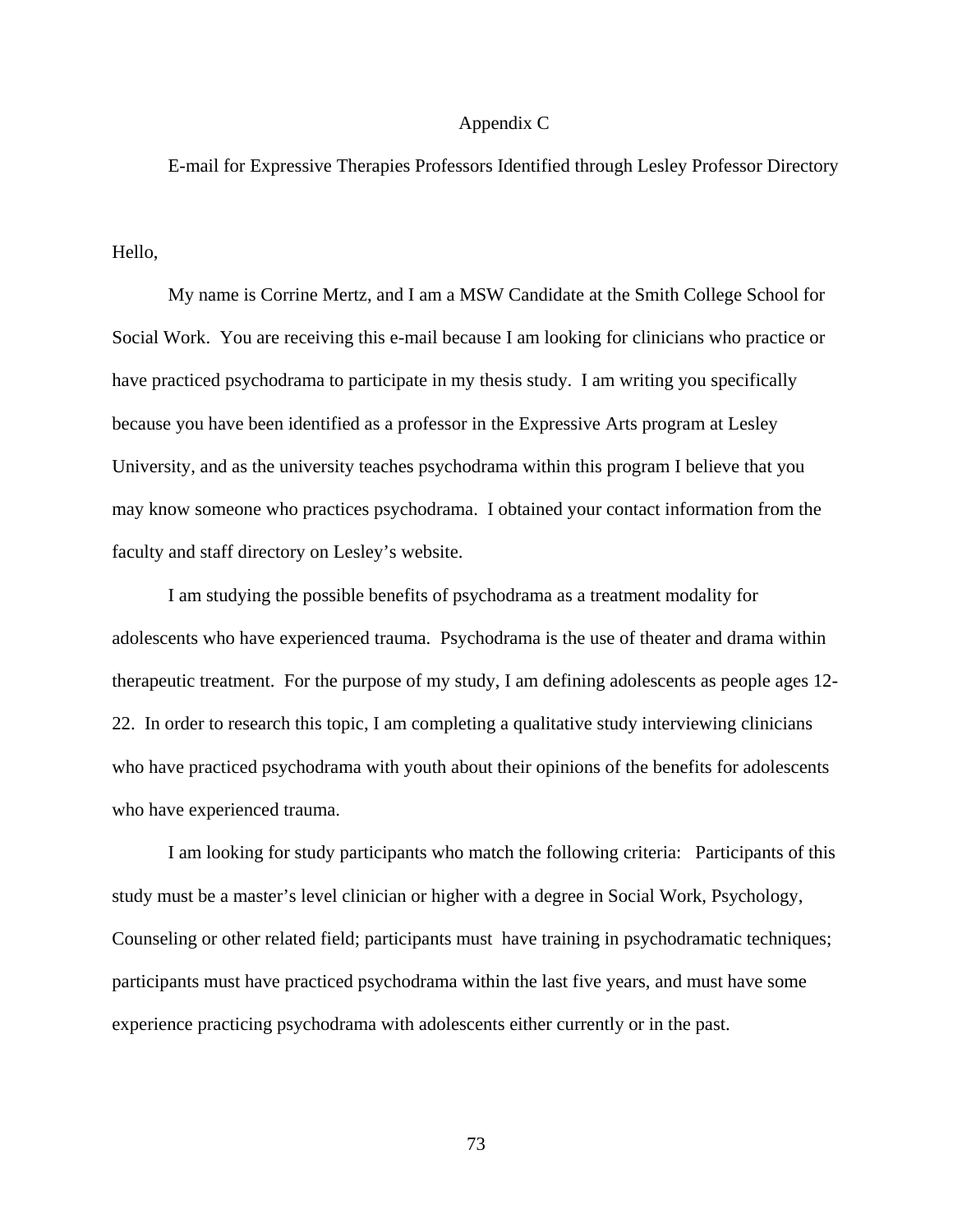# Appendix C

## E-mail for Expressive Therapies Professors Identified through Lesley Professor Directory

Hello,

My name is Corrine Mertz, and I am a MSW Candidate at the Smith College School for Social Work. You are receiving this e-mail because I am looking for clinicians who practice or have practiced psychodrama to participate in my thesis study. I am writing you specifically because you have been identified as a professor in the Expressive Arts program at Lesley University, and as the university teaches psychodrama within this program I believe that you may know someone who practices psychodrama. I obtained your contact information from the faculty and staff directory on Lesley's website.

I am studying the possible benefits of psychodrama as a treatment modality for adolescents who have experienced trauma. Psychodrama is the use of theater and drama within therapeutic treatment. For the purpose of my study, I am defining adolescents as people ages 12-22. In order to research this topic, I am completing a qualitative study interviewing clinicians who have practiced psychodrama with youth about their opinions of the benefits for adolescents who have experienced trauma.

I am looking for study participants who match the following criteria: Participants of this study must be a master's level clinician or higher with a degree in Social Work, Psychology, Counseling or other related field; participants must have training in psychodramatic techniques; participants must have practiced psychodrama within the last five years, and must have some experience practicing psychodrama with adolescents either currently or in the past.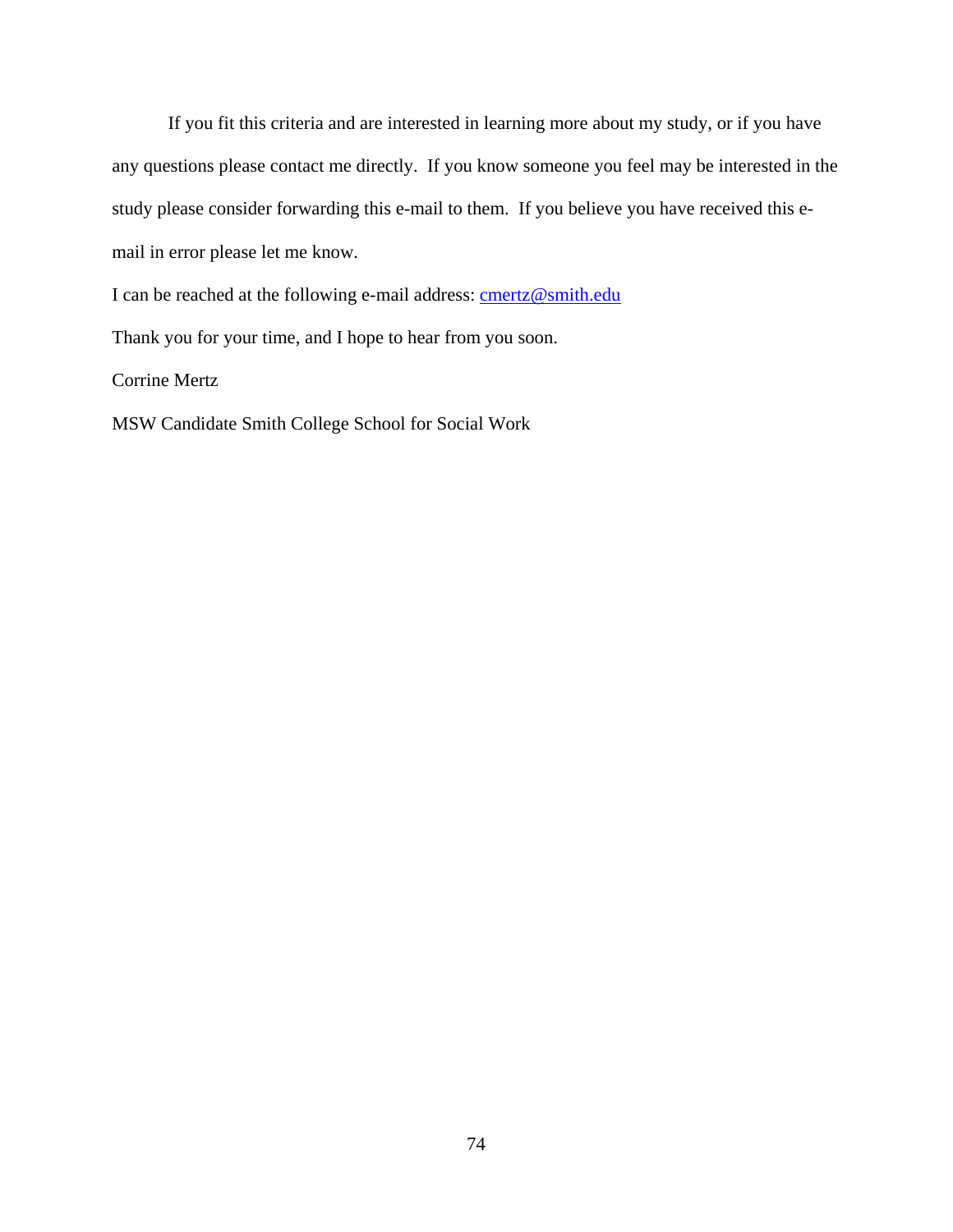If you fit this criteria and are interested in learning more about my study, or if you have any questions please contact me directly. If you know someone you feel may be interested in the study please consider forwarding this e-mail to them. If you believe you have received this e-mail in error please let me know.

I can be reached at the following e-mail address: cmertz@smith.edu

Thank you for your time, and I hope to hear from you soon.

Corrine Mertz

MSW Candidate Smith College School for Social Work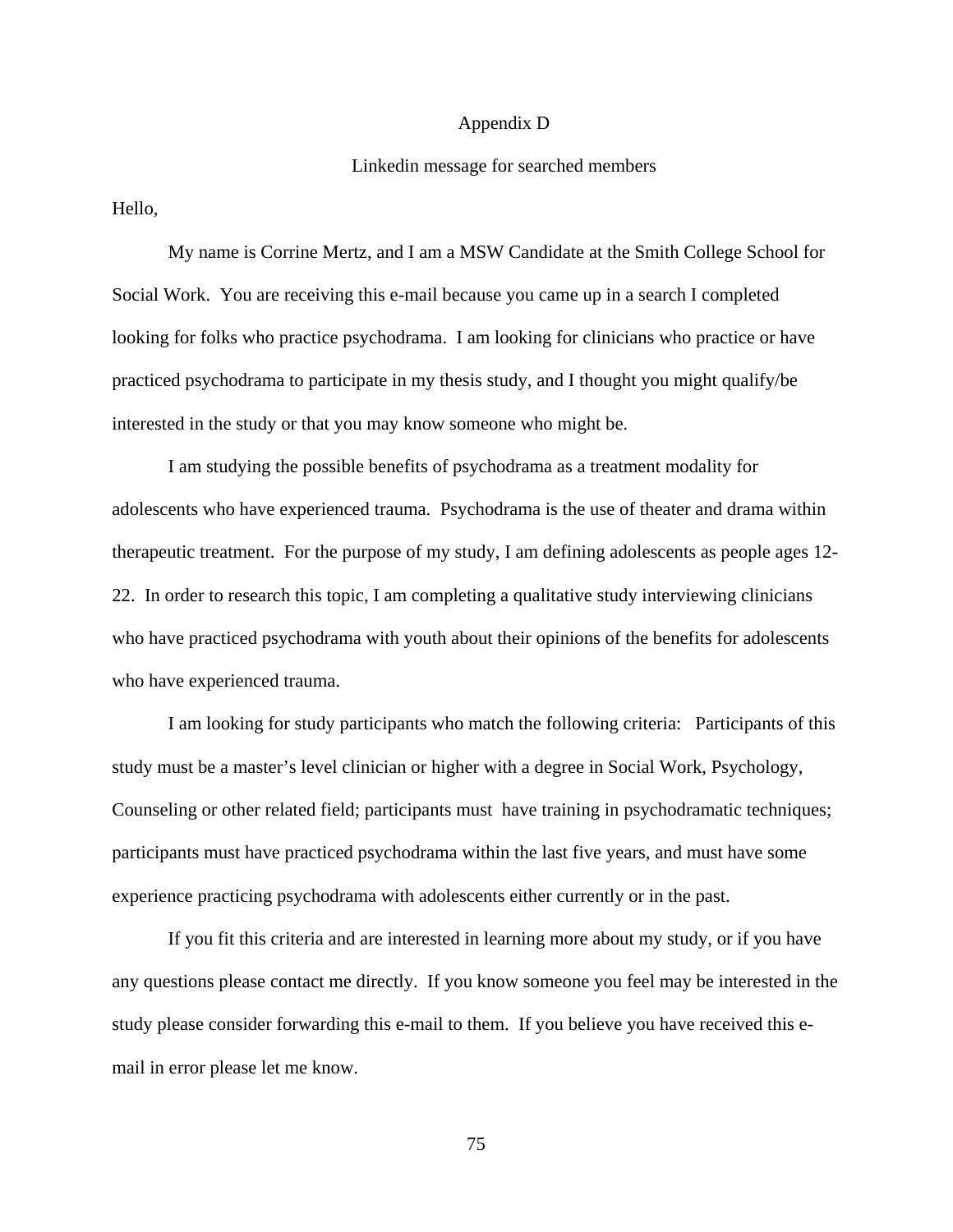# Appendix D

## Linkedin message for searched members

Hello,

My name is Corrine Mertz, and I am a MSW Candidate at the Smith College School for Social Work. You are receiving this e-mail because you came up in a search I completed looking for folks who practice psychodrama. I am looking for clinicians who practice or have practiced psychodrama to participate in my thesis study, and I thought you might qualify/be interested in the study or that you may know someone who might be.

I am studying the possible benefits of psychodrama as a treatment modality for adolescents who have experienced trauma. Psychodrama is the use of theater and drama within therapeutic treatment. For the purpose of my study, I am defining adolescents as people ages 12-22. In order to research this topic, I am completing a qualitative study interviewing clinicians who have practiced psychodrama with youth about their opinions of the benefits for adolescents who have experienced trauma.

I am looking for study participants who match the following criteria: Participants of this study must be a master's level clinician or higher with a degree in Social Work, Psychology, Counseling or other related field; participants must have training in psychodramatic techniques; participants must have practiced psychodrama within the last five years, and must have some experience practicing psychodrama with adolescents either currently or in the past.

If you fit this criteria and are interested in learning more about my study, or if you have any questions please contact me directly. If you know someone you feel may be interested in the study please consider forwarding this e-mail to them. If you believe you have received this e-mail in error please let me know.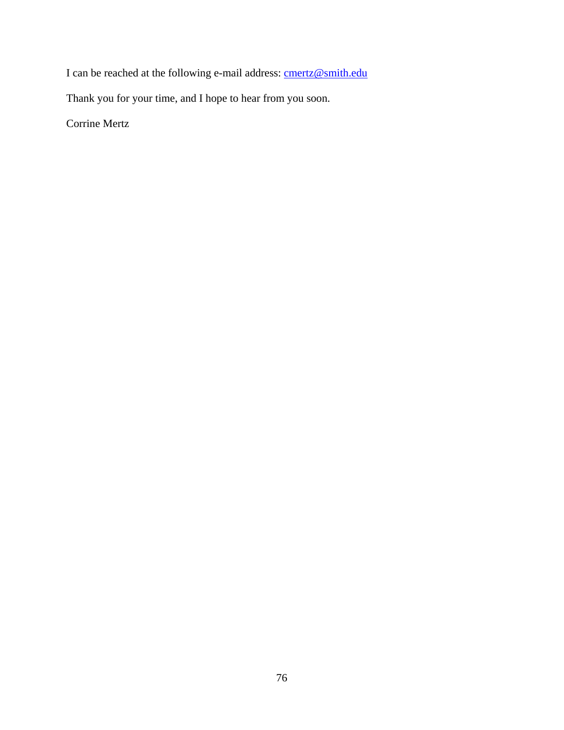I can be reached at the following e-mail address: cmertz@smith.edu

Thank you for your time, and I hope to hear from you soon.

Corrine Mertz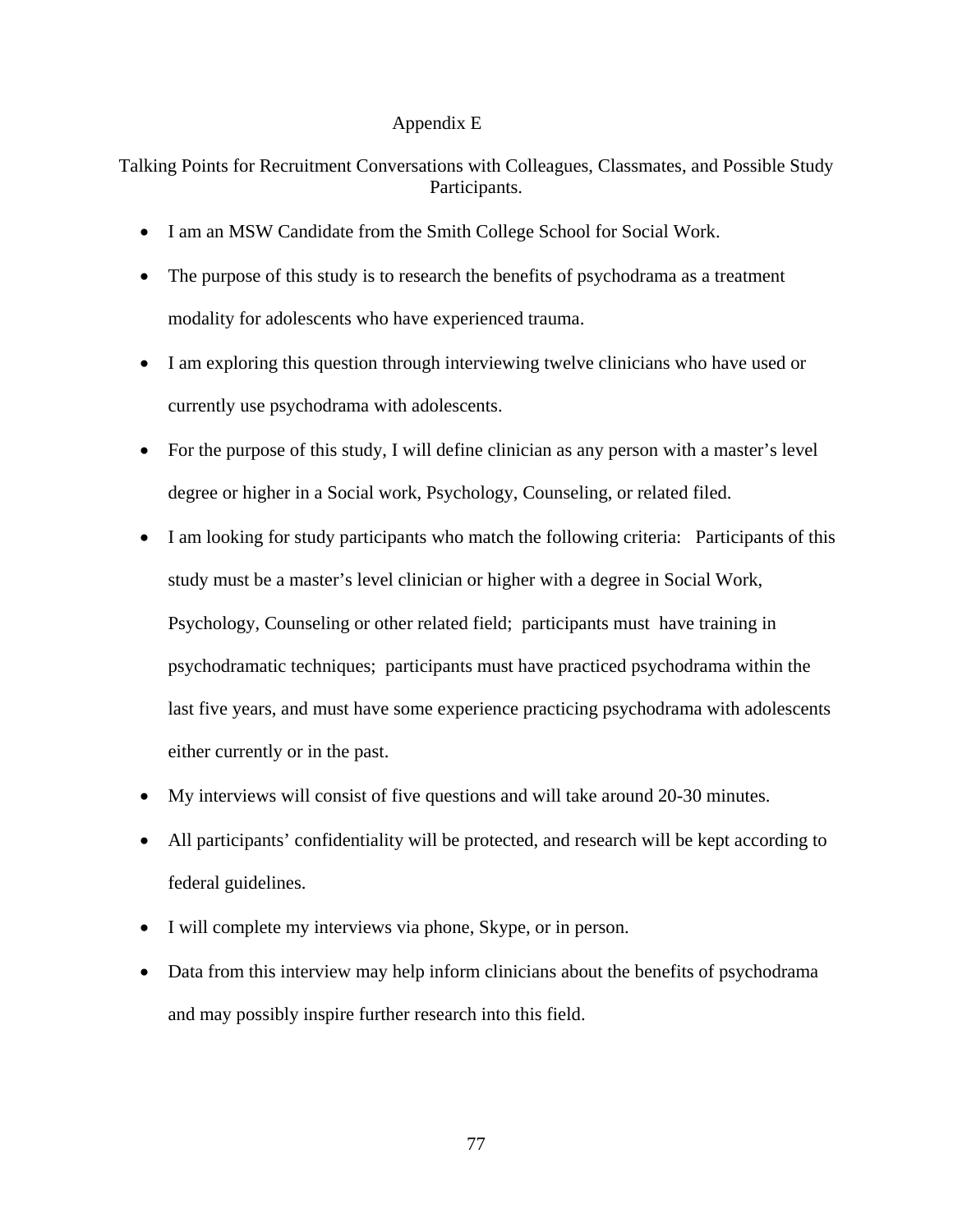# Appendix E

## Talking Points for Recruitment Conversations with Colleagues, Classmates, and Possible Study Participants.

- I am an MSW Candidate from the Smith College School for Social Work.
- The purpose of this study is to research the benefits of psychodrama as a treatment modality for adolescents who have experienced trauma.
- I am exploring this question through interviewing twelve clinicians who have used or currently use psychodrama with adolescents.
- For the purpose of this study, I will define clinician as any person with a master's level degree or higher in a Social work, Psychology, Counseling, or related filed.
- I am looking for study participants who match the following criteria: Participants of this study must be a master's level clinician or higher with a degree in Social Work, Psychology, Counseling or other related field; participants must have training in psychodramatic techniques; participants must have practiced psychodrama within the last five years, and must have some experience practicing psychodrama with adolescents either currently or in the past.
- My interviews will consist of five questions and will take around 20-30 minutes.
- All participants' confidentiality will be protected, and research will be kept according to federal guidelines.
- I will complete my interviews via phone, Skype, or in person.
- Data from this interview may help inform clinicians about the benefits of psychodrama and may possibly inspire further research into this field.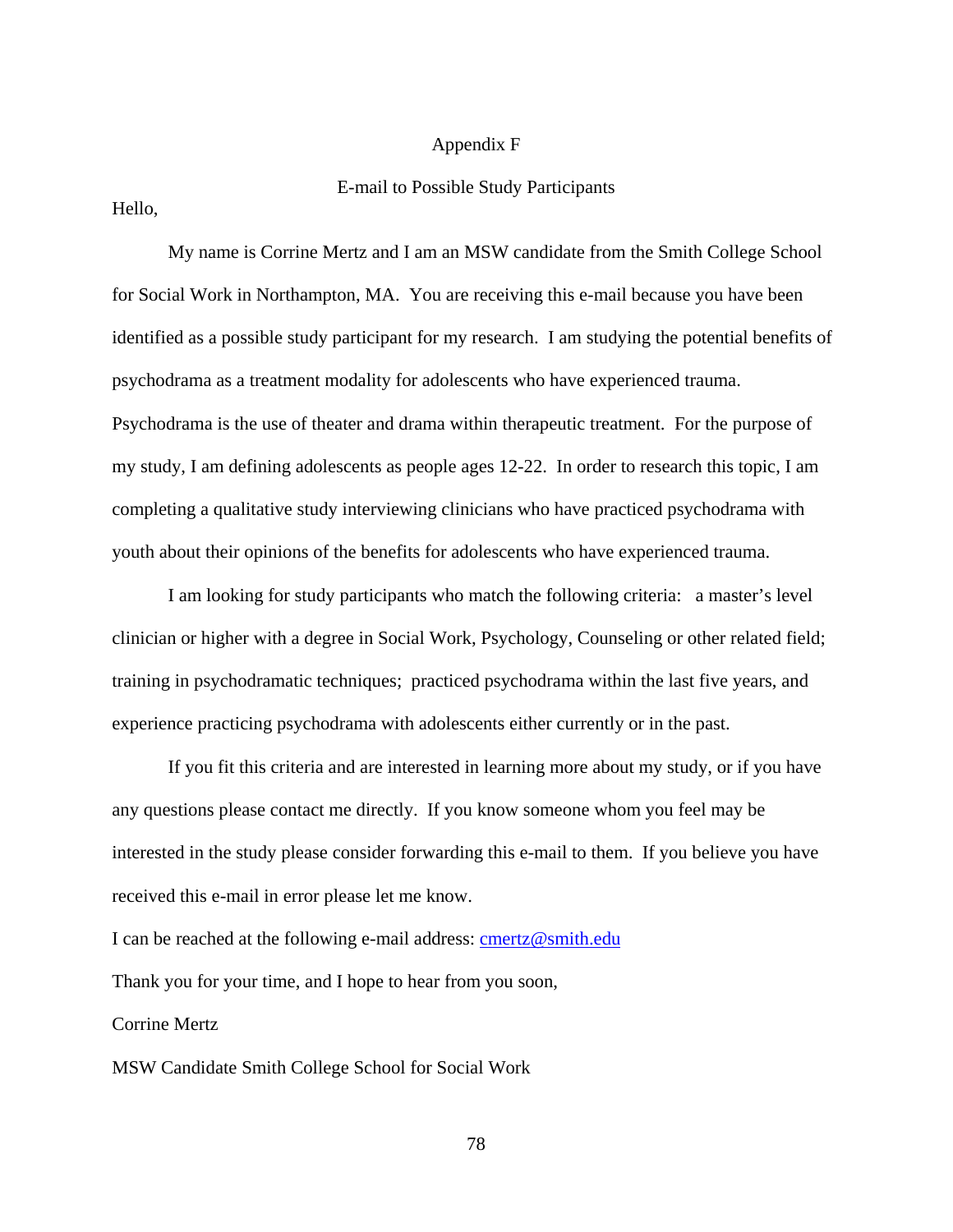# Appendix F

## E-mail to Possible Study Participants

Hello,

My name is Corrine Mertz and I am an MSW candidate from the Smith College School for Social Work in Northampton, MA. You are receiving this e-mail because you have been identified as a possible study participant for my research. I am studying the potential benefits of psychodrama as a treatment modality for adolescents who have experienced trauma. Psychodrama is the use of theater and drama within therapeutic treatment. For the purpose of my study, I am defining adolescents as people ages 12-22. In order to research this topic, I am completing a qualitative study interviewing clinicians who have practiced psychodrama with youth about their opinions of the benefits for adolescents who have experienced trauma.

I am looking for study participants who match the following criteria: a master's level clinician or higher with a degree in Social Work, Psychology, Counseling or other related field; training in psychodramatic techniques; practiced psychodrama within the last five years, and experience practicing psychodrama with adolescents either currently or in the past.

If you fit this criteria and are interested in learning more about my study, or if you have any questions please contact me directly. If you know someone whom you feel may be interested in the study please consider forwarding this e-mail to them. If you believe you have received this e-mail in error please let me know.

I can be reached at the following e-mail address: cmertz@smith.edu

Thank you for your time, and I hope to hear from you soon,

Corrine Mertz

MSW Candidate Smith College School for Social Work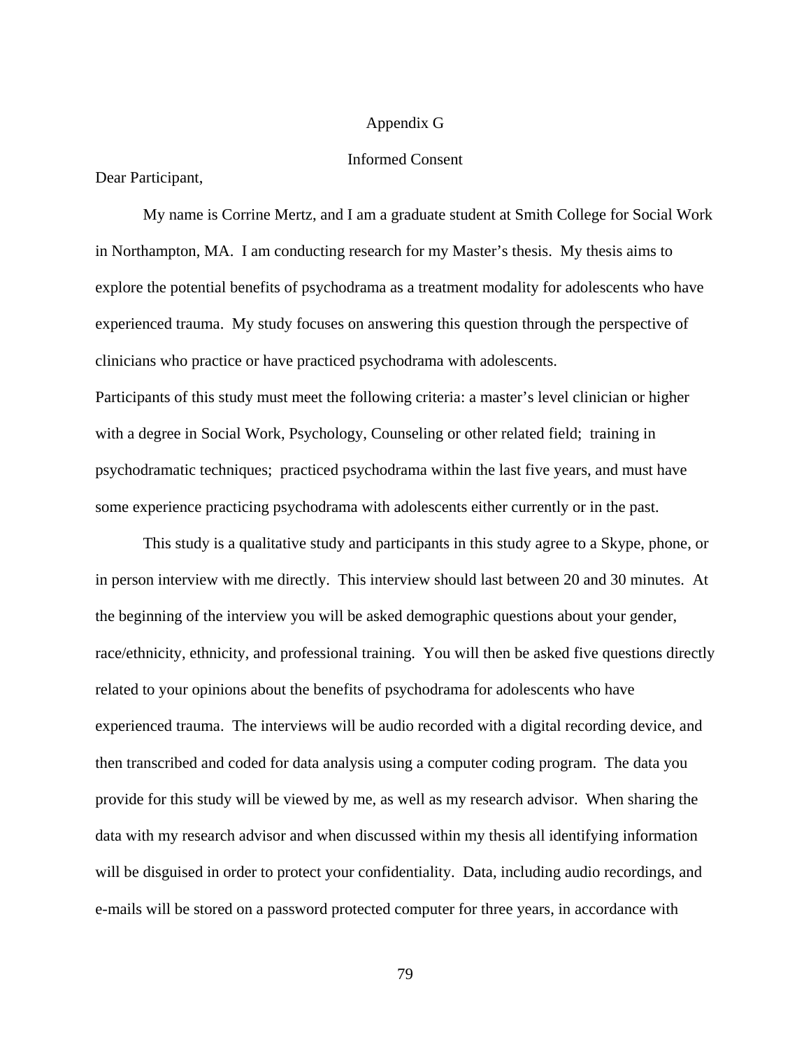# Appendix G

## Informed Consent

Dear Participant,

My name is Corrine Mertz, and I am a graduate student at Smith College for Social Work in Northampton, MA. I am conducting research for my Master's thesis. My thesis aims to explore the potential benefits of psychodrama as a treatment modality for adolescents who have experienced trauma. My study focuses on answering this question through the perspective of clinicians who practice or have practiced psychodrama with adolescents.

Participants of this study must meet the following criteria: a master's level clinician or higher with a degree in Social Work, Psychology, Counseling or other related field; training in psychodramatic techniques; practiced psychodrama within the last five years, and must have some experience practicing psychodrama with adolescents either currently or in the past.

This study is a qualitative study and participants in this study agree to a Skype, phone, or in person interview with me directly. This interview should last between 20 and 30 minutes. At the beginning of the interview you will be asked demographic questions about your gender, race/ethnicity, ethnicity, and professional training. You will then be asked five questions directly related to your opinions about the benefits of psychodrama for adolescents who have experienced trauma. The interviews will be audio recorded with a digital recording device, and then transcribed and coded for data analysis using a computer coding program. The data you provide for this study will be viewed by me, as well as my research advisor. When sharing the data with my research advisor and when discussed within my thesis all identifying information will be disguised in order to protect your confidentiality. Data, including audio recordings, and e-mails will be stored on a password protected computer for three years, in accordance with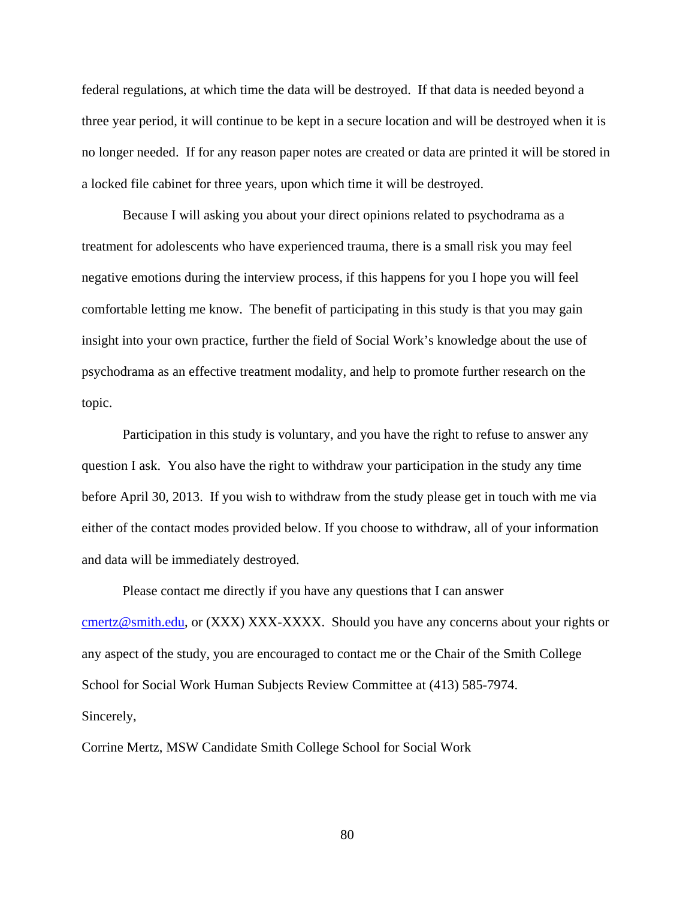federal regulations, at which time the data will be destroyed. If that data is needed beyond a three year period, it will continue to be kept in a secure location and will be destroyed when it is no longer needed. If for any reason paper notes are created or data are printed it will be stored in a locked file cabinet for three years, upon which time it will be destroyed.

Because I will asking you about your direct opinions related to psychodrama as a treatment for adolescents who have experienced trauma, there is a small risk you may feel negative emotions during the interview process, if this happens for you I hope you will feel comfortable letting me know. The benefit of participating in this study is that you may gain insight into your own practice, further the field of Social Work's knowledge about the use of psychodrama as an effective treatment modality, and help to promote further research on the topic.

Participation in this study is voluntary, and you have the right to refuse to answer any question I ask. You also have the right to withdraw your participation in the study any time before April 30, 2013. If you wish to withdraw from the study please get in touch with me via either of the contact modes provided below. If you choose to withdraw, all of your information and data will be immediately destroyed.

Please contact me directly if you have any questions that I can answer cmertz@smith.edu, or (XXX) XXX-XXXX. Should you have any concerns about your rights or any aspect of the study, you are encouraged to contact me or the Chair of the Smith College School for Social Work Human Subjects Review Committee at (413) 585-7974.

Sincerely,

Corrine Mertz, MSW Candidate Smith College School for Social Work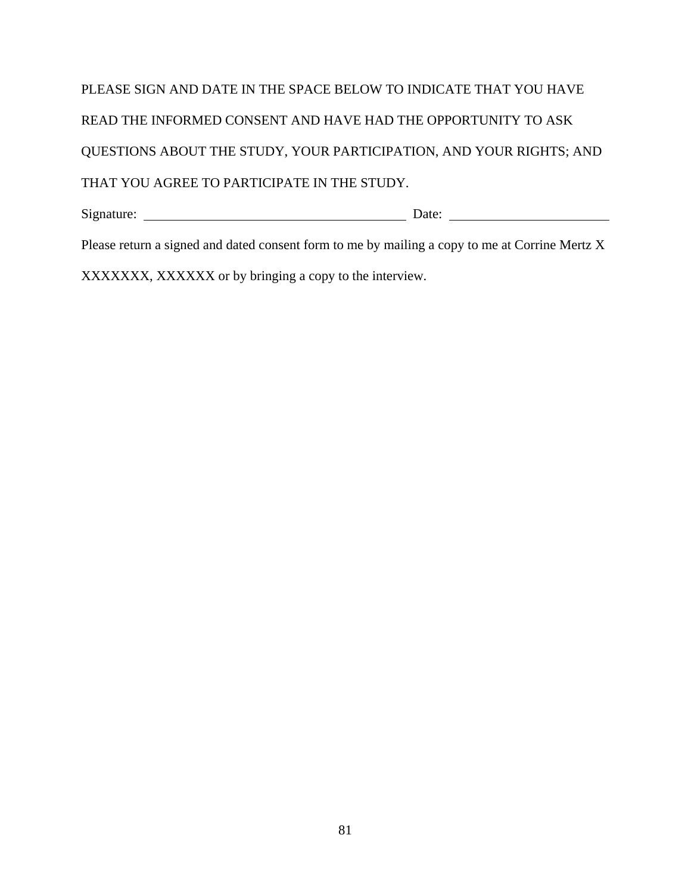PLEASE SIGN AND DATE IN THE SPACE BELOW TO INDICATE THAT YOU HAVE READ THE INFORMED CONSENT AND HAVE HAD THE OPPORTUNITY TO ASK QUESTIONS ABOUT THE STUDY, YOUR PARTICIPATION, AND YOUR RIGHTS; AND THAT YOU AGREE TO PARTICIPATE IN THE STUDY.

Signature: ________________________________________ Date: ________________________

Please return a signed and dated consent form to me by mailing a copy to me at Corrine Mertz X XXXXXXX, XXXXXX or by bringing a copy to the interview.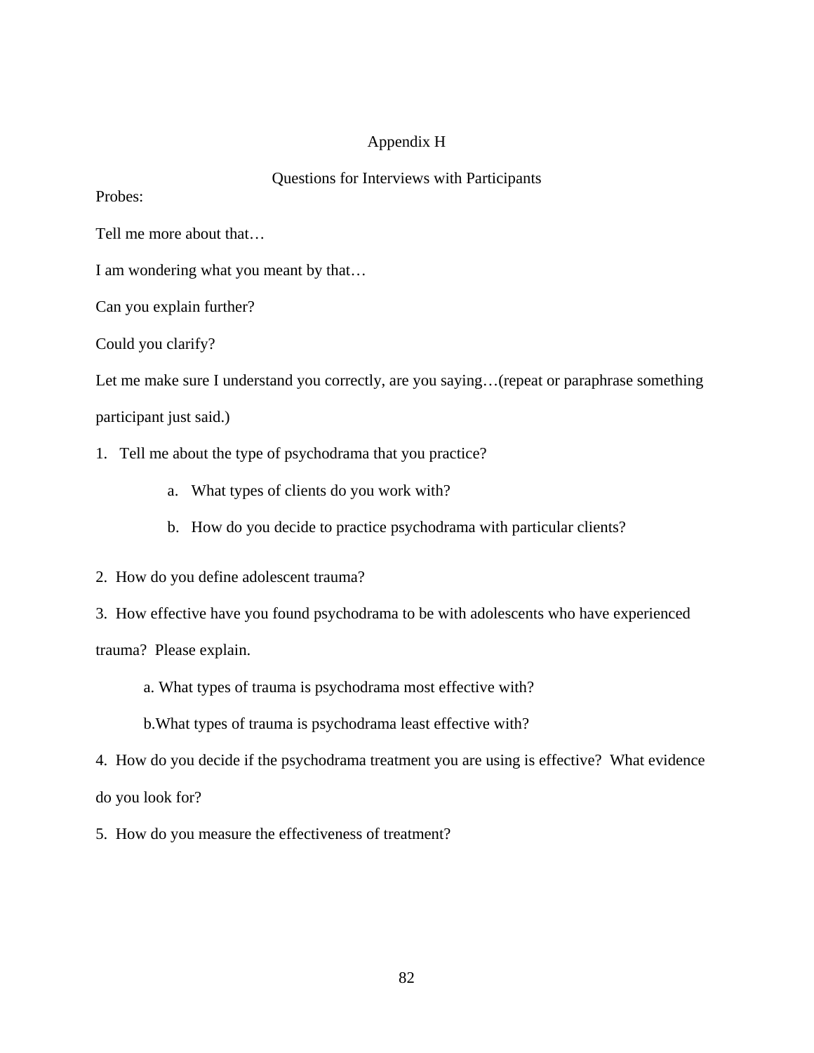# Appendix H

## Questions for Interviews with Participants

Probes:

Tell me more about that…

I am wondering what you meant by that…

Can you explain further?

Could you clarify?

Let me make sure I understand you correctly, are you saying…(repeat or paraphrase something participant just said.)

1. Tell me about the type of psychodrama that you practice?
   a. What types of clients do you work with?
   b. How do you decide to practice psychodrama with particular clients?

2. How do you define adolescent trauma?

3. How effective have you found psychodrama to be with adolescents who have experienced trauma? Please explain.
   a. What types of trauma is psychodrama most effective with?
   b. What types of trauma is psychodrama least effective with?

4. How do you decide if the psychodrama treatment you are using is effective? What evidence do you look for?

5. How do you measure the effectiveness of treatment?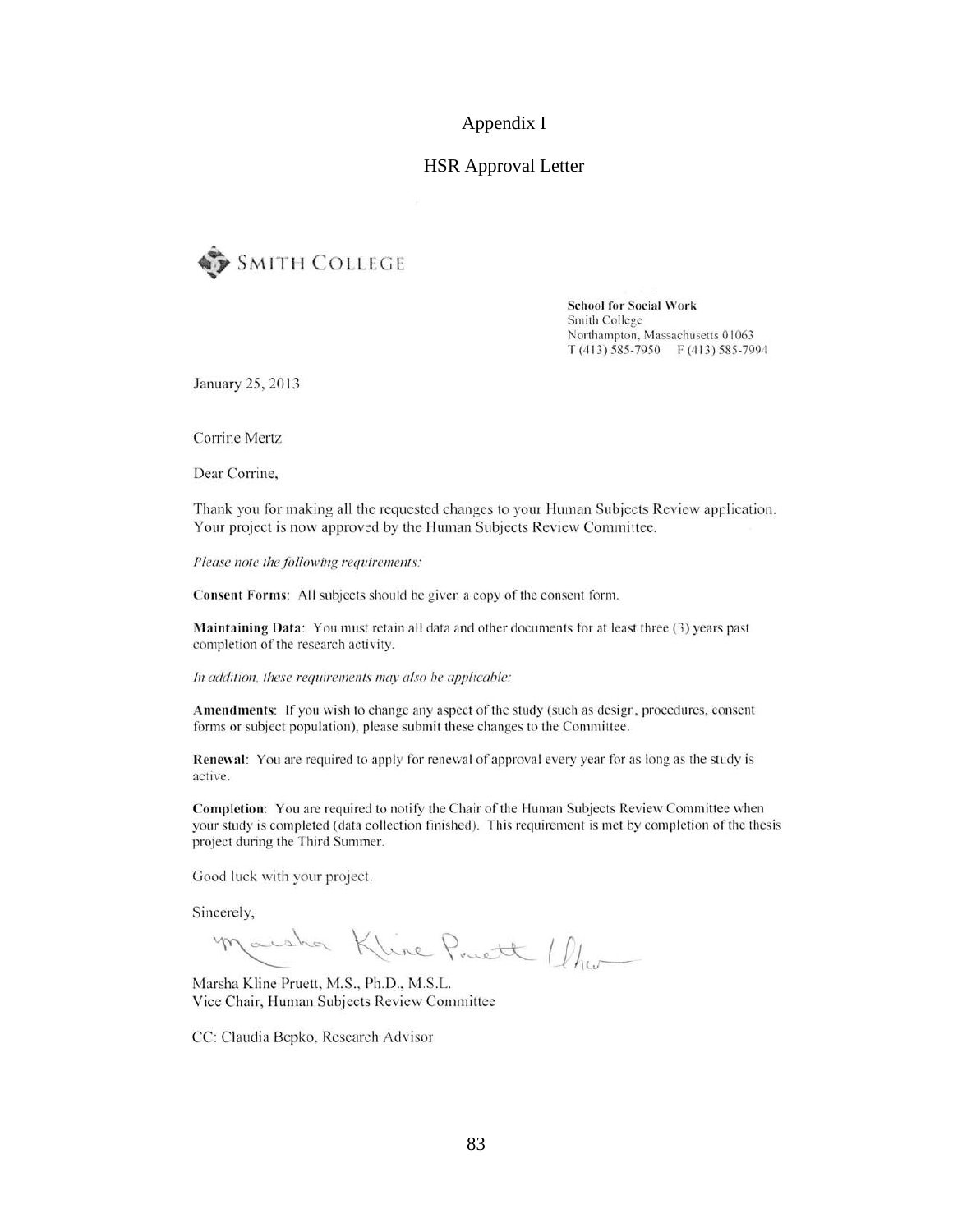# Appendix I

## HSR Approval Letter

SMITH COLLEGE

**School for Social Work**
Smith College
Northampton, Massachusetts 01063
T (413) 585-7950 F (413) 585-7994

January 25, 2013

Corrine Mertz

Dear Corrine,

Thank you for making all the requested changes to your Human Subjects Review application. Your project is now approved by the Human Subjects Review Committee.

*Please note the following requirements:*

**Consent Forms**: All subjects should be given a copy of the consent form.

**Maintaining Data**: You must retain all data and other documents for at least three (3) years past completion of the research activity.

*In addition, these requirements may also be applicable:*

**Amendments**: If you wish to change any aspect of the study (such as design, procedures, consent forms or subject population), please submit these changes to the Committee.

**Renewal**: You are required to apply for renewal of approval every year for as long as the study is active.

**Completion**: You are required to notify the Chair of the Human Subjects Review Committee when your study is completed (data collection finished). This requirement is met by completion of the thesis project during the Third Summer.

Good luck with your project.

Sincerely,

Marsha Kline Pruett

Marsha Kline Pruett, M.S., Ph.D., M.S.L.
Vice Chair, Human Subjects Review Committee

CC: Claudia Bepko, Research Advisor